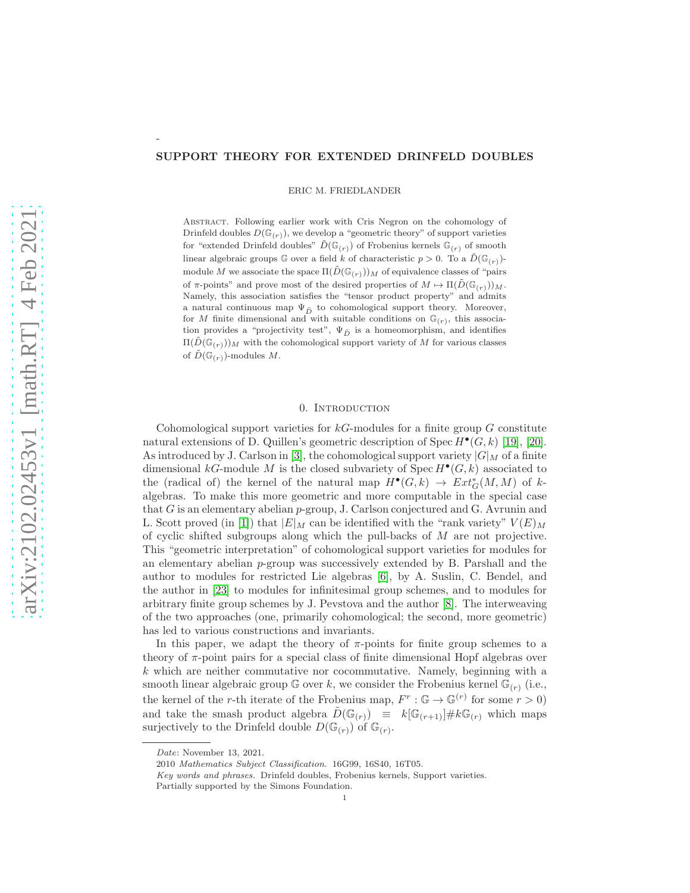# SUPPORT THEORY FOR EXTENDED DRINFELD DOUBLES

ERIC M. FRIEDLANDER

Abstract. Following earlier work with Cris Negron on the cohomology of Drinfeld doubles $D(\mathbb{G}_{(r)})$, we develop a "geometric theory" of support varieties for "extended Drinfeld doubles" $\tilde{D}(\mathbb{G}_{(r)})$ of Frobenius kernels $\mathbb{G}_{(r)}$ of smooth linear algebraic groups $\mathbb{G}$ over a field $k$ of characteristic $p > 0$. To a $\tilde{D}(\mathbb{G}_{(r)})$-module $M$ we associate the space $\Pi(\tilde{D}(\mathbb{G}_{(r)}))_M$ of equivalence classes of "pairs of $\pi$-points" and prove most of the desired properties of $M \mapsto \Pi(\tilde{D}(\mathbb{G}_{(r)}))_M$. Namely, this association satisfies the "tensor product property" and admits a natural continuous map $\Psi_{\tilde{D}}$ to cohomological support theory. Moreover, for $M$ finite dimensional and with suitable conditions on $\mathbb{G}_{(r)}$, this association provides a "projectivity test", $\Psi_{\tilde{D}}$ is a homeomorphism, and identifies $\Pi(\tilde{D}(\mathbb{G}_{(r)}))_M$ with the cohomological support variety of $M$ for various classes of $\tilde{D}(\mathbb{G}_{(r)})$-modules $M$.

## 0. Introduction

Cohomological support varieties for $kG$-modules for a finite group $G$ constitute natural extensions of D. Quillen's geometric description of Spec $H^\bullet(G,k)$ [19], [20]. As introduced by J. Carlson in [3], the cohomological support variety $|G|_M$ of a finite dimensional $kG$-module $M$ is the closed subvariety of Spec $H^\bullet(G,k)$ associated to the (radical of) the kernel of the natural map $H^\bullet(G,k) \to Ext^*_G(M,M)$ of $k$-algebras. To make this more geometric and more computable in the special case that $G$ is an elementary abelian $p$-group, J. Carlson conjectured and G. Avrunin and L. Scott proved (in [1]) that $|E|_M$ can be identified with the "rank variety" $V(E)_M$ of cyclic shifted subgroups along which the pull-backs of $M$ are not projective. This "geometric interpretation" of cohomological support varieties for modules for an elementary abelian $p$-group was successively extended by B. Parshall and the author to modules for restricted Lie algebras [6], by A. Suslin, C. Bendel, and the author in [23] to modules for infinitesimal group schemes, and to modules for arbitrary finite group schemes by J. Pevstova and the author [8]. The interweaving of the two approaches (one, primarily cohomological; the second, more geometric) has led to various constructions and invariants.

In this paper, we adapt the theory of $\pi$-points for finite group schemes to a theory of $\pi$-point pairs for a special class of finite dimensional Hopf algebras over $k$ which are neither commutative nor cocommutative. Namely, beginning with a smooth linear algebraic group $\mathbb{G}$ over $k$, we consider the Frobenius kernel $\mathbb{G}_{(r)}$ (i.e., the kernel of the $r$-th iterate of the Frobenius map, $F^r : \mathbb{G} \to \mathbb{G}^{(r)}$ for some $r > 0$) and take the smash product algebra $\tilde{D}(\mathbb{G}_{(r)}) \equiv k[\mathbb{G}_{(r+1)}]\#k\mathbb{G}_{(r)}$ which maps surjectively to the Drinfeld double $D(\mathbb{G}_{(r)})$ of $\mathbb{G}_{(r)}$.

*Date*: November 13, 2021.

2010 *Mathematics Subject Classification.* 16G99, 16S40, 16T05.

*Key words and phrases.* Drinfeld doubles, Frobenius kernels, Support varieties.

Partially supported by the Simons Foundation.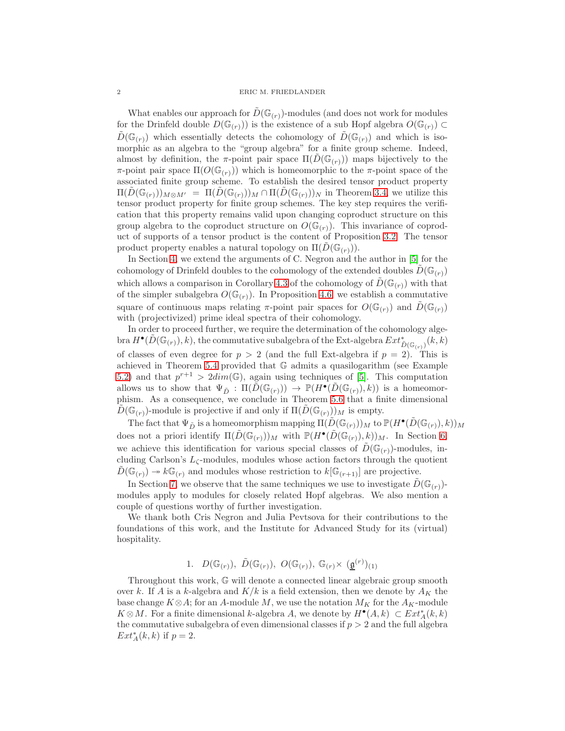What enables our approach for $\tilde{D}(\mathbb{G}_{(r)})$-modules (and does not work for modules for the Drinfeld double $D(\mathbb{G}_{(r)})$) is the existence of a sub Hopf algebra $O(\mathbb{G}_{(r)}) \subset \tilde{D}(\mathbb{G}_{(r)})$ which essentially detects the cohomology of $\tilde{D}(\mathbb{G}_{(r)})$ and which is isomorphic as an algebra to the "group algebra" for a finite group scheme. Indeed, almost by definition, the $\pi$-point pair space $\Pi(\tilde{D}(\mathbb{G}_{(r)}))$ maps bijectively to the $\pi$-point pair space $\Pi(O(\mathbb{G}_{(r)}))$ which is homeomorphic to the $\pi$-point space of the associated finite group scheme. To establish the desired tensor product property $\Pi(\tilde{D}(\mathbb{G}_{(r)}))_{M\otimes M'} = \Pi(\tilde{D}(\mathbb{G}_{(r)}))_M \cap \Pi(\tilde{D}(\mathbb{G}_{(r)}))_N$ in Theorem 3.4, we utilize this tensor product property for finite group schemes. The key step requires the verification that this property remains valid upon changing coproduct structure on this group algebra to the coproduct structure on $O(\mathbb{G}_{(r)})$. This invariance of coproduct of supports of a tensor product is the content of Proposition 3.2. The tensor product property enables a natural topology on $\Pi(\tilde{D}(\mathbb{G}_{(r)}))$.

In Section 4, we extend the arguments of C. Negron and the author in [5] for the cohomology of Drinfeld doubles to the cohomology of the extended doubles $\tilde{D}(\mathbb{G}_{(r)})$ which allows a comparison in Corollary 4.3 of the cohomology of $\tilde{D}(\mathbb{G}_{(r)})$ with that of the simpler subalgebra $O(\mathbb{G}_{(r)})$. In Proposition 4.6, we establish a commutative square of continuous maps relating $\pi$-point pair spaces for $O(\mathbb{G}_{(r)})$ and $\tilde{D}(\mathbb{G}_{(r)})$ with (projectivized) prime ideal spectra of their cohomology.

In order to proceed further, we require the determination of the cohomology algebra $H^\bullet(\tilde{D}(\mathbb{G}_{(r)}), k)$, the commutative subalgebra of the Ext-algebra $Ext^*_{\tilde{D}(\mathbb{G}_{(r)})}(k,k)$ of classes of even degree for $p > 2$ (and the full Ext-algebra if $p = 2$). This is achieved in Theorem 5.4 provided that $\mathbb{G}$ admits a quasilogarithm (see Example 5.2) and that $p^{r+1} > 2dim(\mathbb{G})$, again using techniques of [5]. This computation allows us to show that $\Psi_{\tilde{D}} : \Pi(\tilde{D}(\mathbb{G}_{(r)})) \to \mathbb{P}(H^\bullet(\tilde{D}(\mathbb{G}_{(r)}), k))$ is a homeomorphism. As a consequence, we conclude in Theorem 5.6 that a finite dimensional $\tilde{D}(\mathbb{G}_{(r)})$-module is projective if and only if $\Pi(\tilde{D}(\mathbb{G}_{(r)}))_M$ is empty.

The fact that $\Psi_{\tilde{D}}$ is a homeomorphism mapping $\Pi(\tilde{D}(\mathbb{G}_{(r)}))_M$ to $\mathbb{P}(H^\bullet(\tilde{D}(\mathbb{G}_{(r)}), k))_M$ does not a priori identify $\Pi(\tilde{D}(\mathbb{G}_{(r)}))_M$ with $\mathbb{P}(H^\bullet(\tilde{D}(\mathbb{G}_{(r)}), k))_M$. In Section 6, we achieve this identification for various special classes of $\tilde{D}(\mathbb{G}_{(r)})$-modules, including Carlson's $L_\zeta$-modules, modules whose action factors through the quotient $\tilde{D}(\mathbb{G}_{(r)}) \twoheadrightarrow k\mathbb{G}_{(r)}$ and modules whose restriction to $k[\mathbb{G}_{(r+1)}]$ are projective.

In Section 7, we observe that the same techniques we use to investigate $\tilde{D}(\mathbb{G}_{(r)})$-modules apply to modules for closely related Hopf algebras. We also mention a couple of questions worthy of further investigation.

We thank both Cris Negron and Julia Pevtsova for their contributions to the foundations of this work, and the Institute for Advanced Study for its (virtual) hospitality.

## 1. $D(\mathbb{G}_{(r)})$, $\tilde{D}(\mathbb{G}_{(r)})$, $O(\mathbb{G}_{(r)})$, $\mathbb{G}_{(r)} \times (\underline{\mathfrak{g}}^{(r)})_{(1)}$

Throughout this work, $\mathbb{G}$ will denote a connected linear algebraic group smooth over $k$. If $A$ is a $k$-algebra and $K/k$ is a field extension, then we denote by $A_K$ the base change $K \otimes A$; for an $A$-module $M$, we use the notation $M_K$ for the $A_K$-module $K \otimes M$. For a finite dimensional $k$-algebra $A$, we denote by $H^\bullet(A, k) \subset Ext^*_A(k,k)$ the commutative subalgebra of even dimensional classes if $p > 2$ and the full algebra $Ext^*_A(k,k)$ if $p = 2$.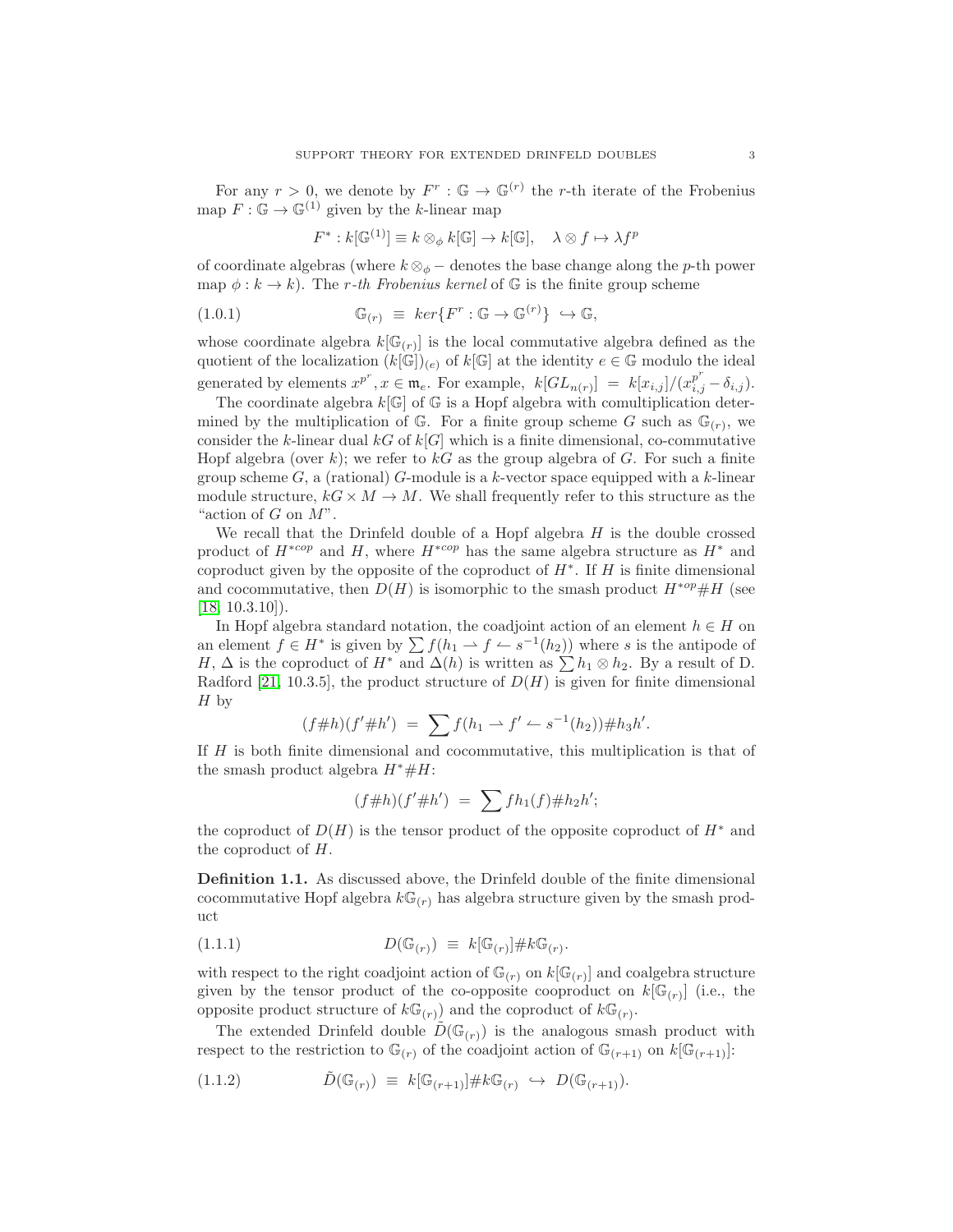For any $r > 0$, we denote by $F^r : \mathbb{G} \to \mathbb{G}^{(r)}$ the $r$-th iterate of the Frobenius map $F : \mathbb{G} \to \mathbb{G}^{(1)}$ given by the $k$-linear map

$$F^* : k[\mathbb{G}^{(1)}] \equiv k \otimes_\phi k[\mathbb{G}] \to k[\mathbb{G}], \quad \lambda \otimes f \mapsto \lambda f^p$$

of coordinate algebras (where $k \otimes_\phi -$ denotes the base change along the $p$-th power map $\phi : k \to k$). The *r-th Frobenius kernel* of $\mathbb{G}$ is the finite group scheme

$$\mathbb{G}_{(r)} \equiv ker\{F^r : \mathbb{G} \to \mathbb{G}^{(r)}\} \hookrightarrow \mathbb{G}, \tag{1.0.1}$$

whose coordinate algebra $k[\mathbb{G}_{(r)}]$ is the local commutative algebra defined as the quotient of the localization $(k[\mathbb{G}])_{(e)}$ of $k[\mathbb{G}]$ at the identity $e \in \mathbb{G}$ modulo the ideal generated by elements $x^{p^r}, x \in \mathfrak{m}_e$. For example, $k[GL_{n(r)}] = k[x_{i,j}]/(x_{i,j}^{p^r} - \delta_{i,j})$.

The coordinate algebra $k[\mathbb{G}]$ of $\mathbb{G}$ is a Hopf algebra with comultiplication determined by the multiplication of $\mathbb{G}$. For a finite group scheme $G$ such as $\mathbb{G}_{(r)}$, we consider the $k$-linear dual $kG$ of $k[G]$ which is a finite dimensional, co-commutative Hopf algebra (over $k$); we refer to $kG$ as the group algebra of $G$. For such a finite group scheme $G$, a (rational) $G$-module is a $k$-vector space equipped with a $k$-linear module structure, $kG \times M \to M$. We shall frequently refer to this structure as the "action of $G$ on $M$".

We recall that the Drinfeld double of a Hopf algebra $H$ is the double crossed product of $H^{*cop}$ and $H$, where $H^{*cop}$ has the same algebra structure as $H^*$ and coproduct given by the opposite of the coproduct of $H^*$. If $H$ is finite dimensional and cocommutative, then $D(H)$ is isomorphic to the smash product $H^{*op}\#H$ (see [18, 10.3.10]).

In Hopf algebra standard notation, the coadjoint action of an element $h \in H$ on an element $f \in H^*$ is given by $\sum f(h_1 \rightharpoonup f \leftharpoonup s^{-1}(h_2))$ where $s$ is the antipode of $H$, $\Delta$ is the coproduct of $H^*$ and $\Delta(h)$ is written as $\sum h_1 \otimes h_2$. By a result of D. Radford [21, 10.3.5], the product structure of $D(H)$ is given for finite dimensional $H$ by

$$(f\#h)(f'\#h') = \sum f(h_1 \rightharpoonup f' \leftharpoonup s^{-1}(h_2))\#h_3h'.$$

If $H$ is both finite dimensional and cocommutative, this multiplication is that of the smash product algebra $H^*\#H$:

$$(f\#h)(f'\#h') = \sum fh_1(f)\#h_2h';$$

the coproduct of $D(H)$ is the tensor product of the opposite coproduct of $H^*$ and the coproduct of $H$.

**Definition 1.1.** As discussed above, the Drinfeld double of the finite dimensional cocommutative Hopf algebra $k\mathbb{G}_{(r)}$ has algebra structure given by the smash product

$$D(\mathbb{G}_{(r)}) \equiv k[\mathbb{G}_{(r)}]\#k\mathbb{G}_{(r)}. \tag{1.1.1}$$

with respect to the right coadjoint action of $\mathbb{G}_{(r)}$ on $k[\mathbb{G}_{(r)}]$ and coalgebra structure given by the tensor product of the co-opposite cooproduct on $k[\mathbb{G}_{(r)}]$ (i.e., the opposite product structure of $k\mathbb{G}_{(r)}$) and the coproduct of $k\mathbb{G}_{(r)}$.

The extended Drinfeld double $\tilde{D}(\mathbb{G}_{(r)})$ is the analogous smash product with respect to the restriction to $\mathbb{G}_{(r)}$ of the coadjoint action of $\mathbb{G}_{(r+1)}$ on $k[\mathbb{G}_{(r+1)}]$:

$$\tilde{D}(\mathbb{G}_{(r)}) \equiv k[\mathbb{G}_{(r+1)}]\#k\mathbb{G}_{(r)} \hookrightarrow D(\mathbb{G}_{(r+1)}). \tag{1.1.2}$$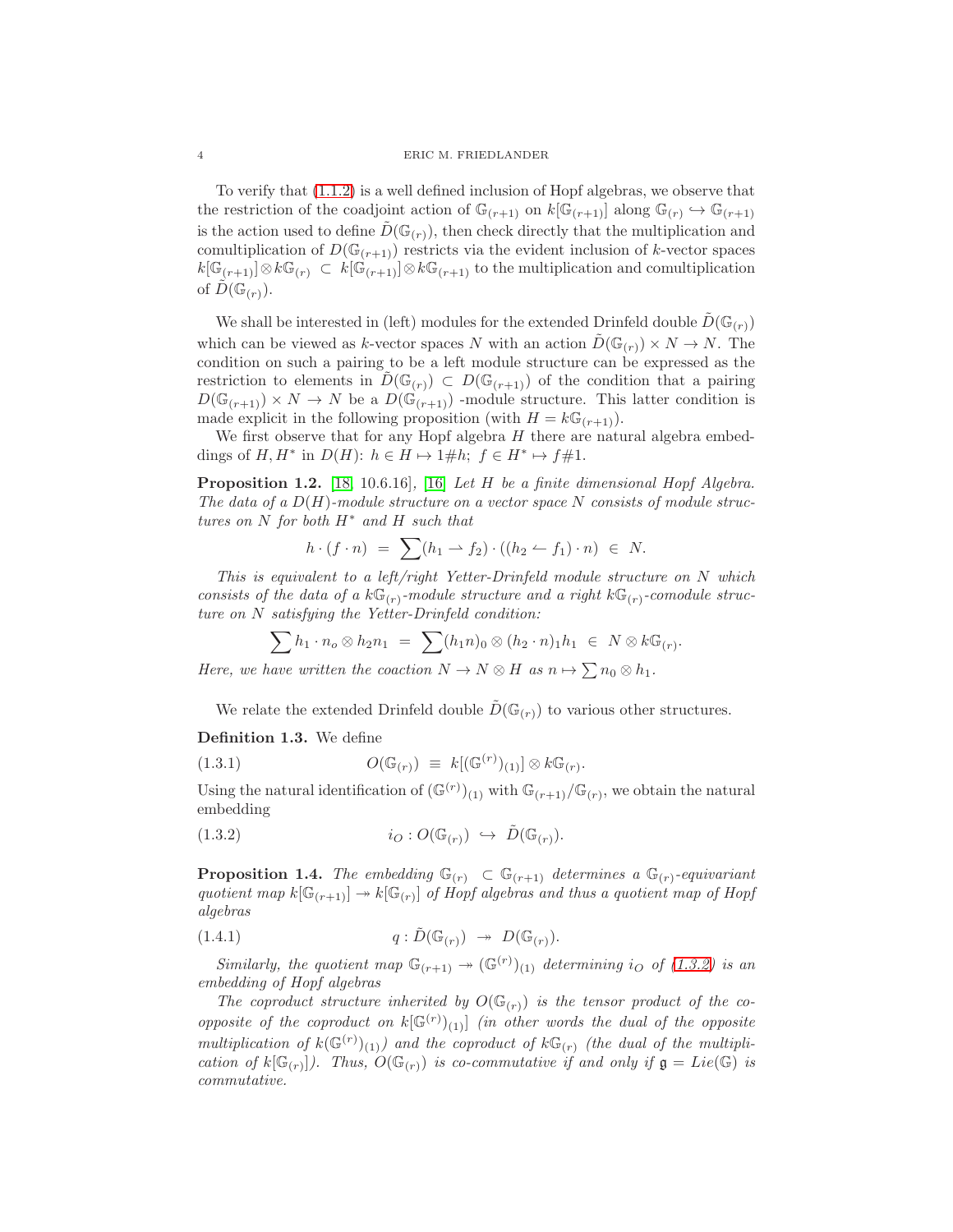To verify that (1.1.2) is a well defined inclusion of Hopf algebras, we observe that the restriction of the coadjoint action of $\mathbb{G}_{(r+1)}$ on $k[\mathbb{G}_{(r+1)}]$ along $\mathbb{G}_{(r)} \hookrightarrow \mathbb{G}_{(r+1)}$ is the action used to define $\tilde{D}(\mathbb{G}_{(r)})$, then check directly that the multiplication and comultiplication of $D(\mathbb{G}_{(r+1)})$ restricts via the evident inclusion of $k$-vector spaces $k[\mathbb{G}_{(r+1)}] \otimes k\mathbb{G}_{(r)} \subset k[\mathbb{G}_{(r+1)}] \otimes k\mathbb{G}_{(r+1)}$ to the multiplication and comultiplication of $\tilde{D}(\mathbb{G}_{(r)})$.

We shall be interested in (left) modules for the extended Drinfeld double $\tilde{D}(\mathbb{G}_{(r)})$ which can be viewed as $k$-vector spaces $N$ with an action $\tilde{D}(\mathbb{G}_{(r)}) \times N \to N$. The condition on such a pairing to be a left module structure can be expressed as the restriction to elements in $\tilde{D}(\mathbb{G}_{(r)}) \subset D(\mathbb{G}_{(r+1)})$ of the condition that a pairing $D(\mathbb{G}_{(r+1)}) \times N \to N$ be a $D(\mathbb{G}_{(r+1)})$ -module structure. This latter condition is made explicit in the following proposition (with $H = k\mathbb{G}_{(r+1)}$).

We first observe that for any Hopf algebra $H$ there are natural algebra embeddings of $H, H^*$ in $D(H)$: $h \in H \mapsto 1\#h$; $f \in H^* \mapsto f\#1$.

**Proposition 1.2.** [18, 10.6.16], [16] *Let $H$ be a finite dimensional Hopf Algebra. The data of a $D(H)$-module structure on a vector space $N$ consists of module structures on $N$ for both $H^*$ and $H$ such that*

$$h \cdot (f \cdot n) \ = \ \sum (h_1 \rightharpoonup f_2) \cdot ((h_2 \leftharpoonup f_1) \cdot n) \ \in \ N.$$

*This is equivalent to a left/right Yetter-Drinfeld module structure on $N$ which consists of the data of a $k\mathbb{G}_{(r)}$-module structure and a right $k\mathbb{G}_{(r)}$-comodule structure on $N$ satisfying the Yetter-Drinfeld condition:*

$$\sum h_1 \cdot n_o \otimes h_2 n_1 \ = \ \sum (h_1 n)_0 \otimes (h_2 \cdot n)_1 h_1 \ \in \ N \otimes k\mathbb{G}_{(r)}.$$

*Here, we have written the coaction $N \to N \otimes H$ as $n \mapsto \sum n_0 \otimes h_1$.*

We relate the extended Drinfeld double $\tilde{D}(\mathbb{G}_{(r)})$ to various other structures.

**Definition 1.3.** We define

$$O(\mathbb{G}_{(r)}) \ \equiv \ k[(\mathbb{G}^{(r)})_{(1)}] \otimes k\mathbb{G}_{(r)}. \tag{1.3.1}$$

Using the natural identification of $(\mathbb{G}^{(r)})_{(1)}$ with $\mathbb{G}_{(r+1)}/\mathbb{G}_{(r)}$, we obtain the natural embedding

$$i_O : O(\mathbb{G}_{(r)}) \ \hookrightarrow \ \tilde{D}(\mathbb{G}_{(r)}). \tag{1.3.2}$$

**Proposition 1.4.** *The embedding $\mathbb{G}_{(r)} \ \subset \mathbb{G}_{(r+1)}$ determines a $\mathbb{G}_{(r)}$-equivariant quotient map $k[\mathbb{G}_{(r+1)}] \twoheadrightarrow k[\mathbb{G}_{(r)}]$ of Hopf algebras and thus a quotient map of Hopf algebras*

$$q : \tilde{D}(\mathbb{G}_{(r)}) \ \twoheadrightarrow \ D(\mathbb{G}_{(r)}). \tag{1.4.1}$$

*Similarly, the quotient map $\mathbb{G}_{(r+1)} \twoheadrightarrow (\mathbb{G}^{(r)})_{(1)}$ determining $i_O$ of (1.3.2) is an embedding of Hopf algebras*

*The coproduct structure inherited by $O(\mathbb{G}_{(r)})$ is the tensor product of the co-opposite of the coproduct on $k[(\mathbb{G}^{(r)})_{(1)}]$ (in other words the dual of the opposite multiplication of $k(\mathbb{G}^{(r)})_{(1)}$) and the coproduct of $k\mathbb{G}_{(r)}$ (the dual of the multiplication of $k[\mathbb{G}_{(r)}]$). Thus, $O(\mathbb{G}_{(r)})$ is co-commutative if and only if $\mathfrak{g} = Lie(\mathbb{G})$ is commutative.*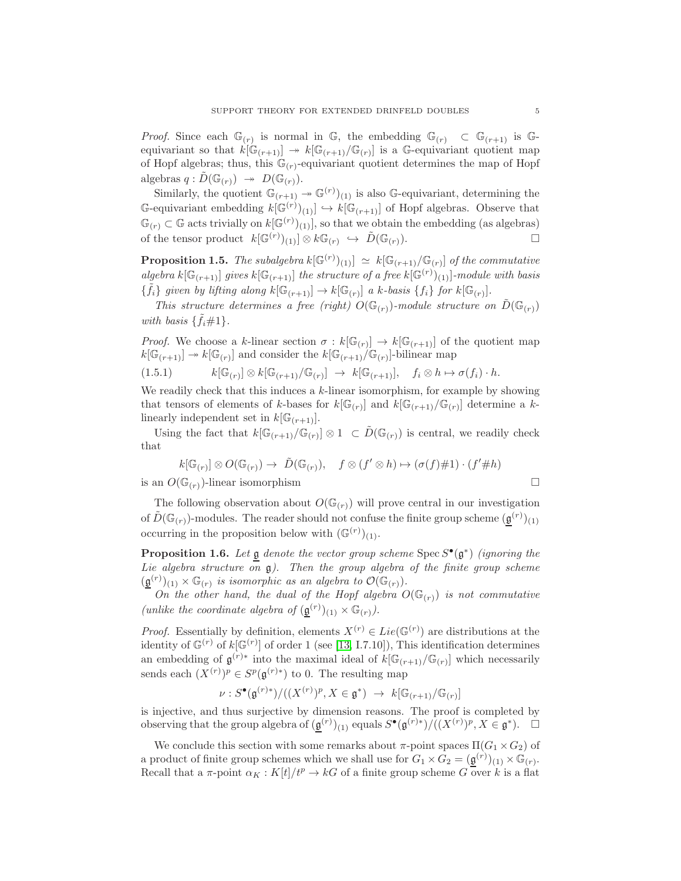*Proof.* Since each $\mathbb{G}_{(r)}$ is normal in $\mathbb{G}$, the embedding $\mathbb{G}_{(r)} \subset \mathbb{G}_{(r+1)}$ is $\mathbb{G}$-equivariant so that $k[\mathbb{G}_{(r+1)}] \twoheadrightarrow k[\mathbb{G}_{(r+1)}/\mathbb{G}_{(r)}]$ is a $\mathbb{G}$-equivariant quotient map of Hopf algebras; thus, this $\mathbb{G}_{(r)}$-equivariant quotient determines the map of Hopf algebras $q : \tilde{D}(\mathbb{G}_{(r)}) \twoheadrightarrow D(\mathbb{G}_{(r)})$.

Similarly, the quotient $\mathbb{G}_{(r+1)} \twoheadrightarrow \mathbb{G}^{(r)})_{(1)}$ is also $\mathbb{G}$-equivariant, determining the $\mathbb{G}$-equivariant embedding $k[\mathbb{G}^{(r)})_{(1)}] \hookrightarrow k[\mathbb{G}_{(r+1)}]$ of Hopf algebras. Observe that $\mathbb{G}_{(r)} \subset \mathbb{G}$ acts trivially on $k[\mathbb{G}^{(r)})_{(1)}]$, so that we obtain the embedding (as algebras) of the tensor product $k[\mathbb{G}^{(r)})_{(1)}] \otimes k\mathbb{G}_{(r)} \hookrightarrow \tilde{D}(\mathbb{G}_{(r)})$. □

**Proposition 1.5.** *The subalgebra $k[\mathbb{G}^{(r)})_{(1)}] \simeq k[\mathbb{G}_{(r+1)}/\mathbb{G}_{(r)}]$ of the commutative algebra $k[\mathbb{G}_{(r+1)}]$ gives $k[\mathbb{G}_{(r+1)}]$ the structure of a free $k[\mathbb{G}^{(r)})_{(1)}]$-module with basis $\{\tilde{f}_i\}$ given by lifting along $k[\mathbb{G}_{(r+1)}] \to k[\mathbb{G}_{(r)}]$ a $k$-basis $\{f_i\}$ for $k[\mathbb{G}_{(r)}]$.*

*This structure determines a free (right) $O(\mathbb{G}_{(r)})$-module structure on $\tilde{D}(\mathbb{G}_{(r)})$ with basis $\{\tilde{f}_i\#1\}$.*

*Proof.* We choose a $k$-linear section $\sigma : k[\mathbb{G}_{(r)}] \to k[\mathbb{G}_{(r+1)}]$ of the quotient map $k[\mathbb{G}_{(r+1)}] \twoheadrightarrow k[\mathbb{G}_{(r)}]$ and consider the $k[\mathbb{G}_{(r+1)}/\mathbb{G}_{(r)}]$-bilinear map

$$(1.5.1) \qquad k[\mathbb{G}_{(r)}] \otimes k[\mathbb{G}_{(r+1)}/\mathbb{G}_{(r)}] \to k[\mathbb{G}_{(r+1)}], \quad f_i \otimes h \mapsto \sigma(f_i) \cdot h.$$

We readily check that this induces a $k$-linear isomorphism, for example by showing that tensors of elements of $k$-bases for $k[\mathbb{G}_{(r)}]$ and $k[\mathbb{G}_{(r+1)}/\mathbb{G}_{(r)}]$ determine a $k$-linearly independent set in $k[\mathbb{G}_{(r+1)}]$.

Using the fact that $k[\mathbb{G}_{(r+1)}/\mathbb{G}_{(r)}] \otimes 1 \subset \tilde{D}(\mathbb{G}_{(r)})$ is central, we readily check that

$$k[\mathbb{G}_{(r)}] \otimes O(\mathbb{G}_{(r)}) \to \tilde{D}(\mathbb{G}_{(r)}), \quad f \otimes (f' \otimes h) \mapsto (\sigma(f)\#1) \cdot (f'\#h)$$

is an $O(\mathbb{G}_{(r)})$-linear isomorphism □

The following observation about $O(\mathbb{G}_{(r)})$ will prove central in our investigation of $\tilde{D}(\mathbb{G}_{(r)})$-modules. The reader should not confuse the finite group scheme $(\underline{\mathfrak{g}}^{(r)})_{(1)}$ occurring in the proposition below with $(\mathbb{G}^{(r)})_{(1)}$.

**Proposition 1.6.** *Let $\underline{\mathfrak{g}}$ denote the vector group scheme $\operatorname{Spec} S^\bullet(\mathfrak{g}^*)$ (ignoring the Lie algebra structure on $\mathfrak{g}$). Then the group algebra of the finite group scheme $(\underline{\mathfrak{g}}^{(r)})_{(1)} \times \mathbb{G}_{(r)}$ is isomorphic as an algebra to $\mathcal{O}(\mathbb{G}_{(r)})$.*

*On the other hand, the dual of the Hopf algebra $O(\mathbb{G}_{(r)})$ is not commutative (unlike the coordinate algebra of $(\underline{\mathfrak{g}}^{(r)})_{(1)} \times \mathbb{G}_{(r)}$).*

*Proof.* Essentially by definition, elements $X^{(r)} \in Lie(\mathbb{G}^{(r)})$ are distributions at the identity of $\mathbb{G}^{(r)}$ of $k[\mathbb{G}^{(r)}]$ of order 1 (see [13, I.7.10]), This identification determines an embedding of $\mathfrak{g}^{(r)*}$ into the maximal ideal of $k[\mathbb{G}_{(r+1)}/\mathbb{G}_{(r)}]$ which necessarily sends each $(X^{(r)})^p \in S^p(\mathfrak{g}^{(r)*})$ to 0. The resulting map

$$\nu : S^\bullet(\mathfrak{g}^{(r)*})/((X^{(r)})^p, X \in \mathfrak{g}^*) \to k[\mathbb{G}_{(r+1)}/\mathbb{G}_{(r)}]$$

is injective, and thus surjective by dimension reasons. The proof is completed by observing that the group algebra of $(\underline{\mathfrak{g}}^{(r)})_{(1)}$ equals $S^\bullet(\mathfrak{g}^{(r)*})/((X^{(r)})^p, X \in \mathfrak{g}^*)$. □

We conclude this section with some remarks about $\pi$-point spaces $\Pi(G_1 \times G_2)$ of a product of finite group schemes which we shall use for $G_1 \times G_2 = (\underline{\mathfrak{g}}^{(r)})_{(1)} \times \mathbb{G}_{(r)}$. Recall that a $\pi$-point $\alpha_K : K[t]/t^p \to kG$ of a finite group scheme $G$ over $k$ is a flat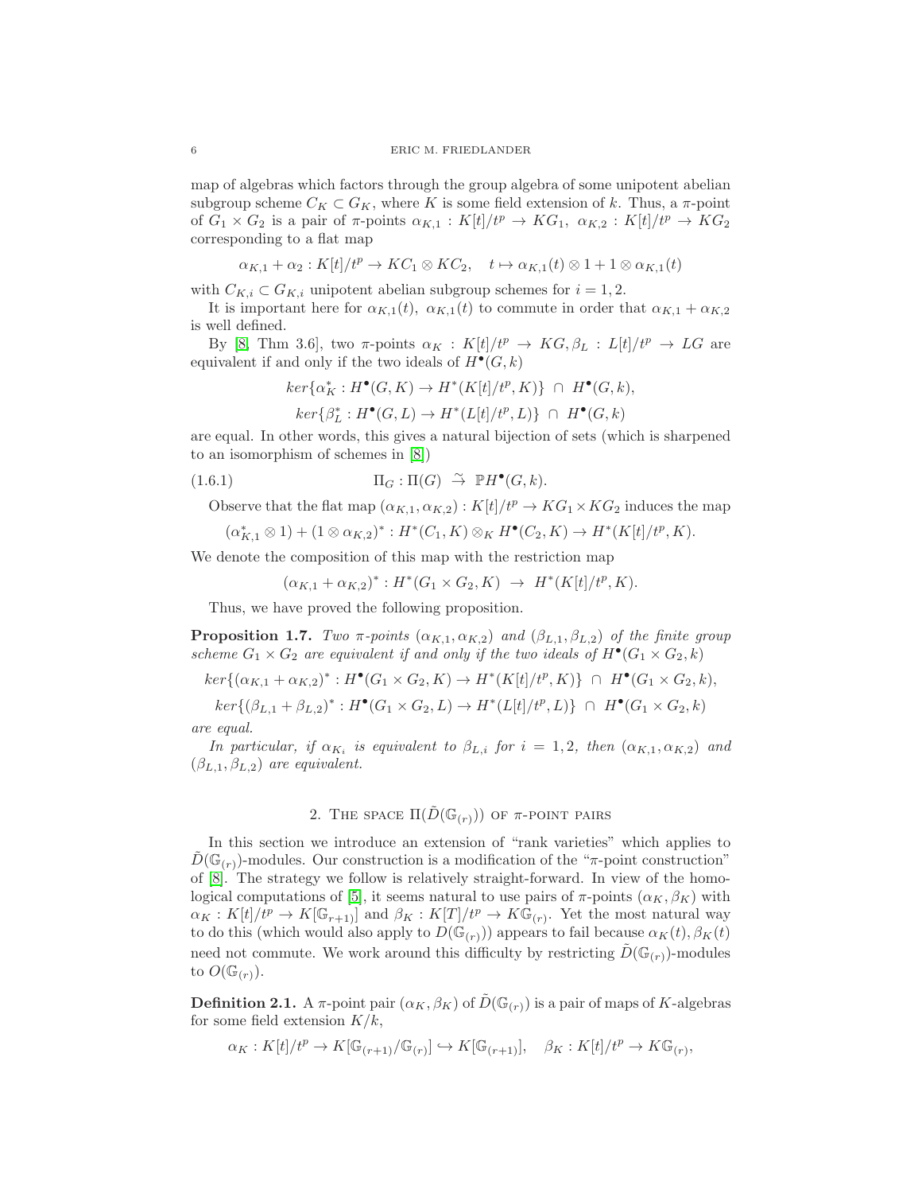map of algebras which factors through the group algebra of some unipotent abelian subgroup scheme $C_K \subset G_K$, where $K$ is some field extension of $k$. Thus, a $\pi$-point of $G_1 \times G_2$ is a pair of $\pi$-points $\alpha_{K,1} : K[t]/t^p \to KG_1$, $\alpha_{K,2} : K[t]/t^p \to KG_2$ corresponding to a flat map

$$\alpha_{K,1} + \alpha_2 : K[t]/t^p \to KC_1 \otimes KC_2, \quad t \mapsto \alpha_{K,1}(t) \otimes 1 + 1 \otimes \alpha_{K,1}(t)$$

with $C_{K,i} \subset G_{K,i}$ unipotent abelian subgroup schemes for $i = 1, 2$.

It is important here for $\alpha_{K,1}(t)$, $\alpha_{K,1}(t)$ to commute in order that $\alpha_{K,1} + \alpha_{K,2}$ is well defined.

By [8, Thm 3.6], two $\pi$-points $\alpha_K : K[t]/t^p \to KG, \beta_L : L[t]/t^p \to LG$ are equivalent if and only if the two ideals of $H^\bullet(G, k)$

$$ker\{\alpha_K^* : H^\bullet(G, K) \to H^*(K[t]/t^p, K)\} \ \cap \ H^\bullet(G, k),$$

$$ker\{\beta_L^* : H^\bullet(G, L) \to H^*(L[t]/t^p, L)\} \ \cap \ H^\bullet(G, k)$$

are equal. In other words, this gives a natural bijection of sets (which is sharpened to an isomorphism of schemes in [8])

$$\Pi_G : \Pi(G) \ \tilde{\to} \ \mathbb{P}H^\bullet(G, k). \tag{1.6.1}$$

Observe that the flat map $(\alpha_{K,1}, \alpha_{K,2}) : K[t]/t^p \to KG_1 \times KG_2$ induces the map

$$(\alpha_{K,1}^* \otimes 1) + (1 \otimes \alpha_{K,2})^* : H^*(C_1, K) \otimes_K H^\bullet(C_2, K) \to H^*(K[t]/t^p, K).$$

We denote the composition of this map with the restriction map

$$(\alpha_{K,1} + \alpha_{K,2})^* : H^*(G_1 \times G_2, K) \ \to \ H^*(K[t]/t^p, K).$$

Thus, we have proved the following proposition.

**Proposition 1.7.** *Two $\pi$-points $(\alpha_{K,1}, \alpha_{K,2})$ and $(\beta_{L,1}, \beta_{L,2})$ of the finite group scheme $G_1 \times G_2$ are equivalent if and only if the two ideals of $H^\bullet(G_1 \times G_2, k)$*

$$ker\{(\alpha_{K,1} + \alpha_{K,2})^* : H^\bullet(G_1 \times G_2, K) \to H^*(K[t]/t^p, K)\} \ \cap \ H^\bullet(G_1 \times G_2, k),$$

$$ker\{(\beta_{L,1} + \beta_{L,2})^* : H^\bullet(G_1 \times G_2, L) \to H^*(L[t]/t^p, L)\} \ \cap \ H^\bullet(G_1 \times G_2, k)$$

*are equal.*

*In particular, if $\alpha_{K_i}$ is equivalent to $\beta_{L,i}$ for $i = 1, 2$, then $(\alpha_{K,1}, \alpha_{K,2})$ and $(\beta_{L,1}, \beta_{L,2})$ are equivalent.*

## 2. The space $\Pi(\tilde{D}(\mathbb{G}_{(r)}))$ of $\pi$-point pairs

In this section we introduce an extension of "rank varieties" which applies to $\tilde{D}(\mathbb{G}_{(r)})$-modules. Our construction is a modification of the "$\pi$-point construction" of [8]. The strategy we follow is relatively straight-forward. In view of the homological computations of [5], it seems natural to use pairs of $\pi$-points $(\alpha_K, \beta_K)$ with $\alpha_K : K[t]/t^p \to K[\mathbb{G}_{r+1)}]$ and $\beta_K : K[T]/t^p \to K\mathbb{G}_{(r)}$. Yet the most natural way to do this (which would also apply to $D(\mathbb{G}_{(r)})$) appears to fail because $\alpha_K(t), \beta_K(t)$ need not commute. We work around this difficulty by restricting $\tilde{D}(\mathbb{G}_{(r)})$-modules to $O(\mathbb{G}_{(r)})$.

**Definition 2.1.** A $\pi$-point pair $(\alpha_K, \beta_K)$ of $\tilde{D}(\mathbb{G}_{(r)})$ is a pair of maps of $K$-algebras for some field extension $K/k$,

$$\alpha_K : K[t]/t^p \to K[\mathbb{G}_{(r+1)}/\mathbb{G}_{(r)}] \hookrightarrow K[\mathbb{G}_{(r+1)}], \quad \beta_K : K[t]/t^p \to K\mathbb{G}_{(r)},$$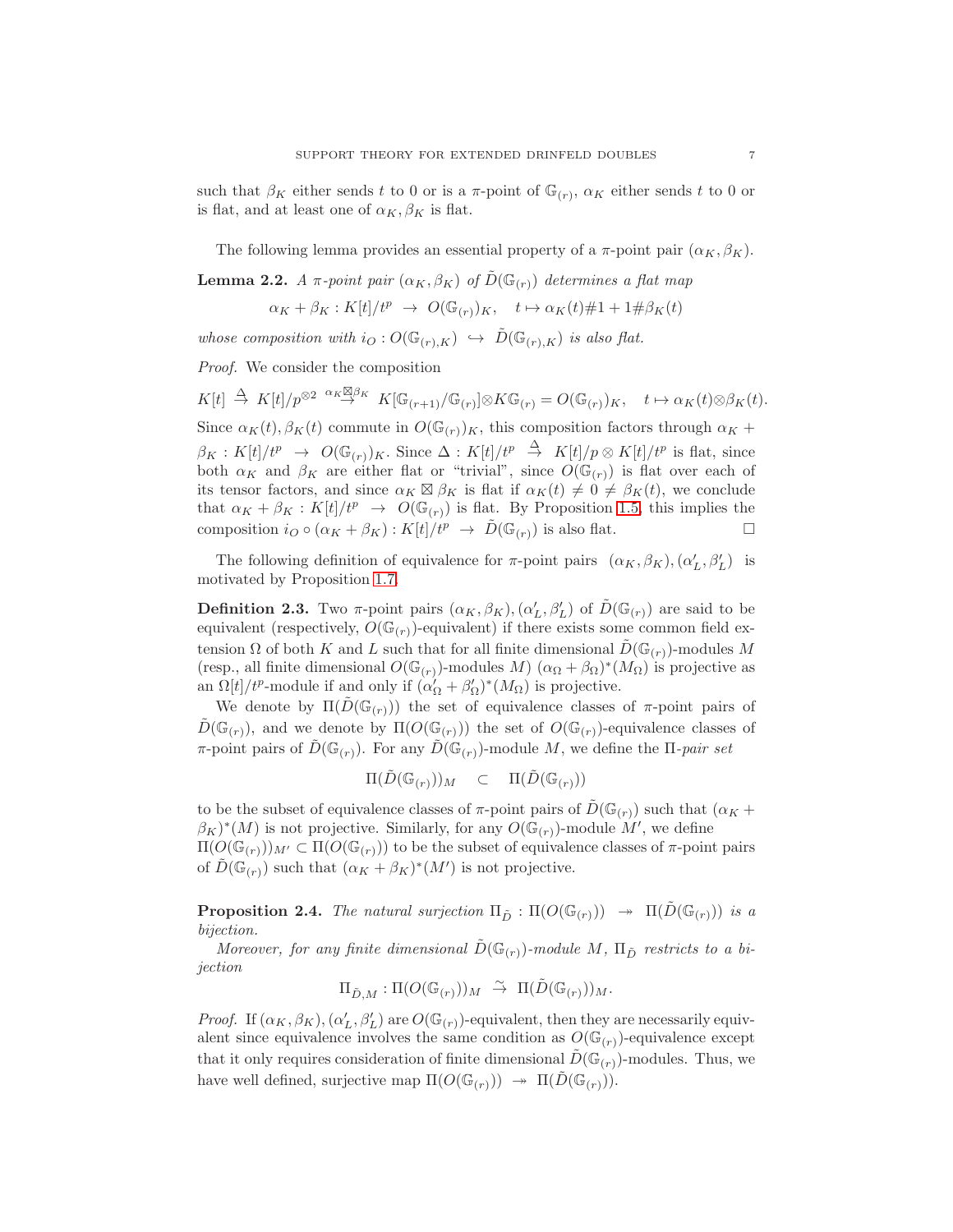such that $\beta_K$ either sends $t$ to 0 or is a $\pi$-point of $\mathbb{G}_{(r)}$, $\alpha_K$ either sends $t$ to 0 or is flat, and at least one of $\alpha_K, \beta_K$ is flat.

The following lemma provides an essential property of a $\pi$-point pair $(\alpha_K, \beta_K)$.

**Lemma 2.2.** *A $\pi$-point pair $(\alpha_K, \beta_K)$ of $\tilde{D}(\mathbb{G}_{(r)})$ determines a flat map*

$$\alpha_K + \beta_K : K[t]/t^p \ \to \ O(\mathbb{G}_{(r)})_K, \quad t \mapsto \alpha_K(t)\#1 + 1\#\beta_K(t)$$

*whose composition with $i_O : O(\mathbb{G}_{(r),K}) \hookrightarrow \tilde{D}(\mathbb{G}_{(r),K})$ is also flat.*

*Proof.* We consider the composition

$$K[t] \stackrel{\Delta}{\to} K[t]/p^{\otimes 2} \stackrel{\alpha_K \boxtimes \beta_K}{\to} K[\mathbb{G}_{(r+1)}/\mathbb{G}_{(r)}] \otimes K\mathbb{G}_{(r)} = O(\mathbb{G}_{(r)})_K, \quad t \mapsto \alpha_K(t) \otimes \beta_K(t).$$

Since $\alpha_K(t), \beta_K(t)$ commute in $O(\mathbb{G}_{(r)})_K$, this composition factors through $\alpha_K + \beta_K : K[t]/t^p \ \to \ O(\mathbb{G}_{(r)})_K$. Since $\Delta : K[t]/t^p \ \stackrel{\Delta}{\to} \ K[t]/p \otimes K[t]/t^p$ is flat, since both $\alpha_K$ and $\beta_K$ are either flat or "trivial", since $O(\mathbb{G}_{(r)})$ is flat over each of its tensor factors, and since $\alpha_K \boxtimes \beta_K$ is flat if $\alpha_K(t) \neq 0 \neq \beta_K(t)$, we conclude that $\alpha_K + \beta_K : K[t]/t^p \ \to \ O(\mathbb{G}_{(r)})$ is flat. By Proposition 1.5, this implies the composition $i_O \circ (\alpha_K + \beta_K) : K[t]/t^p \ \to \ \tilde{D}(\mathbb{G}_{(r)})$ is also flat. □

The following definition of equivalence for $\pi$-point pairs $(\alpha_K, \beta_K), (\alpha'_L, \beta'_L)$ is motivated by Proposition 1.7.

**Definition 2.3.** Two $\pi$-point pairs $(\alpha_K, \beta_K), (\alpha'_L, \beta'_L)$ of $\tilde{D}(\mathbb{G}_{(r)})$ are said to be equivalent (respectively, $O(\mathbb{G}_{(r)})$-equivalent) if there exists some common field extension $\Omega$ of both $K$ and $L$ such that for all finite dimensional $\tilde{D}(\mathbb{G}_{(r)})$-modules $M$ (resp., all finite dimensional $O(\mathbb{G}_{(r)})$-modules $M$) $(\alpha_\Omega + \beta_\Omega)^*(M_\Omega)$ is projective as an $\Omega[t]/t^p$-module if and only if $(\alpha'_\Omega + \beta'_\Omega)^*(M_\Omega)$ is projective.

We denote by $\Pi(\tilde{D}(\mathbb{G}_{(r)}))$ the set of equivalence classes of $\pi$-point pairs of $\tilde{D}(\mathbb{G}_{(r)})$, and we denote by $\Pi(O(\mathbb{G}_{(r)}))$ the set of $O(\mathbb{G}_{(r)})$-equivalence classes of $\pi$-point pairs of $\tilde{D}(\mathbb{G}_{(r)})$. For any $\tilde{D}(\mathbb{G}_{(r)})$-module $M$, we define the $\Pi$-*pair set*

$$\Pi(\tilde{D}(\mathbb{G}_{(r)}))_M \quad \subset \quad \Pi(\tilde{D}(\mathbb{G}_{(r)}))$$

to be the subset of equivalence classes of $\pi$-point pairs of $\tilde{D}(\mathbb{G}_{(r)})$ such that $(\alpha_K + \beta_K)^*(M)$ is not projective. Similarly, for any $O(\mathbb{G}_{(r)})$-module $M'$, we define $\Pi(O(\mathbb{G}_{(r)}))_{M'} \subset \Pi(O(\mathbb{G}_{(r)}))$ to be the subset of equivalence classes of $\pi$-point pairs of $\tilde{D}(\mathbb{G}_{(r)})$ such that $(\alpha_K + \beta_K)^*(M')$ is not projective.

**Proposition 2.4.** *The natural surjection $\Pi_{\tilde{D}} : \Pi(O(\mathbb{G}_{(r)})) \ \twoheadrightarrow \ \Pi(\tilde{D}(\mathbb{G}_{(r)}))$ is a bijection.*

*Moreover, for any finite dimensional $\tilde{D}(\mathbb{G}_{(r)})$-module $M$, $\Pi_{\tilde{D}}$ restricts to a bijection*

$$\Pi_{\tilde{D},M} : \Pi(O(\mathbb{G}_{(r)}))_M \ \stackrel{\sim}{\to} \ \Pi(\tilde{D}(\mathbb{G}_{(r)}))_M.$$

*Proof.* If $(\alpha_K, \beta_K), (\alpha'_L, \beta'_L)$ are $O(\mathbb{G}_{(r)})$-equivalent, then they are necessarily equivalent since equivalence involves the same condition as $O(\mathbb{G}_{(r)})$-equivalence except that it only requires consideration of finite dimensional $\tilde{D}(\mathbb{G}_{(r)})$-modules. Thus, we have well defined, surjective map $\Pi(O(\mathbb{G}_{(r)})) \ \twoheadrightarrow \ \Pi(\tilde{D}(\mathbb{G}_{(r)}))$.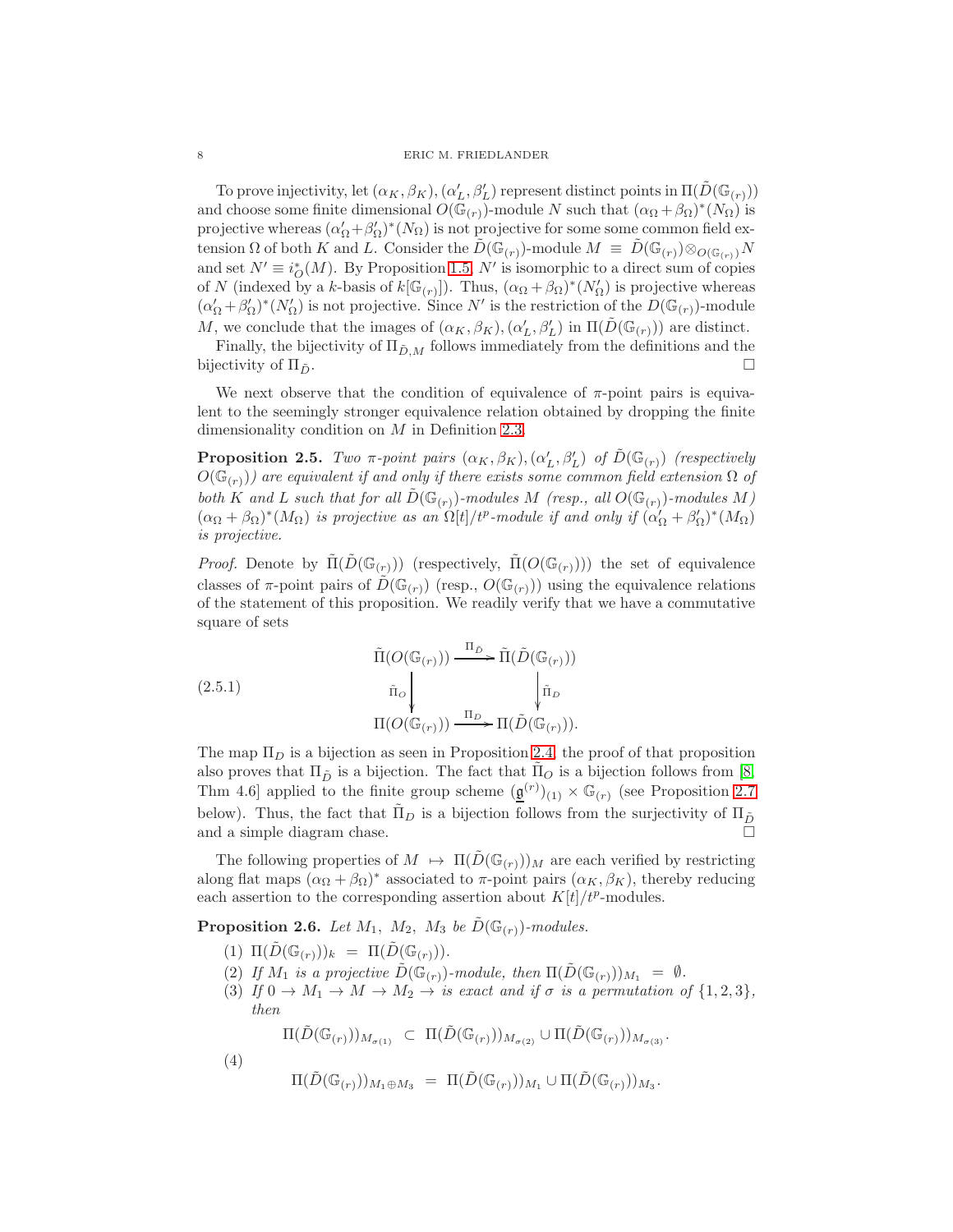To prove injectivity, let $(\alpha_K, \beta_K), (\alpha'_L, \beta'_L)$ represent distinct points in $\Pi(\tilde{D}(\mathbb{G}_{(r)}))$ and choose some finite dimensional $O(\mathbb{G}_{(r)})$-module $N$ such that $(\alpha_\Omega + \beta_\Omega)^*(N_\Omega)$ is projective whereas $(\alpha'_\Omega + \beta'_\Omega)^*(N_\Omega)$ is not projective for some some common field extension $\Omega$ of both $K$ and $L$. Consider the $\tilde{D}(\mathbb{G}_{(r)})$-module $M \equiv \tilde{D}(\mathbb{G}_{(r)}) \otimes_{O(\mathbb{G}_{(r)})} N$ and set $N' \equiv i_O^*(M)$. By Proposition 1.5, $N'$ is isomorphic to a direct sum of copies of $N$ (indexed by a $k$-basis of $k[\mathbb{G}_{(r)}]$). Thus, $(\alpha_\Omega + \beta_\Omega)^*(N'_\Omega)$ is projective whereas $(\alpha'_\Omega + \beta'_\Omega)^*(N'_\Omega)$ is not projective. Since $N'$ is the restriction of the $D(\mathbb{G}_{(r)})$-module $M$, we conclude that the images of $(\alpha_K, \beta_K), (\alpha'_L, \beta'_L)$ in $\Pi(\tilde{D}(\mathbb{G}_{(r)}))$ are distinct.

Finally, the bijectivity of $\Pi_{\tilde{D},M}$ follows immediately from the definitions and the bijectivity of $\Pi_{\tilde{D}}$. □

We next observe that the condition of equivalence of $\pi$-point pairs is equivalent to the seemingly stronger equivalence relation obtained by dropping the finite dimensionality condition on $M$ in Definition 2.3.

**Proposition 2.5.** *Two $\pi$-point pairs $(\alpha_K, \beta_K), (\alpha'_L, \beta'_L)$ of $\tilde{D}(\mathbb{G}_{(r)})$ (respectively $O(\mathbb{G}_{(r)})$) are equivalent if and only if there exists some common field extension $\Omega$ of both $K$ and $L$ such that for all $\tilde{D}(\mathbb{G}_{(r)})$-modules $M$ (resp., all $O(\mathbb{G}_{(r)})$-modules $M$) $(\alpha_\Omega + \beta_\Omega)^*(M_\Omega)$ is projective as an $\Omega[t]/t^p$-module if and only if $(\alpha'_\Omega + \beta'_\Omega)^*(M_\Omega)$ is projective.*

*Proof.* Denote by $\tilde{\Pi}(\tilde{D}(\mathbb{G}_{(r)}))$ (respectively, $\tilde{\Pi}(O(\mathbb{G}_{(r)}))$) the set of equivalence classes of $\pi$-point pairs of $\tilde{D}(\mathbb{G}_{(r)})$ (resp., $O(\mathbb{G}_{(r)})$) using the equivalence relations of the statement of this proposition. We readily verify that we have a commutative square of sets

$$
\begin{array}{ccc}
\tilde{\Pi}(O(\mathbb{G}_{(r)})) & \xrightarrow{\Pi_{\tilde{D}}} & \tilde{\Pi}(\tilde{D}(\mathbb{G}_{(r)})) \\
\Big\downarrow{\scriptstyle \tilde{\Pi}_O} & & \Big\downarrow{\scriptstyle \tilde{\Pi}_D} \\
\Pi(O(\mathbb{G}_{(r)})) & \xrightarrow{\Pi_D} & \Pi(\tilde{D}(\mathbb{G}_{(r)})).
\end{array}
\tag{2.5.1}
$$

The map $\Pi_D$ is a bijection as seen in Proposition 2.4; the proof of that proposition also proves that $\Pi_{\tilde{D}}$ is a bijection. The fact that $\tilde{\Pi}_O$ is a bijection follows from [8, Thm 4.6] applied to the finite group scheme $(\underline{\mathfrak{g}}^{(r)})_{(1)} \times \mathbb{G}_{(r)}$ (see Proposition 2.7 below). Thus, the fact that $\tilde{\Pi}_D$ is a bijection follows from the surjectivity of $\Pi_{\tilde{D}}$ and a simple diagram chase. □

The following properties of $M \mapsto \Pi(\tilde{D}(\mathbb{G}_{(r)}))_M$ are each verified by restricting along flat maps $(\alpha_\Omega + \beta_\Omega)^*$ associated to $\pi$-point pairs $(\alpha_K, \beta_K)$, thereby reducing each assertion to the corresponding assertion about $K[t]/t^p$-modules.

**Proposition 2.6.** *Let $M_1,\ M_2,\ M_3$ be $\tilde{D}(\mathbb{G}_{(r)})$-modules.*

1. $\Pi(\tilde{D}(\mathbb{G}_{(r)}))_k \;=\; \Pi(\tilde{D}(\mathbb{G}_{(r)}))$.
2. *If $M_1$ is a projective $\tilde{D}(\mathbb{G}_{(r)})$-module, then* $\Pi(\tilde{D}(\mathbb{G}_{(r)}))_{M_1} \;=\; \emptyset$.
3. *If $0 \to M_1 \to M \to M_2 \to$ is exact and if $\sigma$ is a permutation of $\{1,2,3\}$, then*
$$\Pi(\tilde{D}(\mathbb{G}_{(r)}))_{M_{\sigma(1)}} \;\subset\; \Pi(\tilde{D}(\mathbb{G}_{(r)}))_{M_{\sigma(2)}} \cup \Pi(\tilde{D}(\mathbb{G}_{(r)}))_{M_{\sigma(3)}}.$$
4. $$\Pi(\tilde{D}(\mathbb{G}_{(r)}))_{M_1 \oplus M_3} \;=\; \Pi(\tilde{D}(\mathbb{G}_{(r)}))_{M_1} \cup \Pi(\tilde{D}(\mathbb{G}_{(r)}))_{M_3}.$$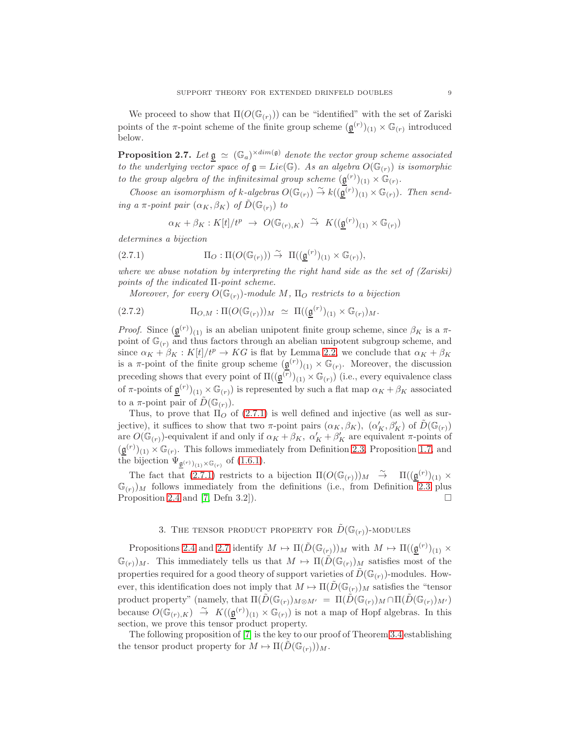We proceed to show that $\Pi(O(\mathbb{G}_{(r)}))$ can be "identified" with the set of Zariski points of the $\pi$-point scheme of the finite group scheme $(\underline{\mathfrak{g}}^{(r)})_{(1)} \times \mathbb{G}_{(r)}$ introduced below.

**Proposition 2.7.** *Let $\underline{\mathfrak{g}} \simeq (\mathbb{G}_a)^{\times dim(\mathfrak{g})}$ denote the vector group scheme associated to the underlying vector space of $\mathfrak{g} = Lie(\mathbb{G})$. As an algebra $O(\mathbb{G}_{(r)})$ is isomorphic to the group algebra of the infinitesimal group scheme $(\underline{\mathfrak{g}}^{(r)})_{(1)} \times \mathbb{G}_{(r)}$.*

*Choose an isomorphism of $k$-algebras $O(\mathbb{G}_{(r)}) \overset{\sim}{\to} k((\underline{\mathfrak{g}}^{(r)})_{(1)} \times \mathbb{G}_{(r)})$. Then sending a $\pi$-point pair $(\alpha_K, \beta_K)$ of $\tilde{D}(\mathbb{G}_{(r)})$ to*

$$\alpha_K + \beta_K : K[t]/t^p \;\to\; O(\mathbb{G}_{(r),K}) \;\overset{\sim}{\to}\; K((\underline{\mathfrak{g}}^{(r)})_{(1)} \times \mathbb{G}_{(r)})$$

*determines a bijection*

$$\Pi_O : \Pi(O(\mathbb{G}_{(r)})) \overset{\sim}{\to} \Pi((\underline{\mathfrak{g}}^{(r)})_{(1)} \times \mathbb{G}_{(r)}), \tag{2.7.1}$$

*where we abuse notation by interpreting the right hand side as the set of (Zariski) points of the indicated $\Pi$-point scheme.*

*Moreover, for every $O(\mathbb{G}_{(r)})$-module $M$, $\Pi_O$ restricts to a bijection*

$$\Pi_{O,M} : \Pi(O(\mathbb{G}_{(r)}))_M \;\simeq\; \Pi((\underline{\mathfrak{g}}^{(r)})_{(1)} \times \mathbb{G}_{(r)})_M. \tag{2.7.2}$$

*Proof.* Since $(\underline{\mathfrak{g}}^{(r)})_{(1)}$ is an abelian unipotent finite group scheme, since $\beta_K$ is a $\pi$-point of $\mathbb{G}_{(r)}$ and thus factors through an abelian unipotent subgroup scheme, and since $\alpha_K + \beta_K : K[t]/t^p \to KG$ is flat by Lemma 2.2, we conclude that $\alpha_K + \beta_K$ is a $\pi$-point of the finite group scheme $(\underline{\mathfrak{g}}^{(r)})_{(1)} \times \mathbb{G}_{(r)}$. Moreover, the discussion preceding shows that every point of $\Pi((\underline{\mathfrak{g}}^{(r)})_{(1)} \times \mathbb{G}_{(r)})$ (i.e., every equivalence class of $\pi$-points of $\underline{\mathfrak{g}}^{(r)})_{(1)} \times \mathbb{G}_{(r)})$ is represented by such a flat map $\alpha_K + \beta_K$ associated to a $\pi$-point pair of $\tilde{D}(\mathbb{G}_{(r)})$.

Thus, to prove that $\Pi_O$ of (2.7.1) is well defined and injective (as well as surjective), it suffices to show that two $\pi$-point pairs $(\alpha_K, \beta_K)$, $(\alpha'_K, \beta'_K)$ of $\tilde{D}(\mathbb{G}_{(r)})$ are $O(\mathbb{G}_{(r)})$-equivalent if and only if $\alpha_K + \beta_K$, $\alpha'_K + \beta'_K$ are equivalent $\pi$-points of $(\underline{\mathfrak{g}}^{(r)})_{(1)} \times \mathbb{G}_{(r)}$. This follows immediately from Definition 2.3, Proposition 1.7, and the bijection $\Psi_{\underline{\mathfrak{g}}^{(r)})_{(1)} \times \mathbb{G}_{(r)}}$ of (1.6.1).

The fact that (2.7.1) restricts to a bijection $\Pi(O(\mathbb{G}_{(r)}))_M \;\overset{\sim}{\to}\; \Pi((\underline{\mathfrak{g}}^{(r)})_{(1)} \times \mathbb{G}_{(r)})_M$ follows immediately from the definitions (i.e., from Definition 2.3 plus Proposition 2.4 and [7, Defn 3.2]). $\square$

## 3. The tensor product property for $\tilde{D}(\mathbb{G}_{(r)})$-modules

Propositions 2.4 and 2.7 identify $M \mapsto \Pi(\tilde{D}(\mathbb{G}_{(r)}))_M$ with $M \mapsto \Pi((\underline{\mathfrak{g}}^{(r)})_{(1)} \times \mathbb{G}_{(r)})_M$. This immediately tells us that $M \mapsto \Pi(\tilde{D}(\mathbb{G}_{(r)})_M$ satisfies most of the properties required for a good theory of support varieties of $\tilde{D}(\mathbb{G}_{(r)})$-modules. However, this identification does not imply that $M \mapsto \Pi(\tilde{D}(\mathbb{G}_{(r)})_M$ satisfies the "tensor product property" (namely, that $\Pi(\tilde{D}(\mathbb{G}_{(r)})_{M \otimes M'} \;=\; \Pi(\tilde{D}(\mathbb{G}_{(r)})_M \cap \Pi(\tilde{D}(\mathbb{G}_{(r)})_{M'})$ because $O(\mathbb{G}_{(r),K}) \;\overset{\sim}{\to}\; K((\underline{\mathfrak{g}}^{(r)})_{(1)} \times \mathbb{G}_{(r)})$ is not a map of Hopf algebras. In this section, we prove this tensor product property.

The following proposition of [7] is the key to our proof of Theorem 3.4 establishing the tensor product property for $M \mapsto \Pi(\tilde{D}(\mathbb{G}_{(r)}))_M$.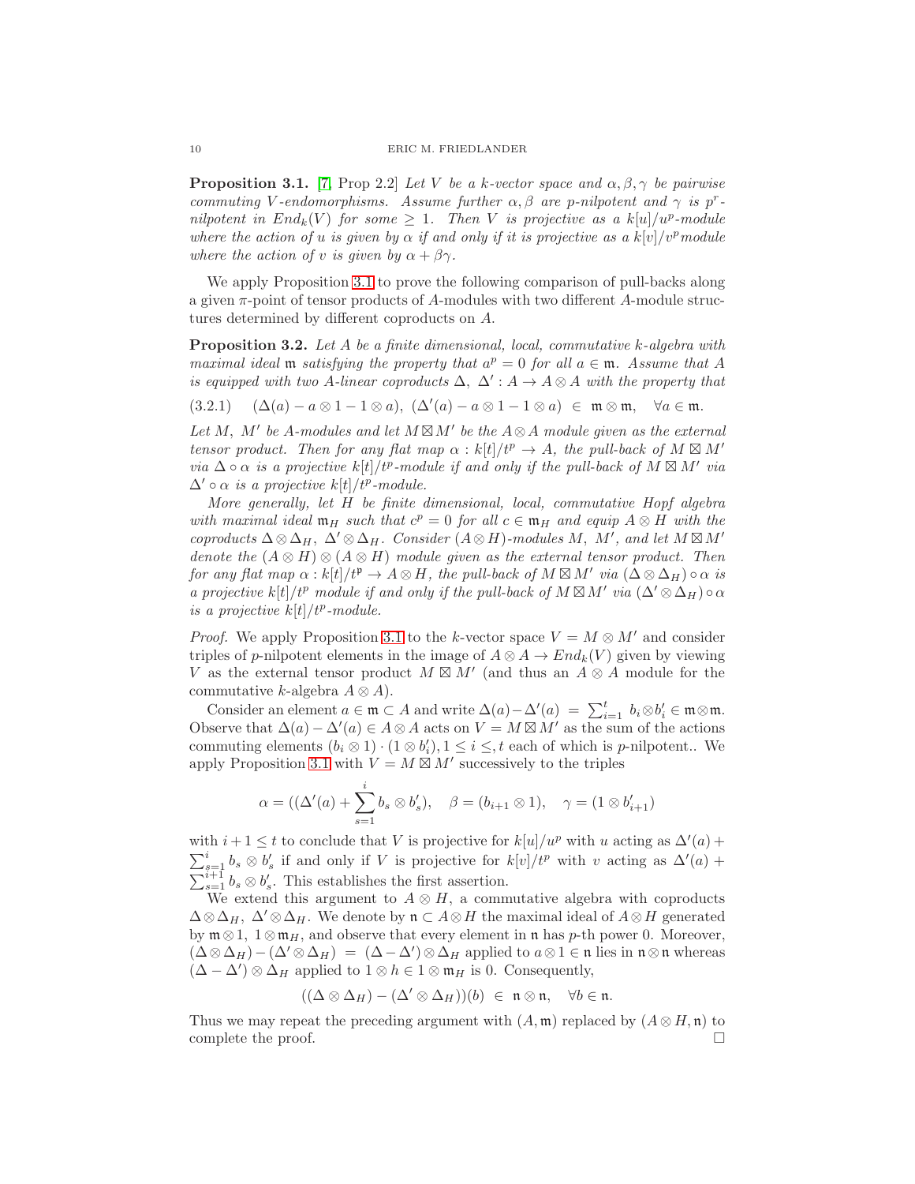**Proposition 3.1.** [7, Prop 2.2] *Let $V$ be a $k$-vector space and $\alpha, \beta, \gamma$ be pairwise commuting $V$-endomorphisms. Assume further $\alpha, \beta$ are $p$-nilpotent and $\gamma$ is $p^r$-nilpotent in $End_k(V)$ for some $\geq 1$. Then $V$ is projective as a $k[u]/u^p$-module where the action of $u$ is given by $\alpha$ if and only if it is projective as a $k[v]/v^p$module where the action of $v$ is given by $\alpha + \beta\gamma$.*

We apply Proposition 3.1 to prove the following comparison of pull-backs along a given $\pi$-point of tensor products of $A$-modules with two different $A$-module structures determined by different coproducts on $A$.

**Proposition 3.2.** *Let $A$ be a finite dimensional, local, commutative $k$-algebra with maximal ideal $\mathfrak{m}$ satisfying the property that $a^p = 0$ for all $a \in \mathfrak{m}$. Assume that $A$ is equipped with two $A$-linear coproducts $\Delta,\ \Delta' : A \to A \otimes A$ with the property that*

$$(3.2.1) \qquad (\Delta(a) - a \otimes 1 - 1 \otimes a),\ (\Delta'(a) - a \otimes 1 - 1 \otimes a) \ \in \ \mathfrak{m} \otimes \mathfrak{m}, \quad \forall a \in \mathfrak{m}.$$

*Let $M,\ M'$ be $A$-modules and let $M \boxtimes M'$ be the $A \otimes A$ module given as the external tensor product. Then for any flat map $\alpha : k[t]/t^p \to A$, the pull-back of $M \boxtimes M'$ via $\Delta \circ \alpha$ is a projective $k[t]/t^p$-module if and only if the pull-back of $M \boxtimes M'$ via $\Delta' \circ \alpha$ is a projective $k[t]/t^p$-module.*

*More generally, let $H$ be finite dimensional, local, commutative Hopf algebra with maximal ideal $\mathfrak{m}_H$ such that $c^p = 0$ for all $c \in \mathfrak{m}_H$ and equip $A \otimes H$ with the coproducts $\Delta \otimes \Delta_H,\ \Delta' \otimes \Delta_H$. Consider $(A \otimes H)$-modules $M,\ M'$, and let $M \boxtimes M'$ denote the $(A \otimes H) \otimes (A \otimes H)$ module given as the external tensor product. Then for any flat map $\alpha : k[t]/t^{\mathfrak{p}} \to A \otimes H$, the pull-back of $M \boxtimes M'$ via $(\Delta \otimes \Delta_H) \circ \alpha$ is a projective $k[t]/t^p$ module if and only if the pull-back of $M \boxtimes M'$ via $(\Delta' \otimes \Delta_H) \circ \alpha$ is a projective $k[t]/t^p$-module.*

*Proof.* We apply Proposition 3.1 to the $k$-vector space $V = M \otimes M'$ and consider triples of $p$-nilpotent elements in the image of $A \otimes A \to End_k(V)$ given by viewing $V$ as the external tensor product $M \boxtimes M'$ (and thus an $A \otimes A$ module for the commutative $k$-algebra $A \otimes A$).

Consider an element $a \in \mathfrak{m} \subset A$ and write $\Delta(a) - \Delta'(a) \ = \ \sum_{i=1}^t b_i \otimes b_i' \in \mathfrak{m} \otimes \mathfrak{m}$. Observe that $\Delta(a) - \Delta'(a) \in A \otimes A$ acts on $V = M \boxtimes M'$ as the sum of the actions commuting elements $(b_i \otimes 1) \cdot (1 \otimes b_i'), 1 \leq i \leq, t$ each of which is $p$-nilpotent.. We apply Proposition 3.1 with $V = M \boxtimes M'$ successively to the triples

$$\alpha = ((\Delta'(a) + \sum_{s=1}^{i} b_s \otimes b_s'), \quad \beta = (b_{i+1} \otimes 1), \quad \gamma = (1 \otimes b_{i+1}')$$

with $i+1 \leq t$ to conclude that $V$ is projective for $k[u]/u^p$ with $u$ acting as $\Delta'(a) + \sum_{s=1}^{i} b_s \otimes b_s'$ if and only if $V$ is projective for $k[v]/t^p$ with $v$ acting as $\Delta'(a) + \sum_{s=1}^{i+1} b_s \otimes b_s'$. This establishes the first assertion.

We extend this argument to $A \otimes H$, a commutative algebra with coproducts $\Delta \otimes \Delta_H,\ \Delta' \otimes \Delta_H$. We denote by $\mathfrak{n} \subset A \otimes H$ the maximal ideal of $A \otimes H$ generated by $\mathfrak{m} \otimes 1,\ 1 \otimes \mathfrak{m}_H$, and observe that every element in $\mathfrak{n}$ has $p$-th power 0. Moreover, $(\Delta \otimes \Delta_H) - (\Delta' \otimes \Delta_H) \ = \ (\Delta - \Delta') \otimes \Delta_H$ applied to $a \otimes 1 \in \mathfrak{n}$ lies in $\mathfrak{n} \otimes \mathfrak{n}$ whereas $(\Delta - \Delta') \otimes \Delta_H$ applied to $1 \otimes h \in 1 \otimes \mathfrak{m}_H$ is 0. Consequently,

$$((\Delta \otimes \Delta_H) - (\Delta' \otimes \Delta_H))(b) \ \in \ \mathfrak{n} \otimes \mathfrak{n}, \quad \forall b \in \mathfrak{n}.$$

Thus we may repeat the preceding argument with $(A, \mathfrak{m})$ replaced by $(A \otimes H, \mathfrak{n})$ to complete the proof. $\square$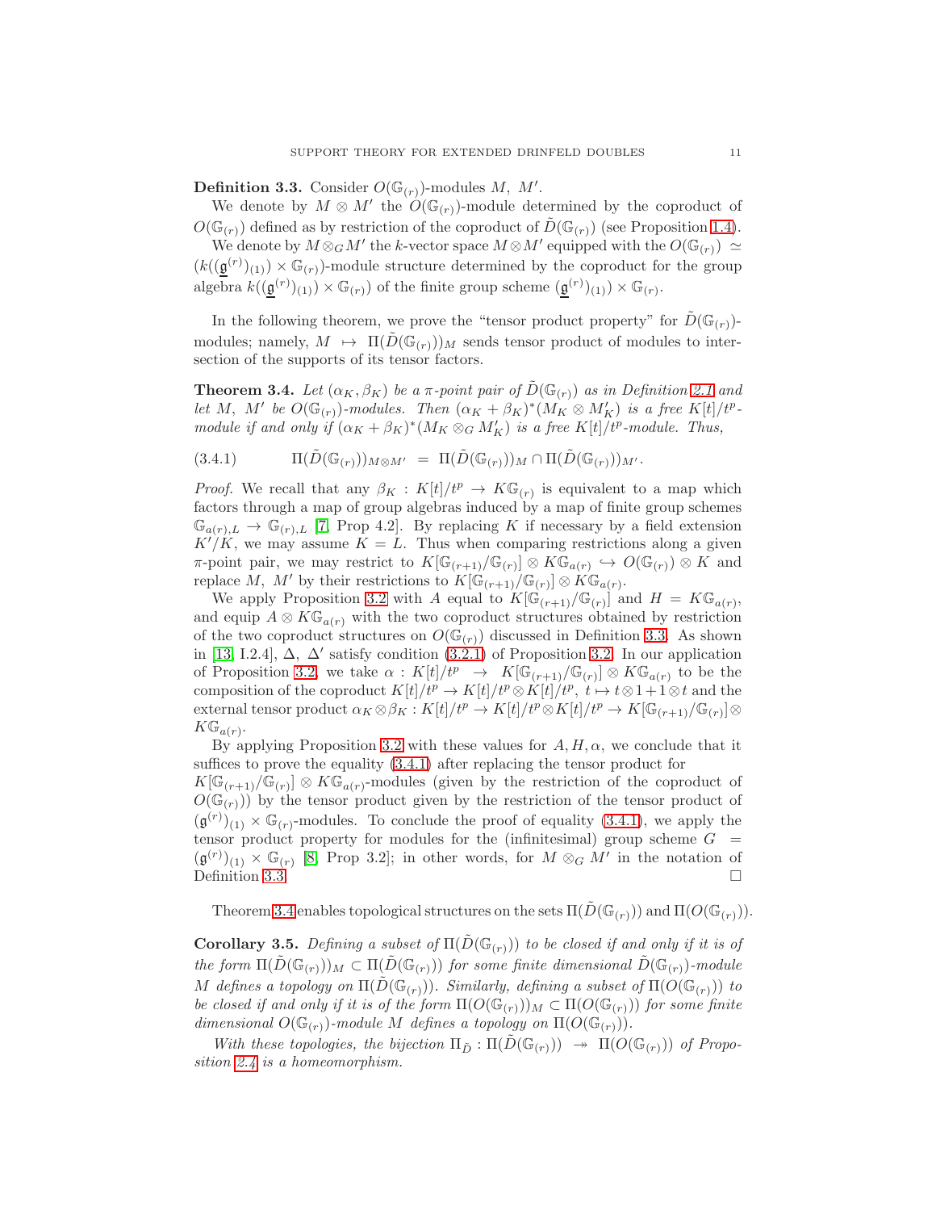**Definition 3.3.** Consider $O(\mathbb{G}_{(r)})$-modules $M,\ M'$.

We denote by $M \otimes M'$ the $O(\mathbb{G}_{(r)})$-module determined by the coproduct of $O(\mathbb{G}_{(r)})$ defined as by restriction of the coproduct of $\tilde{D}(\mathbb{G}_{(r)})$ (see Proposition 1.4).

We denote by $M \otimes_G M'$ the $k$-vector space $M \otimes M'$ equipped with the $O(\mathbb{G}_{(r)}) \simeq (k((\underline{\mathfrak{g}}^{(r)})_{(1)}) \times \mathbb{G}_{(r)})$-module structure determined by the coproduct for the group algebra $k((\underline{\mathfrak{g}}^{(r)})_{(1)}) \times \mathbb{G}_{(r)}$ of the finite group scheme $(\underline{\mathfrak{g}}^{(r)})_{(1)}) \times \mathbb{G}_{(r)}$.

In the following theorem, we prove the "tensor product property" for $\tilde{D}(\mathbb{G}_{(r)})$-modules; namely, $M \mapsto \Pi(\tilde{D}(\mathbb{G}_{(r)}))_M$ sends tensor product of modules to intersection of the supports of its tensor factors.

**Theorem 3.4.** *Let $(\alpha_K, \beta_K)$ be a $\pi$-point pair of $\tilde{D}(\mathbb{G}_{(r)})$ as in Definition 2.1 and let $M,\ M'$ be $O(\mathbb{G}_{(r)})$-modules. Then $(\alpha_K + \beta_K)^*(M_K \otimes M'_K)$ is a free $K[t]/t^p$-module if and only if $(\alpha_K + \beta_K)^*(M_K \otimes_G M'_K)$ is a free $K[t]/t^p$-module. Thus,*

$$\Pi(\tilde{D}(\mathbb{G}_{(r)}))_{M \otimes M'} \ = \ \Pi(\tilde{D}(\mathbb{G}_{(r)}))_M \cap \Pi(\tilde{D}(\mathbb{G}_{(r)}))_{M'}. \tag{3.4.1}$$

*Proof.* We recall that any $\beta_K : K[t]/t^p \to K\mathbb{G}_{(r)}$ is equivalent to a map which factors through a map of group algebras induced by a map of finite group schemes $\mathbb{G}_{a(r),L} \to \mathbb{G}_{(r),L}$ [7, Prop 4.2]. By replacing $K$ if necessary by a field extension $K'/K$, we may assume $K = L$. Thus when comparing restrictions along a given $\pi$-point pair, we may restrict to $K[\mathbb{G}_{(r+1)}/\mathbb{G}_{(r)}] \otimes K\mathbb{G}_{a(r)} \hookrightarrow O(\mathbb{G}_{(r)}) \otimes K$ and replace $M,\ M'$ by their restrictions to $K[\mathbb{G}_{(r+1)}/\mathbb{G}_{(r)}] \otimes K\mathbb{G}_{a(r)}$.

We apply Proposition 3.2 with $A$ equal to $K[\mathbb{G}_{(r+1)}/\mathbb{G}_{(r)}]$ and $H = K\mathbb{G}_{a(r)}$, and equip $A \otimes K\mathbb{G}_{a(r)}$ with the two coproduct structures obtained by restriction of the two coproduct structures on $O(\mathbb{G}_{(r)})$ discussed in Definition 3.3. As shown in [13, I.2.4], $\Delta,\ \Delta'$ satisfy condition (3.2.1) of Proposition 3.2. In our application of Proposition 3.2, we take $\alpha : K[t]/t^p \ \to \ K[\mathbb{G}_{(r+1)}/\mathbb{G}_{(r)}] \otimes K\mathbb{G}_{a(r)}$ to be the composition of the coproduct $K[t]/t^p \to K[t]/t^p \otimes K[t]/t^p,\ t \mapsto t \otimes 1 + 1 \otimes t$ and the external tensor product $\alpha_K \otimes \beta_K : K[t]/t^p \to K[t]/t^p \otimes K[t]/t^p \to K[\mathbb{G}_{(r+1)}/\mathbb{G}_{(r)}] \otimes K\mathbb{G}_{a(r)}$.

By applying Proposition 3.2 with these values for $A, H, \alpha$, we conclude that it suffices to prove the equality (3.4.1) after replacing the tensor product for $K[\mathbb{G}_{(r+1)}/\mathbb{G}_{(r)}] \otimes K\mathbb{G}_{a(r)}$-modules (given by the restriction of the coproduct of $O(\mathbb{G}_{(r)})$) by the tensor product given by the restriction of the tensor product of $(\mathfrak{g}^{(r)})_{(1)} \times \mathbb{G}_{(r)}$-modules. To conclude the proof of equality (3.4.1), we apply the tensor product property for modules for the (infinitesimal) group scheme $G = (\mathfrak{g}^{(r)})_{(1)} \times \mathbb{G}_{(r)}$ [8, Prop 3.2]; in other words, for $M \otimes_G M'$ in the notation of Definition 3.3. □

Theorem 3.4 enables topological structures on the sets $\Pi(\tilde{D}(\mathbb{G}_{(r)}))$ and $\Pi(O(\mathbb{G}_{(r)}))$.

**Corollary 3.5.** *Defining a subset of $\Pi(\tilde{D}(\mathbb{G}_{(r)}))$ to be closed if and only if it is of the form $\Pi(\tilde{D}(\mathbb{G}_{(r)}))_M \subset \Pi(\tilde{D}(\mathbb{G}_{(r)}))$ for some finite dimensional $\tilde{D}(\mathbb{G}_{(r)})$-module $M$ defines a topology on $\Pi(\tilde{D}(\mathbb{G}_{(r)}))$. Similarly, defining a subset of $\Pi(O(\mathbb{G}_{(r)}))$ to be closed if and only if it is of the form $\Pi(O(\mathbb{G}_{(r)}))_M \subset \Pi(O(\mathbb{G}_{(r)}))$ for some finite dimensional $O(\mathbb{G}_{(r)})$-module $M$ defines a topology on $\Pi(O(\mathbb{G}_{(r)}))$.*

*With these topologies, the bijection $\Pi_{\tilde{D}} : \Pi(\tilde{D}(\mathbb{G}_{(r)})) \ \twoheadrightarrow \ \Pi(O(\mathbb{G}_{(r)}))$ of Proposition 2.4 is a homeomorphism.*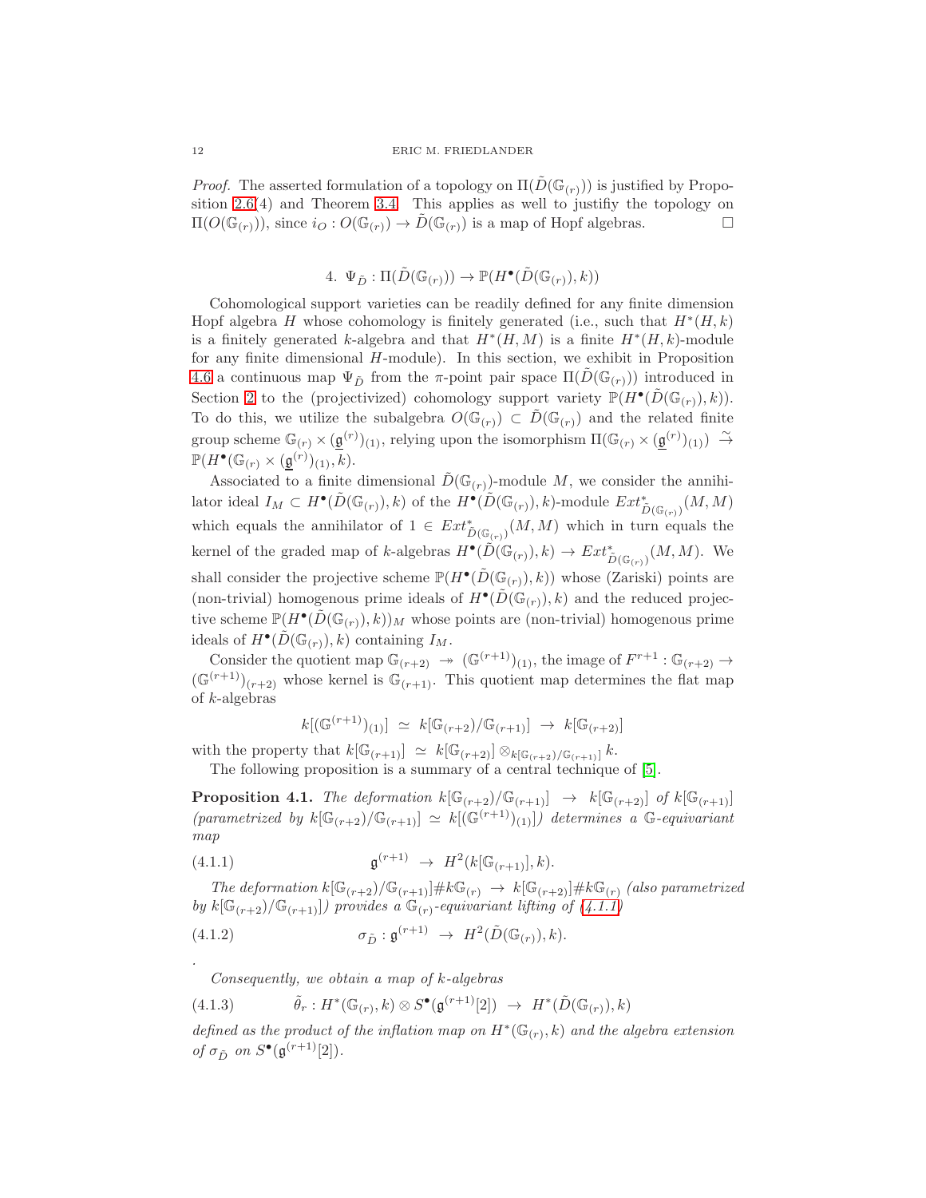*Proof.* The asserted formulation of a topology on $\Pi(\tilde{D}(\mathbb{G}_{(r)}))$ is justified by Proposition 2.6(4) and Theorem 3.4. This applies as well to justifiy the topology on $\Pi(O(\mathbb{G}_{(r)}))$, since $i_O : O(\mathbb{G}_{(r)}) \to \tilde{D}(\mathbb{G}_{(r)})$ is a map of Hopf algebras. □

## 4. $\Psi_{\tilde{D}} : \Pi(\tilde{D}(\mathbb{G}_{(r)})) \to \mathbb{P}(H^\bullet(\tilde{D}(\mathbb{G}_{(r)}), k))$

Cohomological support varieties can be readily defined for any finite dimension Hopf algebra $H$ whose cohomology is finitely generated (i.e., such that $H^*(H, k)$ is a finitely generated $k$-algebra and that $H^*(H, M)$ is a finite $H^*(H, k)$-module for any finite dimensional $H$-module). In this section, we exhibit in Proposition 4.6 a continuous map $\Psi_{\tilde{D}}$ from the $\pi$-point pair space $\Pi(\tilde{D}(\mathbb{G}_{(r)}))$ introduced in Section 2 to the (projectivized) cohomology support variety $\mathbb{P}(H^\bullet(\tilde{D}(\mathbb{G}_{(r)}), k))$. To do this, we utilize the subalgebra $O(\mathbb{G}_{(r)}) \subset \tilde{D}(\mathbb{G}_{(r)})$ and the related finite group scheme $\mathbb{G}_{(r)} \times (\underline{\mathfrak{g}}^{(r)})_{(1)}$, relying upon the isomorphism $\Pi(\mathbb{G}_{(r)} \times (\underline{\mathfrak{g}}^{(r)})_{(1)}) \xrightarrow{\sim} \mathbb{P}(H^\bullet(\mathbb{G}_{(r)} \times (\underline{\mathfrak{g}}^{(r)})_{(1)}, k)$.

Associated to a finite dimensional $\tilde{D}(\mathbb{G}_{(r)})$-module $M$, we consider the annihilator ideal $I_M \subset H^\bullet(\tilde{D}(\mathbb{G}_{(r)}), k)$ of the $H^\bullet(\tilde{D}(\mathbb{G}_{(r)}), k)$-module $Ext^*_{\tilde{D}(\mathbb{G}_{(r)})}(M, M)$ which equals the annihilator of $1 \in Ext^*_{\tilde{D}(\mathbb{G}_{(r)})}(M, M)$ which in turn equals the kernel of the graded map of $k$-algebras $H^\bullet(\tilde{D}(\mathbb{G}_{(r)}), k) \to Ext^*_{\tilde{D}(\mathbb{G}_{(r)})}(M, M)$. We shall consider the projective scheme $\mathbb{P}(H^\bullet(\tilde{D}(\mathbb{G}_{(r)}), k))$ whose (Zariski) points are (non-trivial) homogenous prime ideals of $H^\bullet(\tilde{D}(\mathbb{G}_{(r)}), k)$ and the reduced projective scheme $\mathbb{P}(H^\bullet(\tilde{D}(\mathbb{G}_{(r)}), k))_M$ whose points are (non-trivial) homogenous prime ideals of $H^\bullet(\tilde{D}(\mathbb{G}_{(r)}), k)$ containing $I_M$.

Consider the quotient map $\mathbb{G}_{(r+2)} \twoheadrightarrow (\mathbb{G}^{(r+1)})_{(1)}$, the image of $F^{r+1} : \mathbb{G}_{(r+2)} \to (\mathbb{G}^{(r+1)})_{(r+2)}$ whose kernel is $\mathbb{G}_{(r+1)}$. This quotient map determines the flat map of $k$-algebras

$$k[(\mathbb{G}^{(r+1)})_{(1)}] \;\simeq\; k[\mathbb{G}_{(r+2)}/\mathbb{G}_{(r+1)}] \;\to\; k[\mathbb{G}_{(r+2)}]$$

with the property that $k[\mathbb{G}_{(r+1)}] \;\simeq\; k[\mathbb{G}_{(r+2)}] \otimes_{k[\mathbb{G}_{(r+2)}/\mathbb{G}_{(r+1)}]} k$.

The following proposition is a summary of a central technique of [5].

**Proposition 4.1.** *The deformation $k[\mathbb{G}_{(r+2)}/\mathbb{G}_{(r+1)}] \;\to\; k[\mathbb{G}_{(r+2)}]$ of $k[\mathbb{G}_{(r+1)}]$ (parametrized by $k[\mathbb{G}_{(r+2)}/\mathbb{G}_{(r+1)}] \simeq k[(\mathbb{G}^{(r+1)})_{(1)}]$) determines a $\mathbb{G}$-equivariant map*

$$\mathfrak{g}^{(r+1)} \;\to\; H^2(k[\mathbb{G}_{(r+1)}], k). \tag{4.1.1}$$

*The deformation $k[\mathbb{G}_{(r+2)}/\mathbb{G}_{(r+1)}]\#k\mathbb{G}_{(r)} \;\to\; k[\mathbb{G}_{(r+2)}]\#k\mathbb{G}_{(r)}$ (also parametrized by $k[\mathbb{G}_{(r+2)}/\mathbb{G}_{(r+1)}]$) provides a $\mathbb{G}_{(r)}$-equivariant lifting of (4.1.1)*

$$\sigma_{\tilde{D}} : \mathfrak{g}^{(r+1)} \;\to\; H^2(\tilde{D}(\mathbb{G}_{(r)}), k). \tag{4.1.2}$$

.

*Consequently, we obtain a map of $k$-algebras*

$$\tilde{\theta}_r : H^*(\mathbb{G}_{(r)}, k) \otimes S^\bullet(\mathfrak{g}^{(r+1)}[2]) \;\to\; H^*(\tilde{D}(\mathbb{G}_{(r)}), k) \tag{4.1.3}$$

*defined as the product of the inflation map on $H^*(\mathbb{G}_{(r)}, k)$ and the algebra extension of $\sigma_{\tilde{D}}$ on $S^\bullet(\mathfrak{g}^{(r+1)}[2])$.*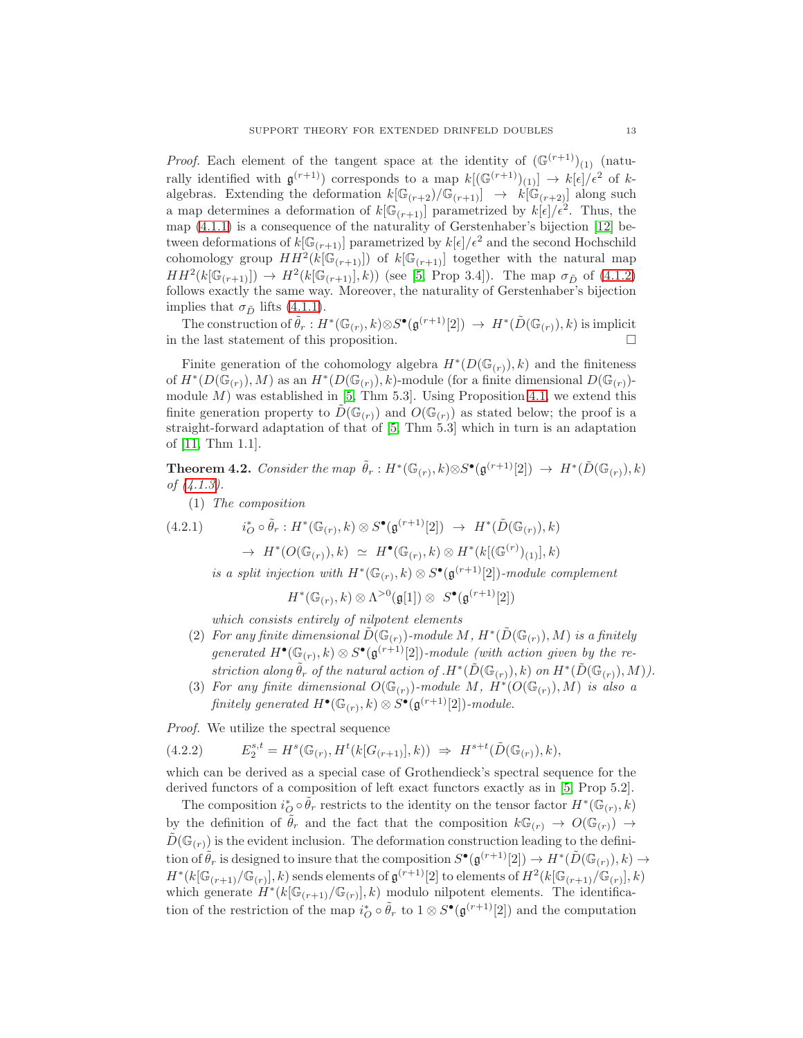*Proof.* Each element of the tangent space at the identity of $(\mathbb{G}^{(r+1)})_{(1)}$ (naturally identified with $\mathfrak{g}^{(r+1)}$) corresponds to a map $k[(\mathbb{G}^{(r+1)})_{(1)}] \to k[\epsilon]/\epsilon^2$ of $k$-algebras. Extending the deformation $k[\mathbb{G}_{(r+2)}/\mathbb{G}_{(r+1)}] \to k[\mathbb{G}_{(r+2)}]$ along such a map determines a deformation of $k[\mathbb{G}_{(r+1)}]$ parametrized by $k[\epsilon]/\epsilon^2$. Thus, the map (4.1.1) is a consequence of the naturality of Gerstenhaber's bijection [12] between deformations of $k[\mathbb{G}_{(r+1)}]$ parametrized by $k[\epsilon]/\epsilon^2$ and the second Hochschild cohomology group $HH^2(k[\mathbb{G}_{(r+1)}])$ of $k[\mathbb{G}_{(r+1)}]$ together with the natural map $HH^2(k[\mathbb{G}_{(r+1)}]) \to H^2(k[\mathbb{G}_{(r+1)}], k))$ (see [5, Prop 3.4]). The map $\sigma_{\tilde{D}}$ of (4.1.2) follows exactly the same way. Moreover, the naturality of Gerstenhaber's bijection implies that $\sigma_{\tilde{D}}$ lifts (4.1.1).

The construction of $\tilde{\theta}_r : H^*(\mathbb{G}_{(r)}, k) \otimes S^\bullet(\mathfrak{g}^{(r+1)}[2]) \to H^*(\tilde{D}(\mathbb{G}_{(r)}), k)$ is implicit in the last statement of this proposition. □

Finite generation of the cohomology algebra $H^*(D(\mathbb{G}_{(r)}), k)$ and the finiteness of $H^*(D(\mathbb{G}_{(r)}), M)$ as an $H^*(D(\mathbb{G}_{(r)}), k)$-module (for a finite dimensional $D(\mathbb{G}_{(r)})$-module $M$) was established in [5, Thm 5.3]. Using Proposition 4.1, we extend this finite generation property to $\tilde{D}(\mathbb{G}_{(r)})$ and $O(\mathbb{G}_{(r)})$ as stated below; the proof is a straight-forward adaptation of that of [5, Thm 5.3] which in turn is an adaptation of [11, Thm 1.1].

**Theorem 4.2.** *Consider the map* $\tilde{\theta}_r : H^*(\mathbb{G}_{(r)}, k) \otimes S^\bullet(\mathfrak{g}^{(r+1)}[2]) \to H^*(\tilde{D}(\mathbb{G}_{(r)}), k)$ *of (4.1.3).*

(1) *The composition*

$$(4.2.1) \qquad \begin{aligned} i_O^* \circ \tilde{\theta}_r : H^*(\mathbb{G}_{(r)}, k) \otimes S^\bullet(\mathfrak{g}^{(r+1)}[2]) &\to H^*(\tilde{D}(\mathbb{G}_{(r)}), k) \\ &\to H^*(O(\mathbb{G}_{(r)}), k) \simeq H^\bullet(\mathbb{G}_{(r)}, k) \otimes H^*(k[(\mathbb{G}^{(r)})_{(1)}], k) \end{aligned}$$

*is a split injection with* $H^*(\mathbb{G}_{(r)}, k) \otimes S^\bullet(\mathfrak{g}^{(r+1)}[2])$*-module complement*

$$H^*(\mathbb{G}_{(r)}, k) \otimes \Lambda^{>0}(\mathfrak{g}[1]) \otimes S^\bullet(\mathfrak{g}^{(r+1)}[2])$$

*which consists entirely of nilpotent elements*

(2) *For any finite dimensional $\tilde{D}(\mathbb{G}_{(r)})$-module $M$, $H^*(\tilde{D}(\mathbb{G}_{(r)}), M)$ is a finitely generated $H^\bullet(\mathbb{G}_{(r)}, k) \otimes S^\bullet(\mathfrak{g}^{(r+1)}[2])$-module (with action given by the restriction along $\tilde{\theta}_r$ of the natural action of $.H^*(\tilde{D}(\mathbb{G}_{(r)}), k)$ on $H^*(\tilde{D}(\mathbb{G}_{(r)}), M)$).*

(3) *For any finite dimensional $O(\mathbb{G}_{(r)})$-module $M$, $H^*(O(\mathbb{G}_{(r)}), M)$ is also a finitely generated $H^\bullet(\mathbb{G}_{(r)}, k) \otimes S^\bullet(\mathfrak{g}^{(r+1)}[2])$-module.*

*Proof.* We utilize the spectral sequence

$$(4.2.2) \qquad E_2^{s,t} = H^s(\mathbb{G}_{(r)}, H^t(k[G_{(r+1)}], k)) \Rightarrow H^{s+t}(\tilde{D}(\mathbb{G}_{(r)}), k),$$

which can be derived as a special case of Grothendieck's spectral sequence for the derived functors of a composition of left exact functors exactly as in [5, Prop 5.2].

The composition $i_O^* \circ \tilde{\theta}_r$ restricts to the identity on the tensor factor $H^*(\mathbb{G}_{(r)}, k)$ by the definition of $\tilde{\theta}_r$ and the fact that the composition $k\mathbb{G}_{(r)} \to O(\mathbb{G}_{(r)}) \to \tilde{D}(\mathbb{G}_{(r)})$ is the evident inclusion. The deformation construction leading to the definition of $\tilde{\theta}_r$ is designed to insure that the composition $S^\bullet(\mathfrak{g}^{(r+1)}[2]) \to H^*(\tilde{D}(\mathbb{G}_{(r)}), k) \to H^*(k[\mathbb{G}_{(r+1)}/\mathbb{G}_{(r)}], k)$ sends elements of $\mathfrak{g}^{(r+1)}[2]$ to elements of $H^2(k[\mathbb{G}_{(r+1)}/\mathbb{G}_{(r)}], k)$ which generate $H^*(k[\mathbb{G}_{(r+1)}/\mathbb{G}_{(r)}], k)$ modulo nilpotent elements. The identification of the restriction of the map $i_O^* \circ \tilde{\theta}_r$ to $1 \otimes S^\bullet(\mathfrak{g}^{(r+1)}[2])$ and the computation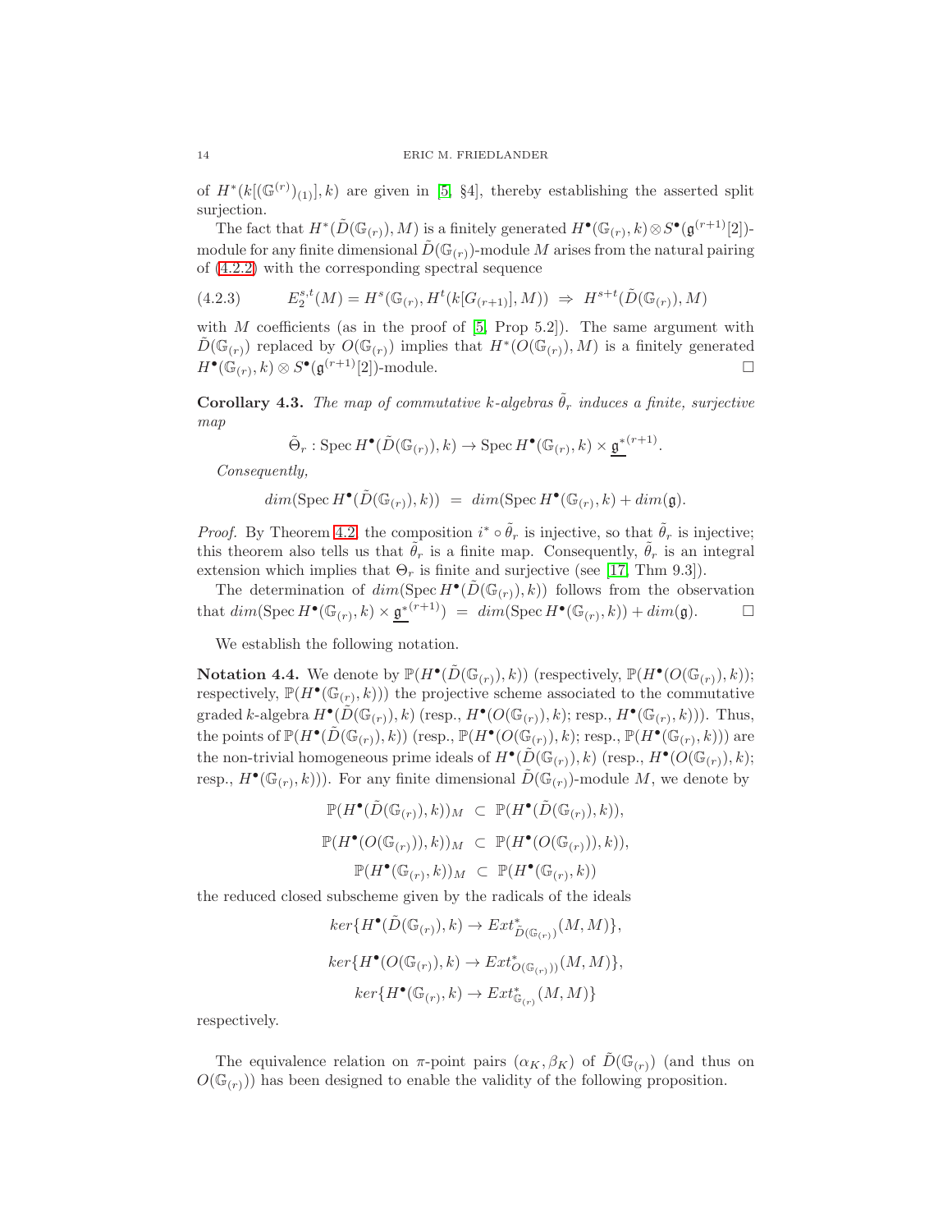of $H^*(k[(\mathbb{G}^{(r)})_{(1)}], k)$ are given in [5, §4], thereby establishing the asserted split surjection.

The fact that $H^*(\tilde{D}(\mathbb{G}_{(r)}), M)$ is a finitely generated $H^\bullet(\mathbb{G}_{(r)}, k) \otimes S^\bullet(\mathfrak{g}^{(r+1)}[2])$-module for any finite dimensional $\tilde{D}(\mathbb{G}_{(r)})$-module $M$ arises from the natural pairing of (4.2.2) with the corresponding spectral sequence

$$(4.2.3) \qquad E_2^{s,t}(M) = H^s(\mathbb{G}_{(r)}, H^t(k[G_{(r+1)}], M)) \;\Rightarrow\; H^{s+t}(\tilde{D}(\mathbb{G}_{(r)}), M)$$

with $M$ coefficients (as in the proof of [5, Prop 5.2]). The same argument with $\tilde{D}(\mathbb{G}_{(r)})$ replaced by $O(\mathbb{G}_{(r)})$ implies that $H^*(O(\mathbb{G}_{(r)}), M)$ is a finitely generated $H^\bullet(\mathbb{G}_{(r)}, k) \otimes S^\bullet(\mathfrak{g}^{(r+1)}[2])$-module. □

**Corollary 4.3.** *The map of commutative $k$-algebras $\tilde{\theta}_r$ induces a finite, surjective map*

$$\tilde{\Theta}_r : \operatorname{Spec} H^\bullet(\tilde{D}(\mathbb{G}_{(r)}), k) \to \operatorname{Spec} H^\bullet(\mathbb{G}_{(r)}, k) \times \underline{\mathfrak{g}}^{*(r+1)}.$$

*Consequently,*

$$dim(\operatorname{Spec} H^\bullet(\tilde{D}(\mathbb{G}_{(r)}), k)) \;=\; dim(\operatorname{Spec} H^\bullet(\mathbb{G}_{(r)}, k) + dim(\mathfrak{g}).$$

*Proof.* By Theorem 4.2 the composition $i^* \circ \tilde{\theta}_r$ is injective, so that $\tilde{\theta}_r$ is injective; this theorem also tells us that $\tilde{\theta}_r$ is a finite map. Consequently, $\tilde{\theta}_r$ is an integral extension which implies that $\Theta_r$ is finite and surjective (see [17, Thm 9.3]).

The determination of $dim(\operatorname{Spec} H^\bullet(\tilde{D}(\mathbb{G}_{(r)}), k))$ follows from the observation that $dim(\operatorname{Spec} H^\bullet(\mathbb{G}_{(r)}, k) \times \underline{\mathfrak{g}}^{*(r+1)}) \;=\; dim(\operatorname{Spec} H^\bullet(\mathbb{G}_{(r)}, k)) + dim(\mathfrak{g})$. □

We establish the following notation.

**Notation 4.4.** We denote by $\mathbb{P}(H^\bullet(\tilde{D}(\mathbb{G}_{(r)}), k))$ (respectively, $\mathbb{P}(H^\bullet(O(\mathbb{G}_{(r)}), k))$; respectively, $\mathbb{P}(H^\bullet(\mathbb{G}_{(r)}, k))$) the projective scheme associated to the commutative graded $k$-algebra $H^\bullet(\tilde{D}(\mathbb{G}_{(r)}), k)$ (resp., $H^\bullet(O(\mathbb{G}_{(r)}), k)$; resp., $H^\bullet(\mathbb{G}_{(r)}, k)$)). Thus, the points of $\mathbb{P}(H^\bullet(\tilde{D}(\mathbb{G}_{(r)}), k))$ (resp., $\mathbb{P}(H^\bullet(O(\mathbb{G}_{(r)}), k)$; resp., $\mathbb{P}(H^\bullet(\mathbb{G}_{(r)}, k))$) are the non-trivial homogeneous prime ideals of $H^\bullet(\tilde{D}(\mathbb{G}_{(r)}), k)$ (resp., $H^\bullet(O(\mathbb{G}_{(r)}), k)$; resp., $H^\bullet(\mathbb{G}_{(r)}, k)$)). For any finite dimensional $\tilde{D}(\mathbb{G}_{(r)})$-module $M$, we denote by

$$\mathbb{P}(H^\bullet(\tilde{D}(\mathbb{G}_{(r)}), k))_M \;\subset\; \mathbb{P}(H^\bullet(\tilde{D}(\mathbb{G}_{(r)}), k)),$$

$$\mathbb{P}(H^\bullet(O(\mathbb{G}_{(r)})), k))_M \;\subset\; \mathbb{P}(H^\bullet(O(\mathbb{G}_{(r)})), k)),$$

$$\mathbb{P}(H^\bullet(\mathbb{G}_{(r)}, k))_M \;\subset\; \mathbb{P}(H^\bullet(\mathbb{G}_{(r)}, k))$$

the reduced closed subscheme given by the radicals of the ideals

$$ker\{H^\bullet(\tilde{D}(\mathbb{G}_{(r)}), k) \to Ext^*_{\tilde{D}(\mathbb{G}_{(r)})}(M, M)\},$$

$$ker\{H^\bullet(O(\mathbb{G}_{(r)}), k) \to Ext^*_{O(\mathbb{G}_{(r)}))}(M, M)\},$$

$$ker\{H^\bullet(\mathbb{G}_{(r)}, k) \to Ext^*_{\mathbb{G}_{(r)}}(M, M)\}$$

respectively.

The equivalence relation on $\pi$-point pairs $(\alpha_K, \beta_K)$ of $\tilde{D}(\mathbb{G}_{(r)})$ (and thus on $O(\mathbb{G}_{(r)})$) has been designed to enable the validity of the following proposition.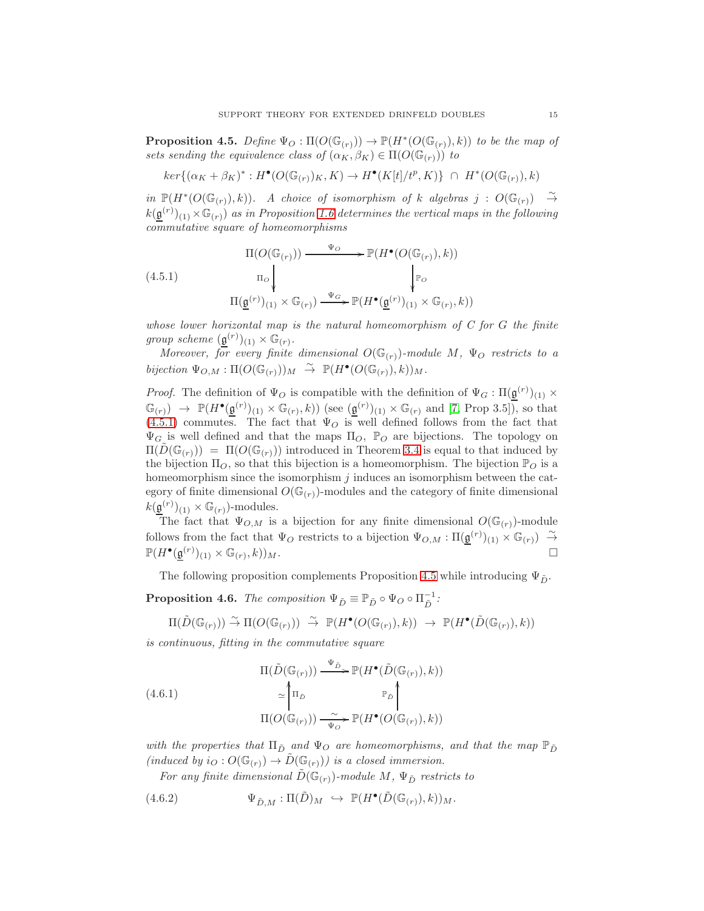**Proposition 4.5.** *Define $\Psi_O : \Pi(O(\mathbb{G}_{(r)})) \to \mathbb{P}(H^*(O(\mathbb{G}_{(r)}), k))$ to be the map of sets sending the equivalence class of $(\alpha_K, \beta_K) \in \Pi(O(\mathbb{G}_{(r)}))$ to*

$$ker\{(\alpha_K + \beta_K)^* : H^\bullet(O(\mathbb{G}_{(r)})_K, K) \to H^\bullet(K[t]/t^p, K)\} \ \cap \ H^*(O(\mathbb{G}_{(r)}), k)$$

*in $\mathbb{P}(H^*(O(\mathbb{G}_{(r)}), k))$. A choice of isomorphism of $k$ algebras $j : O(\mathbb{G}_{(r)}) \ \stackrel{\sim}{\to}\ k(\underline{\mathfrak{g}}^{(r)})_{(1)} \times \mathbb{G}_{(r)})$ as in Proposition 1.6 determines the vertical maps in the following commutative square of homeomorphisms*

$$(4.5.1) \qquad \begin{array}{ccc} \Pi(O(\mathbb{G}_{(r)})) & \xrightarrow{\Psi_O} & \mathbb{P}(H^\bullet(O(\mathbb{G}_{(r)}), k)) \\ \downarrow{\scriptstyle \Pi_O} & & \downarrow{\scriptstyle \mathbb{P}_O} \\ \Pi(\underline{\mathfrak{g}}^{(r)})_{(1)} \times \mathbb{G}_{(r)}) & \xrightarrow{\Psi_G} & \mathbb{P}(H^\bullet(\underline{\mathfrak{g}}^{(r)})_{(1)} \times \mathbb{G}_{(r)}, k)) \end{array}$$

*whose lower horizontal map is the natural homeomorphism of $C$ for $G$ the finite group scheme $(\underline{\mathfrak{g}}^{(r)})_{(1)} \times \mathbb{G}_{(r)}$.*

*Moreover, for every finite dimensional $O(\mathbb{G}_{(r)})$-module $M$, $\Psi_O$ restricts to a bijection $\Psi_{O,M} : \Pi(O(\mathbb{G}_{(r)}))_M \ \stackrel{\sim}{\to}\ \mathbb{P}(H^\bullet(O(\mathbb{G}_{(r)}), k))_M$.*

*Proof.* The definition of $\Psi_O$ is compatible with the definition of $\Psi_G : \Pi(\underline{\mathfrak{g}}^{(r)})_{(1)} \times \mathbb{G}_{(r)}) \to \mathbb{P}(H^\bullet(\underline{\mathfrak{g}}^{(r)})_{(1)} \times \mathbb{G}_{(r)}, k))$ (see $(\underline{\mathfrak{g}}^{(r)})_{(1)} \times \mathbb{G}_{(r)}$ and [7, Prop 3.5]), so that (4.5.1) commutes. The fact that $\Psi_O$ is well defined follows from the fact that $\Psi_G$ is well defined and that the maps $\Pi_O$, $\mathbb{P}_O$ are bijections. The topology on $\Pi(\tilde{D}(\mathbb{G}_{(r)})) = \Pi(O(\mathbb{G}_{(r)}))$ introduced in Theorem 3.4 is equal to that induced by the bijection $\Pi_O$, so that this bijection is a homeomorphism. The bijection $\mathbb{P}_O$ is a homeomorphism since the isomorphism $j$ induces an isomorphism between the category of finite dimensional $O(\mathbb{G}_{(r)})$-modules and the category of finite dimensional $k(\underline{\mathfrak{g}}^{(r)})_{(1)} \times \mathbb{G}_{(r)})$-modules.

The fact that $\Psi_{O,M}$ is a bijection for any finite dimensional $O(\mathbb{G}_{(r)})$-module follows from the fact that $\Psi_O$ restricts to a bijection $\Psi_{O,M} : \Pi(\underline{\mathfrak{g}}^{(r)})_{(1)} \times \mathbb{G}_{(r)}) \ \stackrel{\sim}{\to}\ \mathbb{P}(H^\bullet(\underline{\mathfrak{g}}^{(r)})_{(1)} \times \mathbb{G}_{(r)}, k))_M$. □

The following proposition complements Proposition 4.5 while introducing $\Psi_{\tilde{D}}$.

**Proposition 4.6.** *The composition $\Psi_{\tilde{D}} \equiv \mathbb{P}_{\tilde{D}} \circ \Psi_O \circ \Pi_{\tilde{D}}^{-1}$:*

$$\Pi(\tilde{D}(\mathbb{G}_{(r)})) \stackrel{\sim}{\to} \Pi(O(\mathbb{G}_{(r)})) \ \stackrel{\sim}{\to}\ \mathbb{P}(H^\bullet(O(\mathbb{G}_{(r)}), k)) \ \to\ \mathbb{P}(H^\bullet(\tilde{D}(\mathbb{G}_{(r)}), k))$$

*is continuous, fitting in the commutative square*

$$(4.6.1) \qquad \begin{array}{ccc} \Pi(\tilde{D}(\mathbb{G}_{(r)})) & \xrightarrow{\Psi_{\tilde{D}}} & \mathbb{P}(H^\bullet(\tilde{D}(\mathbb{G}_{(r)}), k)) \\ \simeq \uparrow{\scriptstyle \Pi_{\tilde{D}}} & & \uparrow{\scriptstyle \mathbb{P}_{\tilde{D}}} \\ \Pi(O(\mathbb{G}_{(r)})) & \xrightarrow[\Psi_O]{\sim} & \mathbb{P}(H^\bullet(O(\mathbb{G}_{(r)}), k)) \end{array}$$

*with the properties that $\Pi_{\tilde{D}}$ and $\Psi_O$ are homeomorphisms, and that the map $\mathbb{P}_{\tilde{D}}$ (induced by $i_O : O(\mathbb{G}_{(r)}) \to \tilde{D}(\mathbb{G}_{(r)})$) is a closed immersion.*

*For any finite dimensional $\tilde{D}(\mathbb{G}_{(r)})$-module $M$, $\Psi_{\tilde{D}}$ restricts to*

$$(4.6.2) \qquad \Psi_{\tilde{D},M} : \Pi(\tilde{D})_M \ \hookrightarrow\ \mathbb{P}(H^\bullet(\tilde{D}(\mathbb{G}_{(r)}), k))_M.$$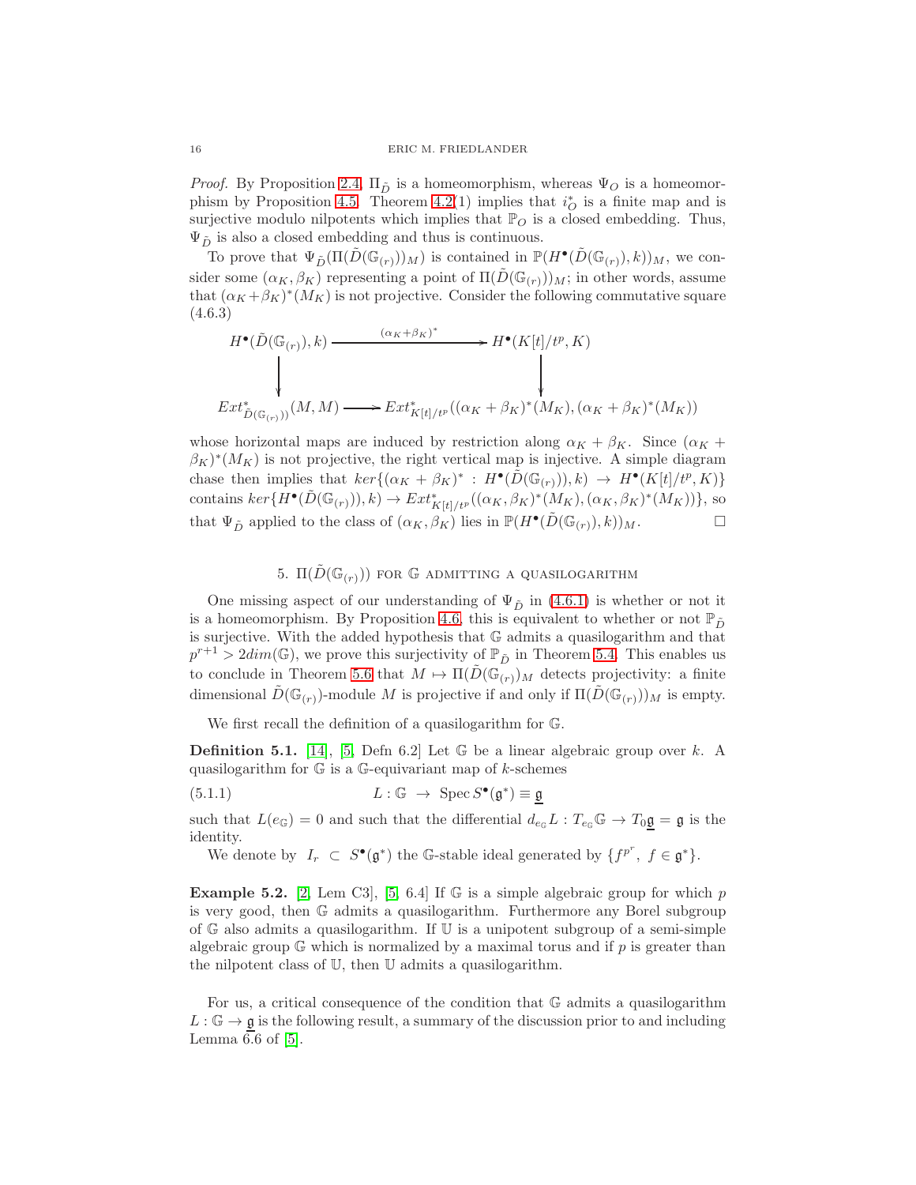*Proof.* By Proposition 2.4, $\Pi_{\tilde{D}}$ is a homeomorphism, whereas $\Psi_O$ is a homeomorphism by Proposition 4.5. Theorem 4.2(1) implies that $i_O^*$ is a finite map and is surjective modulo nilpotents which implies that $\mathbb{P}_O$ is a closed embedding. Thus, $\Psi_{\tilde{D}}$ is also a closed embedding and thus is continuous.

To prove that $\Psi_{\tilde{D}}(\Pi(\tilde{D}(\mathbb{G}_{(r)}))_M)$ is contained in $\mathbb{P}(H^\bullet(\tilde{D}(\mathbb{G}_{(r)}),k))_M$, we consider some $(\alpha_K, \beta_K)$ representing a point of $\Pi(\tilde{D}(\mathbb{G}_{(r)}))_M$; in other words, assume that $(\alpha_K+\beta_K)^*(M_K)$ is not projective. Consider the following commutative square (4.6.3)

$$
\begin{array}{ccc}
H^\bullet(\tilde{D}(\mathbb{G}_{(r)}),k) & \xrightarrow{(\alpha_K+\beta_K)^*} & H^\bullet(K[t]/t^p,K) \\
\downarrow & & \downarrow \\
Ext^*_{\tilde{D}(\mathbb{G}_{(r)})}(M,M) & \longrightarrow & Ext^*_{K[t]/t^p}((\alpha_K+\beta_K)^*(M_K),(\alpha_K+\beta_K)^*(M_K))
\end{array}
$$

whose horizontal maps are induced by restriction along $\alpha_K+\beta_K$. Since $(\alpha_K+\beta_K)^*(M_K)$ is not projective, the right vertical map is injective. A simple diagram chase then implies that $ker\{(\alpha_K+\beta_K)^* : H^\bullet(\tilde{D}(\mathbb{G}_{(r)})),k) \to H^\bullet(K[t]/t^p,K)\}$ contains $ker\{H^\bullet(\tilde{D}(\mathbb{G}_{(r)})),k) \to Ext^*_{K[t]/t^p}((\alpha_K,\beta_K)^*(M_K),(\alpha_K,\beta_K)^*(M_K))\}$, so that $\Psi_{\tilde{D}}$ applied to the class of $(\alpha_K,\beta_K)$ lies in $\mathbb{P}(H^\bullet(\tilde{D}(\mathbb{G}_{(r)}),k))_M$. □

## 5. $\Pi(\tilde{D}(\mathbb{G}_{(r)}))$ for $\mathbb{G}$ admitting a quasilogarithm

One missing aspect of our understanding of $\Psi_{\tilde{D}}$ in (4.6.1) is whether or not it is a homeomorphism. By Proposition 4.6, this is equivalent to whether or not $\mathbb{P}_{\tilde{D}}$ is surjective. With the added hypothesis that $\mathbb{G}$ admits a quasilogarithm and that $p^{r+1} > 2dim(\mathbb{G})$, we prove this surjectivity of $\mathbb{P}_{\tilde{D}}$ in Theorem 5.4. This enables us to conclude in Theorem 5.6 that $M \mapsto \Pi(\tilde{D}(\mathbb{G}_{(r)})_M$ detects projectivity: a finite dimensional $\tilde{D}(\mathbb{G}_{(r)})$-module $M$ is projective if and only if $\Pi(\tilde{D}(\mathbb{G}_{(r)}))_M$ is empty.

We first recall the definition of a quasilogarithm for $\mathbb{G}$.

**Definition 5.1.** [14], [5, Defn 6.2] Let $\mathbb{G}$ be a linear algebraic group over $k$. A quasilogarithm for $\mathbb{G}$ is a $\mathbb{G}$-equivariant map of $k$-schemes

$$
L : \mathbb{G} \ \to \ \mathrm{Spec}\, S^\bullet(\mathfrak{g}^*) \equiv \underline{\mathfrak{g}} \tag{5.1.1}
$$

such that $L(e_\mathbb{G}) = 0$ and such that the differential $d_{e_\mathbb{G}}L : T_{e_\mathbb{G}}\mathbb{G} \to T_0\underline{\mathfrak{g}} = \mathfrak{g}$ is the identity.

We denote by $I_r \subset S^\bullet(\mathfrak{g}^*)$ the $\mathbb{G}$-stable ideal generated by $\{f^{p^r},\ f \in \mathfrak{g}^*\}$.

**Example 5.2.** [2, Lem C3], [5, 6.4] If $\mathbb{G}$ is a simple algebraic group for which $p$ is very good, then $\mathbb{G}$ admits a quasilogarithm. Furthermore any Borel subgroup of $\mathbb{G}$ also admits a quasilogarithm. If $\mathbb{U}$ is a unipotent subgroup of a semi-simple algebraic group $\mathbb{G}$ which is normalized by a maximal torus and if $p$ is greater than the nilpotent class of $\mathbb{U}$, then $\mathbb{U}$ admits a quasilogarithm.

For us, a critical consequence of the condition that $\mathbb{G}$ admits a quasilogarithm $L : \mathbb{G} \to \underline{\mathfrak{g}}$ is the following result, a summary of the discussion prior to and including Lemma 6.6 of [5].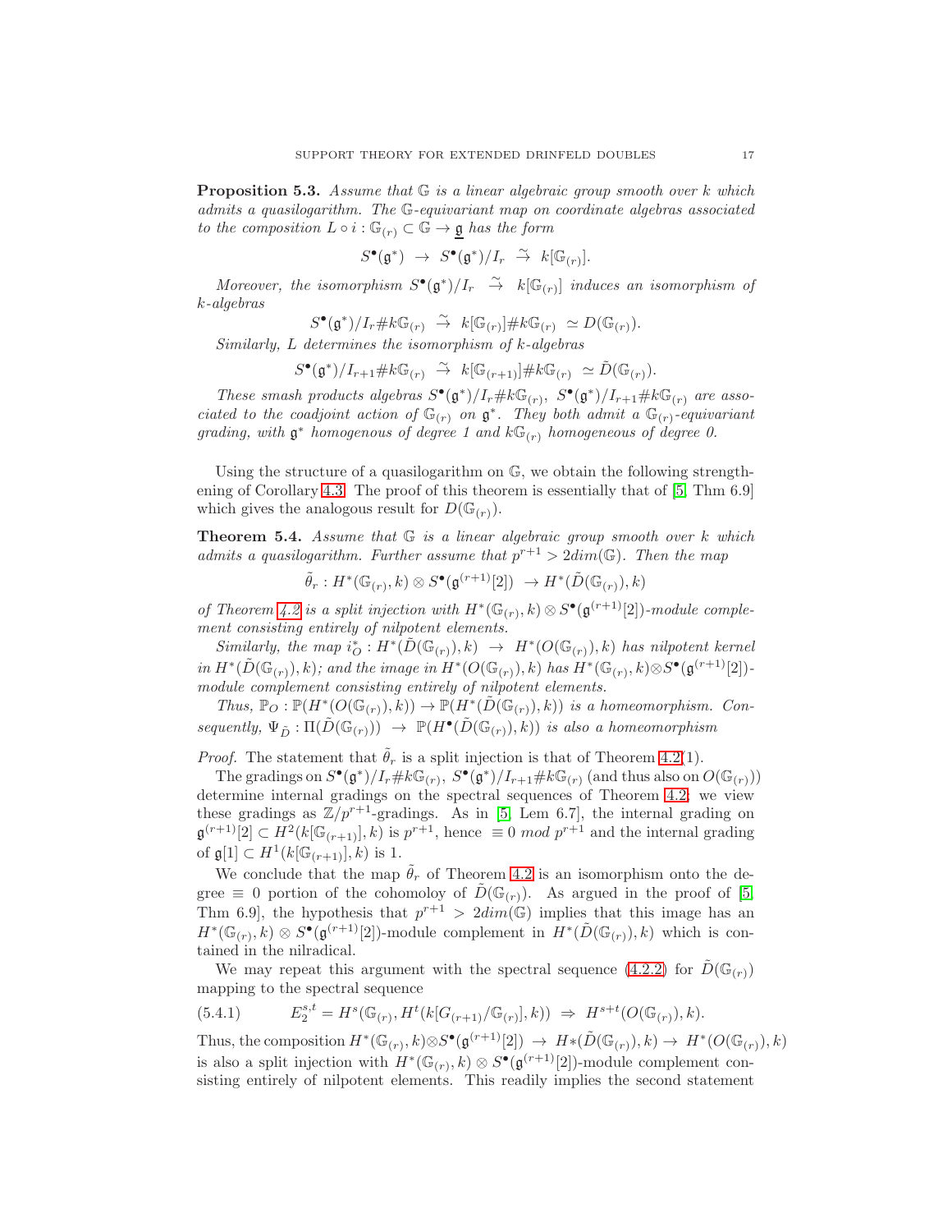**Proposition 5.3.** *Assume that $\mathbb{G}$ is a linear algebraic group smooth over $k$ which admits a quasilogarithm. The $\mathbb{G}$-equivariant map on coordinate algebras associated to the composition $L \circ i : \mathbb{G}_{(r)} \subset \mathbb{G} \to \underline{\mathfrak{g}}$ has the form*

$$S^\bullet(\mathfrak{g}^*) \ \to \ S^\bullet(\mathfrak{g}^*)/I_r \ \stackrel{\sim}{\to} \ k[\mathbb{G}_{(r)}].$$

*Moreover, the isomorphism $S^\bullet(\mathfrak{g}^*)/I_r \ \stackrel{\sim}{\to} \ k[\mathbb{G}_{(r)}]$ induces an isomorphism of $k$-algebras*

$$S^\bullet(\mathfrak{g}^*)/I_r\# k\mathbb{G}_{(r)} \ \stackrel{\sim}{\to} \ k[\mathbb{G}_{(r)}]\# k\mathbb{G}_{(r)} \ \simeq D(\mathbb{G}_{(r)}).$$

*Similarly, $L$ determines the isomorphism of $k$-algebras*

$$S^\bullet(\mathfrak{g}^*)/I_{r+1}\# k\mathbb{G}_{(r)} \ \stackrel{\sim}{\to} \ k[\mathbb{G}_{(r+1)}]\# k\mathbb{G}_{(r)} \ \simeq \tilde{D}(\mathbb{G}_{(r)}).$$

*These smash products algebras $S^\bullet(\mathfrak{g}^*)/I_r\# k\mathbb{G}_{(r)}$, $S^\bullet(\mathfrak{g}^*)/I_{r+1}\# k\mathbb{G}_{(r)}$ are associated to the coadjoint action of $\mathbb{G}_{(r)}$ on $\mathfrak{g}^*$. They both admit a $\mathbb{G}_{(r)}$-equivariant grading, with $\mathfrak{g}^*$ homogenous of degree 1 and $k\mathbb{G}_{(r)}$ homogeneous of degree 0.*

Using the structure of a quasilogarithm on $\mathbb{G}$, we obtain the following strengthening of Corollary 4.3. The proof of this theorem is essentially that of [5, Thm 6.9] which gives the analogous result for $D(\mathbb{G}_{(r)})$.

**Theorem 5.4.** *Assume that $\mathbb{G}$ is a linear algebraic group smooth over $k$ which admits a quasilogarithm. Further assume that $p^{r+1} > 2dim(\mathbb{G})$. Then the map*

$$\tilde{\theta}_r : H^*(\mathbb{G}_{(r)},k) \otimes S^\bullet(\mathfrak{g}^{(r+1)}[2]) \ \to H^*(\tilde{D}(\mathbb{G}_{(r)}),k)$$

*of Theorem 4.2 is a split injection with $H^*(\mathbb{G}_{(r)},k) \otimes S^\bullet(\mathfrak{g}^{(r+1)}[2])$-module complement consisting entirely of nilpotent elements.*

*Similarly, the map $i_O^* : H^*(\tilde{D}(\mathbb{G}_{(r)}),k) \ \to \ H^*(O(\mathbb{G}_{(r)}),k)$ has nilpotent kernel in $H^*(\tilde{D}(\mathbb{G}_{(r)}),k)$; and the image in $H^*(O(\mathbb{G}_{(r)}),k)$ has $H^*(\mathbb{G}_{(r)},k)\otimes S^\bullet(\mathfrak{g}^{(r+1)}[2])$-module complement consisting entirely of nilpotent elements.*

*Thus, $\mathbb{P}_O : \mathbb{P}(H^*(O(\mathbb{G}_{(r)}),k)) \to \mathbb{P}(H^*(\tilde{D}(\mathbb{G}_{(r)}),k))$ is a homeomorphism. Consequently, $\Psi_{\tilde{D}} : \Pi(\tilde{D}(\mathbb{G}_{(r)})) \ \to \ \mathbb{P}(H^\bullet(\tilde{D}(\mathbb{G}_{(r)}),k))$ is also a homeomorphism*

*Proof.* The statement that $\tilde{\theta}_r$ is a split injection is that of Theorem 4.2(1).

The gradings on $S^\bullet(\mathfrak{g}^*)/I_r\# k\mathbb{G}_{(r)}$, $S^\bullet(\mathfrak{g}^*)/I_{r+1}\# k\mathbb{G}_{(r)}$ (and thus also on $O(\mathbb{G}_{(r)})$) determine internal gradings on the spectral sequences of Theorem 4.2; we view these gradings as $\mathbb{Z}/p^{r+1}$-gradings. As in [5, Lem 6.7], the internal grading on $\mathfrak{g}^{(r+1)}[2] \subset H^2(k[\mathbb{G}_{(r+1)}],k)$ is $p^{r+1}$, hence $\equiv 0 \ mod \ p^{r+1}$ and the internal grading of $\mathfrak{g}[1] \subset H^1(k[\mathbb{G}_{(r+1)}],k)$ is 1.

We conclude that the map $\tilde{\theta}_r$ of Theorem 4.2 is an isomorphism onto the degree $\equiv 0$ portion of the cohomoloy of $\tilde{D}(\mathbb{G}_{(r)})$. As argued in the proof of [5, Thm 6.9], the hypothesis that $p^{r+1} > 2dim(\mathbb{G})$ implies that this image has an $H^*(\mathbb{G}_{(r)},k) \otimes S^\bullet(\mathfrak{g}^{(r+1)}[2])$-module complement in $H^*(\tilde{D}(\mathbb{G}_{(r)}),k)$ which is contained in the nilradical.

We may repeat this argument with the spectral sequence (4.2.2) for $\tilde{D}(\mathbb{G}_{(r)})$ mapping to the spectral sequence

$$E_2^{s,t} = H^s(\mathbb{G}_{(r)}, H^t(k[G_{(r+1)}/\mathbb{G}_{(r)}],k)) \ \Rightarrow \ H^{s+t}(O(\mathbb{G}_{(r)}),k). \tag{5.4.1}$$

Thus, the composition $H^*(\mathbb{G}_{(r)},k)\otimes S^\bullet(\mathfrak{g}^{(r+1)}[2]) \ \to \ H*(\tilde{D}(\mathbb{G}_{(r)}),k) \to \ H^*(O(\mathbb{G}_{(r)}),k)$ is also a split injection with $H^*(\mathbb{G}_{(r)},k) \otimes S^\bullet(\mathfrak{g}^{(r+1)}[2])$-module complement consisting entirely of nilpotent elements. This readily implies the second statement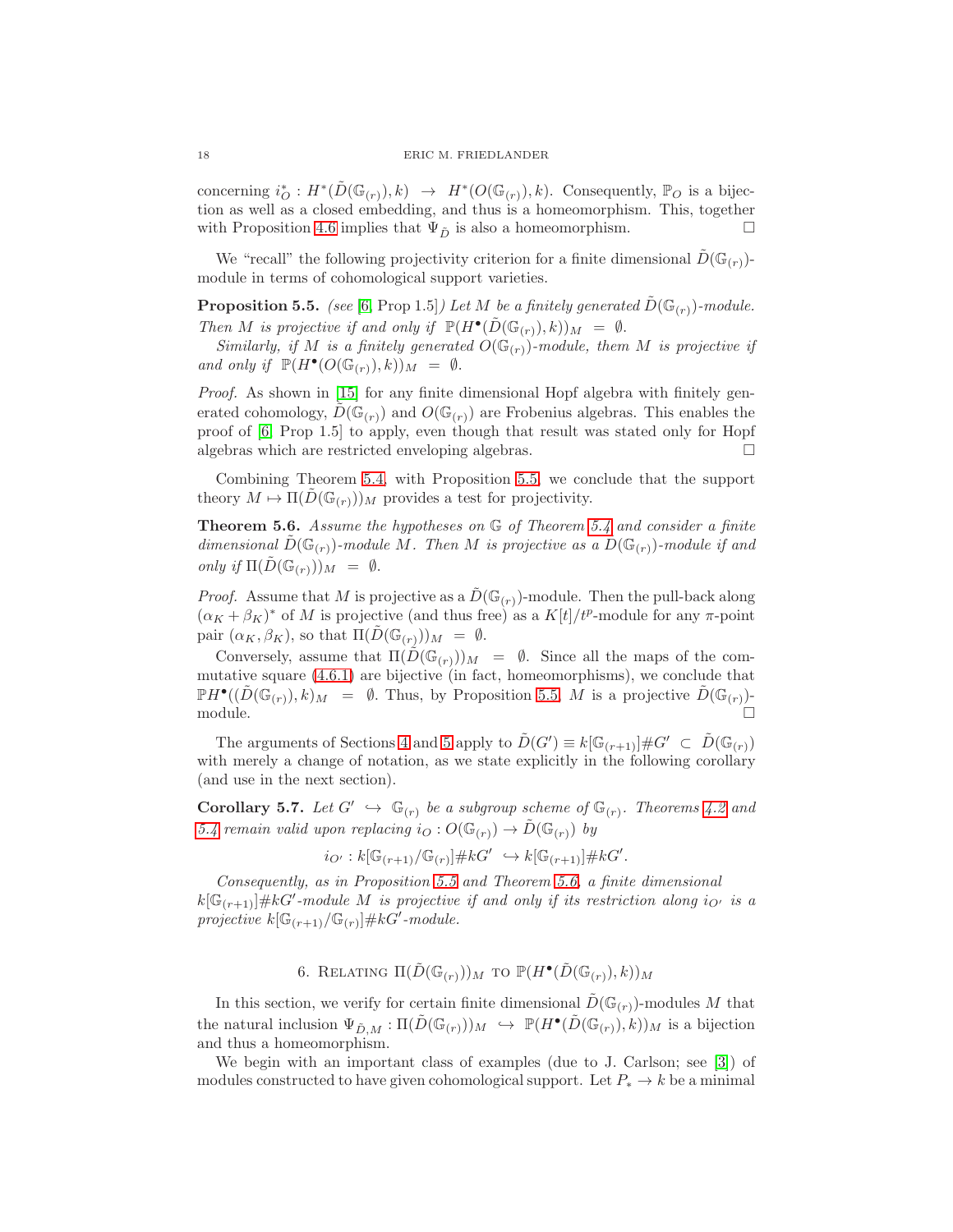concerning $i_O^* : H^*(\tilde{D}(\mathbb{G}_{(r)}), k) \to H^*(O(\mathbb{G}_{(r)}), k)$. Consequently, $\mathbb{P}_O$ is a bijection as well as a closed embedding, and thus is a homeomorphism. This, together with Proposition 4.6 implies that $\Psi_{\tilde{D}}$ is also a homeomorphism. $\square$

We "recall" the following projectivity criterion for a finite dimensional $\tilde{D}(\mathbb{G}_{(r)})$-module in terms of cohomological support varieties.

**Proposition 5.5.** *(see [6, Prop 1.5]) Let $M$ be a finitely generated $\tilde{D}(\mathbb{G}_{(r)})$-module. Then $M$ is projective if and only if $\mathbb{P}(H^\bullet(\tilde{D}(\mathbb{G}_{(r)}), k))_M = \emptyset$.*

*Similarly, if $M$ is a finitely generated $O(\mathbb{G}_{(r)})$-module, them $M$ is projective if and only if $\mathbb{P}(H^\bullet(O(\mathbb{G}_{(r)}), k))_M = \emptyset$.*

*Proof.* As shown in [15] for any finite dimensional Hopf algebra with finitely generated cohomology, $\tilde{D}(\mathbb{G}_{(r)})$ and $O(\mathbb{G}_{(r)})$ are Frobenius algebras. This enables the proof of [6, Prop 1.5] to apply, even though that result was stated only for Hopf algebras which are restricted enveloping algebras. $\square$

Combining Theorem 5.4, with Proposition 5.5, we conclude that the support theory $M \mapsto \Pi(\tilde{D}(\mathbb{G}_{(r)}))_M$ provides a test for projectivity.

**Theorem 5.6.** *Assume the hypotheses on $\mathbb{G}$ of Theorem 5.4 and consider a finite dimensional $\tilde{D}(\mathbb{G}_{(r)})$-module $M$. Then $M$ is projective as a $D(\mathbb{G}_{(r)})$-module if and only if $\Pi(\tilde{D}(\mathbb{G}_{(r)}))_M = \emptyset$.*

*Proof.* Assume that $M$ is projective as a $\tilde{D}(\mathbb{G}_{(r)})$-module. Then the pull-back along $(\alpha_K + \beta_K)^*$ of $M$ is projective (and thus free) as a $K[t]/t^p$-module for any $\pi$-point pair $(\alpha_K, \beta_K)$, so that $\Pi(\tilde{D}(\mathbb{G}_{(r)}))_M = \emptyset$.

Conversely, assume that $\Pi(\tilde{D}(\mathbb{G}_{(r)}))_M = \emptyset$. Since all the maps of the commutative square (4.6.1) are bijective (in fact, homeomorphisms), we conclude that $\mathbb{P}H^\bullet((\tilde{D}(\mathbb{G}_{(r)}), k)_M = \emptyset$. Thus, by Proposition 5.5, $M$ is a projective $\tilde{D}(\mathbb{G}_{(r)})$-module. $\square$

The arguments of Sections 4 and 5 apply to $\tilde{D}(G') \equiv k[\mathbb{G}_{(r+1)}]\#G' \subset \tilde{D}(\mathbb{G}_{(r)})$ with merely a change of notation, as we state explicitly in the following corollary (and use in the next section).

**Corollary 5.7.** *Let $G' \hookrightarrow \mathbb{G}_{(r)}$ be a subgroup scheme of $\mathbb{G}_{(r)}$. Theorems 4.2 and 5.4 remain valid upon replacing $i_O : O(\mathbb{G}_{(r)}) \to \tilde{D}(\mathbb{G}_{(r)})$ by*

$$i_{O'} : k[\mathbb{G}_{(r+1)}/\mathbb{G}_{(r)}]\#kG' \hookrightarrow k[\mathbb{G}_{(r+1)}]\#kG'.$$

*Consequently, as in Proposition 5.5 and Theorem 5.6, a finite dimensional $k[\mathbb{G}_{(r+1)}]\#kG'$-module $M$ is projective if and only if its restriction along $i_{O'}$ is a projective $k[\mathbb{G}_{(r+1)}/\mathbb{G}_{(r)}]\#kG'$-module.*

## 6. Relating $\Pi(\tilde{D}(\mathbb{G}_{(r)}))_M$ to $\mathbb{P}(H^\bullet(\tilde{D}(\mathbb{G}_{(r)}), k))_M$

In this section, we verify for certain finite dimensional $\tilde{D}(\mathbb{G}_{(r)})$-modules $M$ that the natural inclusion $\Psi_{\tilde{D},M} : \Pi(\tilde{D}(\mathbb{G}_{(r)}))_M \hookrightarrow \mathbb{P}(H^\bullet(\tilde{D}(\mathbb{G}_{(r)}), k))_M$ is a bijection and thus a homeomorphism.

We begin with an important class of examples (due to J. Carlson; see [3]) of modules constructed to have given cohomological support. Let $P_* \to k$ be a minimal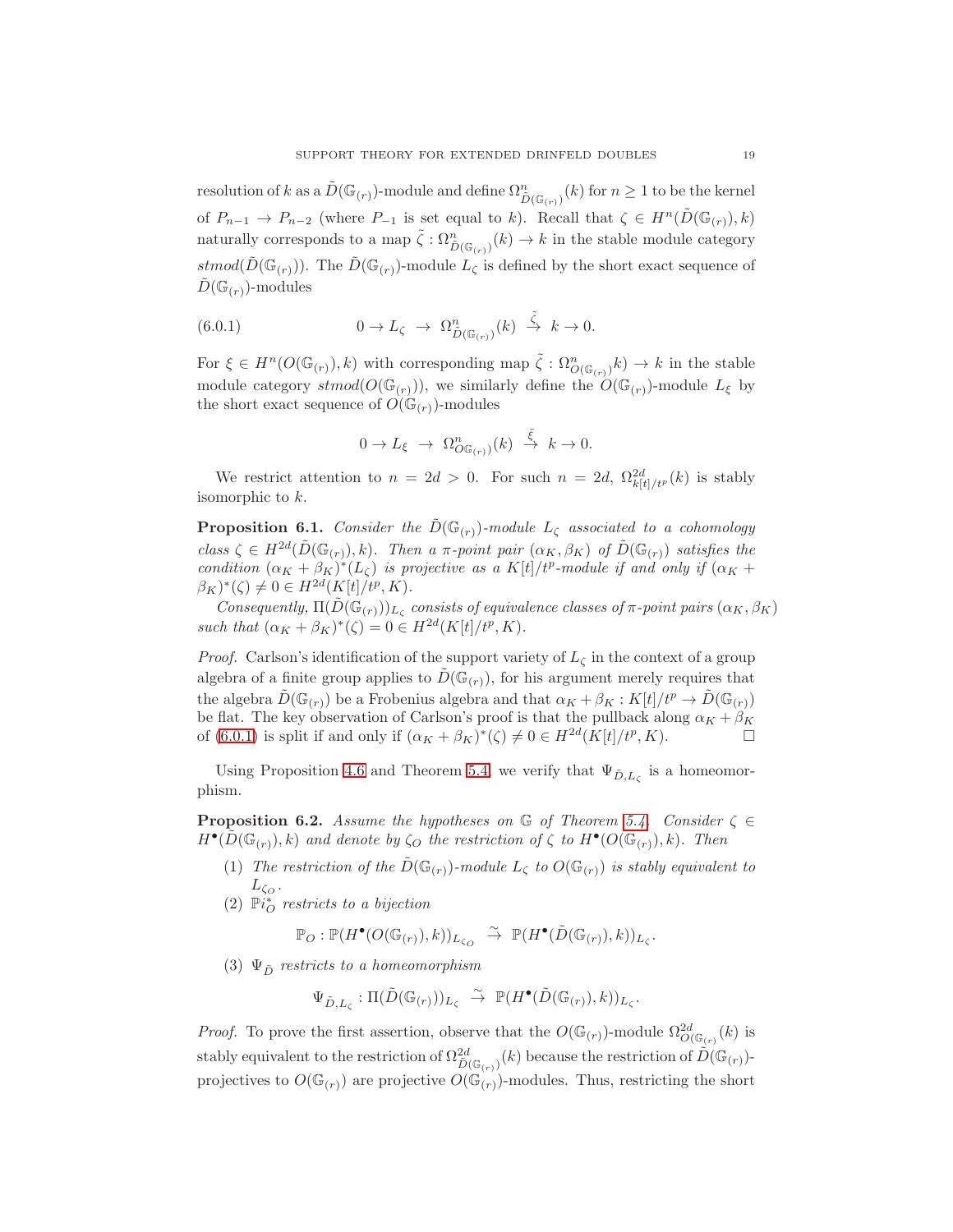resolution of $k$ as a $\tilde{D}(\mathbb{G}_{(r)})$-module and define $\Omega^n_{\tilde{D}(\mathbb{G}_{(r)})}(k)$ for $n \geq 1$ to be the kernel of $P_{n-1} \to P_{n-2}$ (where $P_{-1}$ is set equal to $k$). Recall that $\zeta \in H^n(\tilde{D}(\mathbb{G}_{(r)}), k)$ naturally corresponds to a map $\tilde{\zeta} : \Omega^n_{\tilde{D}(\mathbb{G}_{(r)})}(k) \to k$ in the stable module category $stmod(\tilde{D}(\mathbb{G}_{(r)}))$. The $\tilde{D}(\mathbb{G}_{(r)})$-module $L_\zeta$ is defined by the short exact sequence of $\tilde{D}(\mathbb{G}_{(r)})$-modules

$$0 \to L_\zeta \ \to \ \Omega^n_{\tilde{D}(\mathbb{G}_{(r)})}(k) \ \stackrel{\tilde{\zeta}}{\to} \ k \to 0. \tag{6.0.1}$$

For $\xi \in H^n(O(\mathbb{G}_{(r)}), k)$ with corresponding map $\tilde{\zeta} : \Omega^n_{O(\mathbb{G}_{(r)})} k) \to k$ in the stable module category $stmod(O(\mathbb{G}_{(r)}))$, we similarly define the $O(\mathbb{G}_{(r)})$-module $L_\xi$ by the short exact sequence of $O(\mathbb{G}_{(r)})$-modules

$$0 \to L_\xi \ \to \ \Omega^n_{O\mathbb{G}_{(r)})}(k) \ \stackrel{\tilde{\xi}}{\to} \ k \to 0.$$

We restrict attention to $n = 2d > 0$. For such $n = 2d$, $\Omega^{2d}_{k[t]/t^p}(k)$ is stably isomorphic to $k$.

**Proposition 6.1.** *Consider the $\tilde{D}(\mathbb{G}_{(r)})$-module $L_\zeta$ associated to a cohomology class $\zeta \in H^{2d}(\tilde{D}(\mathbb{G}_{(r)}), k)$. Then a $\pi$-point pair $(\alpha_K, \beta_K)$ of $\tilde{D}(\mathbb{G}_{(r)})$ satisfies the condition $(\alpha_K + \beta_K)^*(L_\zeta)$ is projective as a $K[t]/t^p$-module if and only if $(\alpha_K + \beta_K)^*(\zeta) \neq 0 \in H^{2d}(K[t]/t^p, K)$.*

*Consequently, $\Pi(\tilde{D}(\mathbb{G}_{(r)}))_{L_\zeta}$ consists of equivalence classes of $\pi$-point pairs $(\alpha_K, \beta_K)$ such that $(\alpha_K + \beta_K)^*(\zeta) = 0 \in H^{2d}(K[t]/t^p, K)$.*

*Proof.* Carlson's identification of the support variety of $L_\zeta$ in the context of a group algebra of a finite group applies to $\tilde{D}(\mathbb{G}_{(r)})$, for his argument merely requires that the algebra $\tilde{D}(\mathbb{G}_{(r)})$ be a Frobenius algebra and that $\alpha_K + \beta_K : K[t]/t^p \to \tilde{D}(\mathbb{G}_{(r)})$ be flat. The key observation of Carlson's proof is that the pullback along $\alpha_K + \beta_K$ of (6.0.1) is split if and only if $(\alpha_K + \beta_K)^*(\zeta) \neq 0 \in H^{2d}(K[t]/t^p, K)$. □

Using Proposition 4.6 and Theorem 5.4, we verify that $\Psi_{\tilde{D}, L_\zeta}$ is a homeomorphism.

**Proposition 6.2.** *Assume the hypotheses on $\mathbb{G}$ of Theorem 5.4. Consider $\zeta \in H^\bullet(\tilde{D}(\mathbb{G}_{(r)}), k)$ and denote by $\zeta_O$ the restriction of $\zeta$ to $H^\bullet(O(\mathbb{G}_{(r)}), k)$. Then*

1. *The restriction of the $\tilde{D}(\mathbb{G}_{(r)})$-module $L_\zeta$ to $O(\mathbb{G}_{(r)})$ is stably equivalent to $L_{\zeta_O}$.*
2. *$\mathbb{P}i^*_O$ restricts to a bijection*
$$\mathbb{P}_O : \mathbb{P}(H^\bullet(O(\mathbb{G}_{(r)}), k))_{L_{\zeta_O}} \ \stackrel{\sim}{\to} \ \mathbb{P}(H^\bullet(\tilde{D}(\mathbb{G}_{(r)}), k))_{L_\zeta}.$$
3. *$\Psi_{\tilde{D}}$ restricts to a homeomorphism*
$$\Psi_{\tilde{D}, L_\zeta} : \Pi(\tilde{D}(\mathbb{G}_{(r)}))_{L_\zeta} \ \stackrel{\sim}{\to} \ \mathbb{P}(H^\bullet(\tilde{D}(\mathbb{G}_{(r)}), k))_{L_\zeta}.$$

*Proof.* To prove the first assertion, observe that the $O(\mathbb{G}_{(r)})$-module $\Omega^{2d}_{O(\mathbb{G}_{(r)})}(k)$ is stably equivalent to the restriction of $\Omega^{2d}_{\tilde{D}(\mathbb{G}_{(r)})}(k)$ because the restriction of $\tilde{D}(\mathbb{G}_{(r)})$-projectives to $O(\mathbb{G}_{(r)})$ are projective $O(\mathbb{G}_{(r)})$-modules. Thus, restricting the short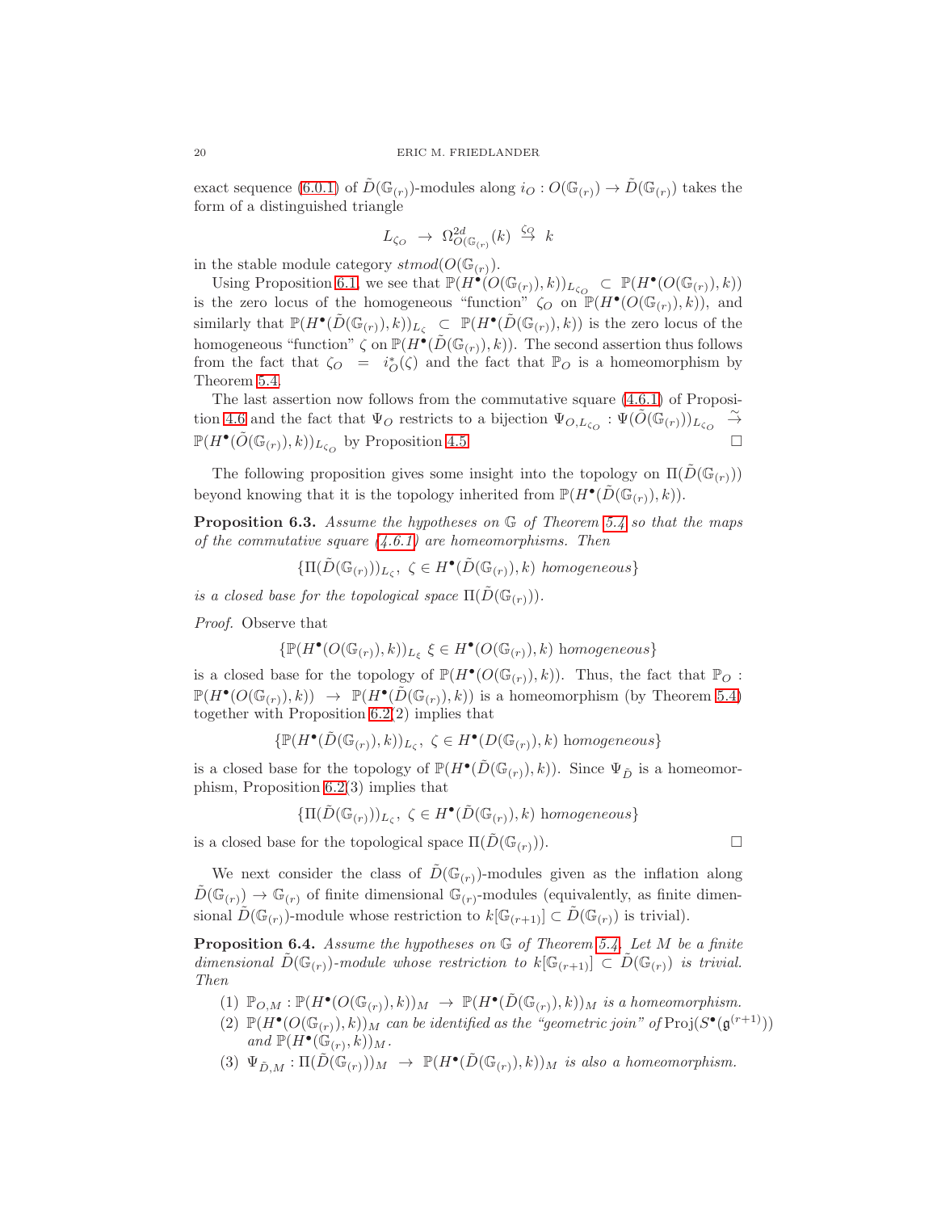exact sequence (6.0.1) of $\tilde{D}(\mathbb{G}_{(r)})$-modules along $i_O : O(\mathbb{G}_{(r)}) \to \tilde{D}(\mathbb{G}_{(r)})$ takes the form of a distinguished triangle

$$L_{\zeta_O} \ \to \ \Omega^{2d}_{O(\mathbb{G}_{(r)})}(k) \ \stackrel{\zeta_O}{\to} \ k$$

in the stable module category $stmod(O(\mathbb{G}_{(r)}))$.

Using Proposition 6.1, we see that $\mathbb{P}(H^\bullet(O(\mathbb{G}_{(r)}),k))_{L_{\zeta_O}} \subset \mathbb{P}(H^\bullet(O(\mathbb{G}_{(r)}),k))$ is the zero locus of the homogeneous "function" $\zeta_O$ on $\mathbb{P}(H^\bullet(O(\mathbb{G}_{(r)}),k))$, and similarly that $\mathbb{P}(H^\bullet(\tilde{D}(\mathbb{G}_{(r)}),k))_{L_\zeta} \subset \mathbb{P}(H^\bullet(\tilde{D}(\mathbb{G}_{(r)}),k))$ is the zero locus of the homogeneous "function" $\zeta$ on $\mathbb{P}(H^\bullet(\tilde{D}(\mathbb{G}_{(r)}),k))$. The second assertion thus follows from the fact that $\zeta_O = i_O^*(\zeta)$ and the fact that $\mathbb{P}_O$ is a homeomorphism by Theorem 5.4.

The last assertion now follows from the commutative square (4.6.1) of Proposition 4.6 and the fact that $\Psi_O$ restricts to a bijection $\Psi_{O,L_{\zeta_O}} : \Psi(\tilde{O}(\mathbb{G}_{(r)}))_{L_{\zeta_O}} \stackrel{\sim}{\to} \mathbb{P}(H^\bullet(\tilde{O}(\mathbb{G}_{(r)}),k))_{L_{\zeta_O}}$ by Proposition 4.5. $\square$

The following proposition gives some insight into the topology on $\Pi(\tilde{D}(\mathbb{G}_{(r)}))$ beyond knowing that it is the topology inherited from $\mathbb{P}(H^\bullet(\tilde{D}(\mathbb{G}_{(r)}),k))$.

**Proposition 6.3.** *Assume the hypotheses on $\mathbb{G}$ of Theorem 5.4 so that the maps of the commutative square (4.6.1) are homeomorphisms. Then*

$$\{\Pi(\tilde{D}(\mathbb{G}_{(r)}))_{L_\zeta}, \ \zeta \in H^\bullet(\tilde{D}(\mathbb{G}_{(r)}),k) \ \textit{homogeneous}\}$$

*is a closed base for the topological space $\Pi(\tilde{D}(\mathbb{G}_{(r)}))$.*

*Proof.* Observe that

$$\{\mathbb{P}(H^\bullet(O(\mathbb{G}_{(r)}),k))_{L_\xi} \ \xi \in H^\bullet(O(\mathbb{G}_{(r)}),k) \text{ homogeneous}\}$$

is a closed base for the topology of $\mathbb{P}(H^\bullet(O(\mathbb{G}_{(r)}),k))$. Thus, the fact that $\mathbb{P}_O : \mathbb{P}(H^\bullet(O(\mathbb{G}_{(r)}),k)) \to \mathbb{P}(H^\bullet(\tilde{D}(\mathbb{G}_{(r)}),k))$ is a homeomorphism (by Theorem 5.4) together with Proposition 6.2(2) implies that

$$\{\mathbb{P}(H^\bullet(\tilde{D}(\mathbb{G}_{(r)}),k))_{L_\zeta}, \ \zeta \in H^\bullet(D(\mathbb{G}_{(r)}),k) \text{ homogeneous}\}$$

is a closed base for the topology of $\mathbb{P}(H^\bullet(\tilde{D}(\mathbb{G}_{(r)}),k))$. Since $\Psi_{\tilde{D}}$ is a homeomorphism, Proposition 6.2(3) implies that

$$\{\Pi(\tilde{D}(\mathbb{G}_{(r)}))_{L_\zeta}, \ \zeta \in H^\bullet(\tilde{D}(\mathbb{G}_{(r)}),k) \text{ homogeneous}\}$$

is a closed base for the topological space $\Pi(\tilde{D}(\mathbb{G}_{(r)}))$. $\square$

We next consider the class of $\tilde{D}(\mathbb{G}_{(r)})$-modules given as the inflation along $\tilde{D}(\mathbb{G}_{(r)}) \to \mathbb{G}_{(r)}$ of finite dimensional $\mathbb{G}_{(r)}$-modules (equivalently, as finite dimensional $\tilde{D}(\mathbb{G}_{(r)})$-module whose restriction to $k[\mathbb{G}_{(r+1)}] \subset \tilde{D}(\mathbb{G}_{(r)})$ is trivial).

**Proposition 6.4.** *Assume the hypotheses on $\mathbb{G}$ of Theorem 5.4. Let $M$ be a finite dimensional $\tilde{D}(\mathbb{G}_{(r)})$-module whose restriction to $k[\mathbb{G}_{(r+1)}] \subset \tilde{D}(\mathbb{G}_{(r)})$ is trivial. Then*

1. *$\mathbb{P}_{O,M} : \mathbb{P}(H^\bullet(O(\mathbb{G}_{(r)}),k))_M \to \mathbb{P}(H^\bullet(\tilde{D}(\mathbb{G}_{(r)}),k))_M$ is a homeomorphism.*
2. *$\mathbb{P}(H^\bullet(O(\mathbb{G}_{(r)}),k))_M$ can be identified as the "geometric join" of $\mathrm{Proj}(S^\bullet(\mathfrak{g}^{(r+1)}))$ and $\mathbb{P}(H^\bullet(\mathbb{G}_{(r)},k))_M$.*
3. *$\Psi_{\tilde{D},M} : \Pi(\tilde{D}(\mathbb{G}_{(r)}))_M \to \mathbb{P}(H^\bullet(\tilde{D}(\mathbb{G}_{(r)}),k))_M$ is also a homeomorphism.*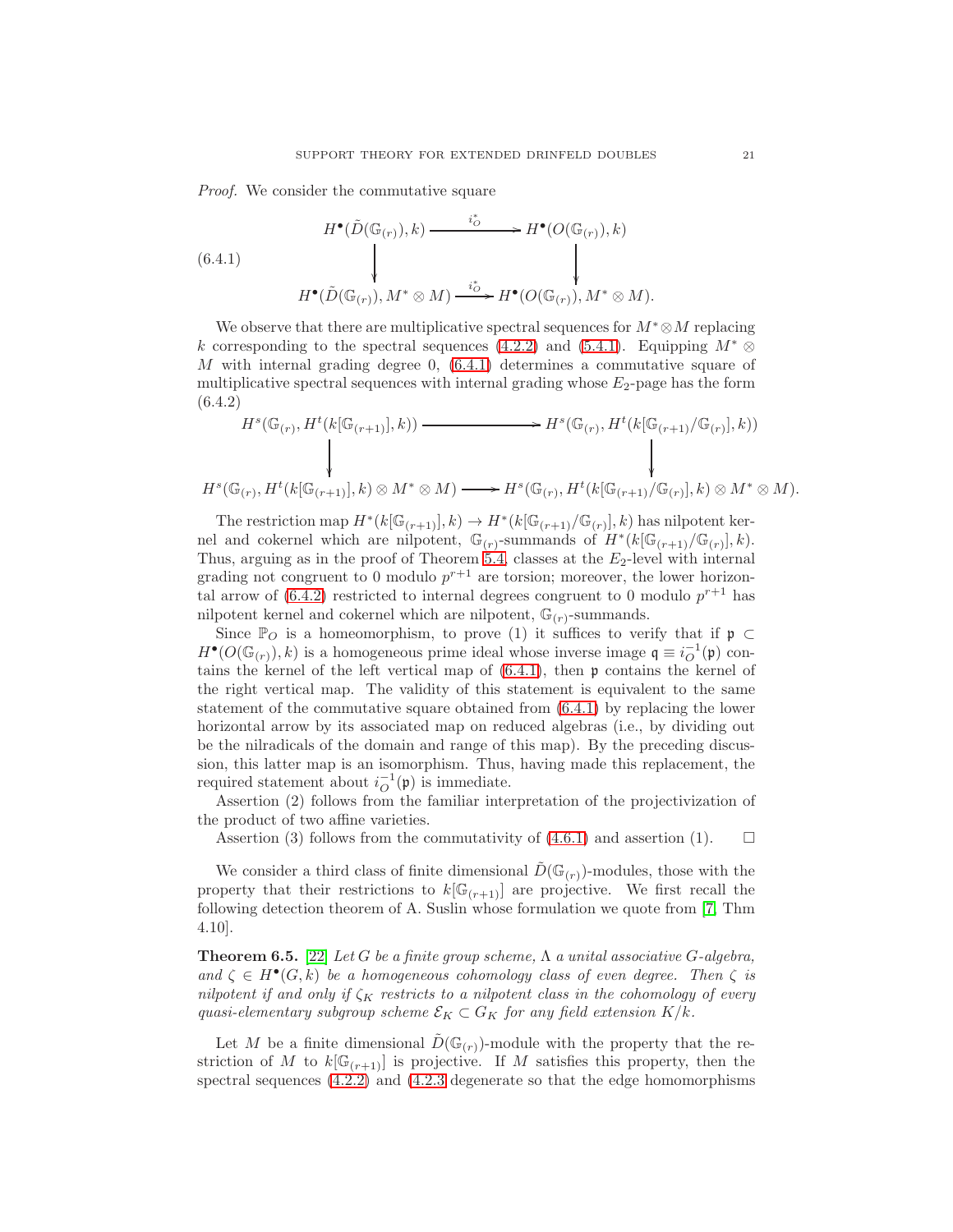*Proof.* We consider the commutative square

$$
\begin{array}{ccc}
H^\bullet(\tilde{D}(\mathbb{G}_{(r)}), k) & \xrightarrow{i_O^*} & H^\bullet(O(\mathbb{G}_{(r)}), k) \\
\downarrow & & \downarrow \\
H^\bullet(\tilde{D}(\mathbb{G}_{(r)}), M^* \otimes M) & \xrightarrow{i_O^*} & H^\bullet(O(\mathbb{G}_{(r)}), M^* \otimes M).
\end{array}
\tag{6.4.1}
$$

We observe that there are multiplicative spectral sequences for $M^* \otimes M$ replacing $k$ corresponding to the spectral sequences (4.2.2) and (5.4.1). Equipping $M^* \otimes M$ with internal grading degree 0, (6.4.1) determines a commutative square of multiplicative spectral sequences with internal grading whose $E_2$-page has the form

$$
\begin{array}{ccc}
H^s(\mathbb{G}_{(r)}, H^t(k[\mathbb{G}_{(r+1)}], k)) & \longrightarrow & H^s(\mathbb{G}_{(r)}, H^t(k[\mathbb{G}_{(r+1)}/\mathbb{G}_{(r)}], k)) \\
\downarrow & & \downarrow \\
H^s(\mathbb{G}_{(r)}, H^t(k[\mathbb{G}_{(r+1)}], k) \otimes M^* \otimes M) & \longrightarrow & H^s(\mathbb{G}_{(r)}, H^t(k[\mathbb{G}_{(r+1)}/\mathbb{G}_{(r)}], k) \otimes M^* \otimes M).
\end{array}
\tag{6.4.2}
$$

The restriction map $H^*(k[\mathbb{G}_{(r+1)}], k) \to H^*(k[\mathbb{G}_{(r+1)}/\mathbb{G}_{(r)}], k)$ has nilpotent kernel and cokernel which are nilpotent, $\mathbb{G}_{(r)}$-summands of $H^*(k[\mathbb{G}_{(r+1)}/\mathbb{G}_{(r)}], k)$. Thus, arguing as in the proof of Theorem 5.4, classes at the $E_2$-level with internal grading not congruent to 0 modulo $p^{r+1}$ are torsion; moreover, the lower horizontal arrow of (6.4.2) restricted to internal degrees congruent to 0 modulo $p^{r+1}$ has nilpotent kernel and cokernel which are nilpotent, $\mathbb{G}_{(r)}$-summands.

Since $\mathbb{P}_O$ is a homeomorphism, to prove (1) it suffices to verify that if $\mathfrak{p} \subset H^\bullet(O(\mathbb{G}_{(r)}), k)$ is a homogeneous prime ideal whose inverse image $\mathfrak{q} \equiv i_O^{-1}(\mathfrak{p})$ contains the kernel of the left vertical map of (6.4.1), then $\mathfrak{p}$ contains the kernel of the right vertical map. The validity of this statement is equivalent to the same statement of the commutative square obtained from (6.4.1) by replacing the lower horizontal arrow by its associated map on reduced algebras (i.e., by dividing out be the nilradicals of the domain and range of this map). By the preceding discussion, this latter map is an isomorphism. Thus, having made this replacement, the required statement about $i_O^{-1}(\mathfrak{p})$ is immediate.

Assertion (2) follows from the familiar interpretation of the projectivization of the product of two affine varieties.

Assertion (3) follows from the commutativity of (4.6.1) and assertion (1). $\square$

We consider a third class of finite dimensional $\tilde{D}(\mathbb{G}_{(r)})$-modules, those with the property that their restrictions to $k[\mathbb{G}_{(r+1)}]$ are projective. We first recall the following detection theorem of A. Suslin whose formulation we quote from [7, Thm 4.10].

**Theorem 6.5.** [22] *Let $G$ be a finite group scheme, $\Lambda$ a unital associative $G$-algebra, and $\zeta \in H^\bullet(G, k)$ be a homogeneous cohomology class of even degree. Then $\zeta$ is nilpotent if and only if $\zeta_K$ restricts to a nilpotent class in the cohomology of every quasi-elementary subgroup scheme $\mathcal{E}_K \subset G_K$ for any field extension $K/k$.*

Let $M$ be a finite dimensional $\tilde{D}(\mathbb{G}_{(r)})$-module with the property that the restriction of $M$ to $k[\mathbb{G}_{(r+1)}]$ is projective. If $M$ satisfies this property, then the spectral sequences (4.2.2) and (4.2.3 degenerate so that the edge homomorphisms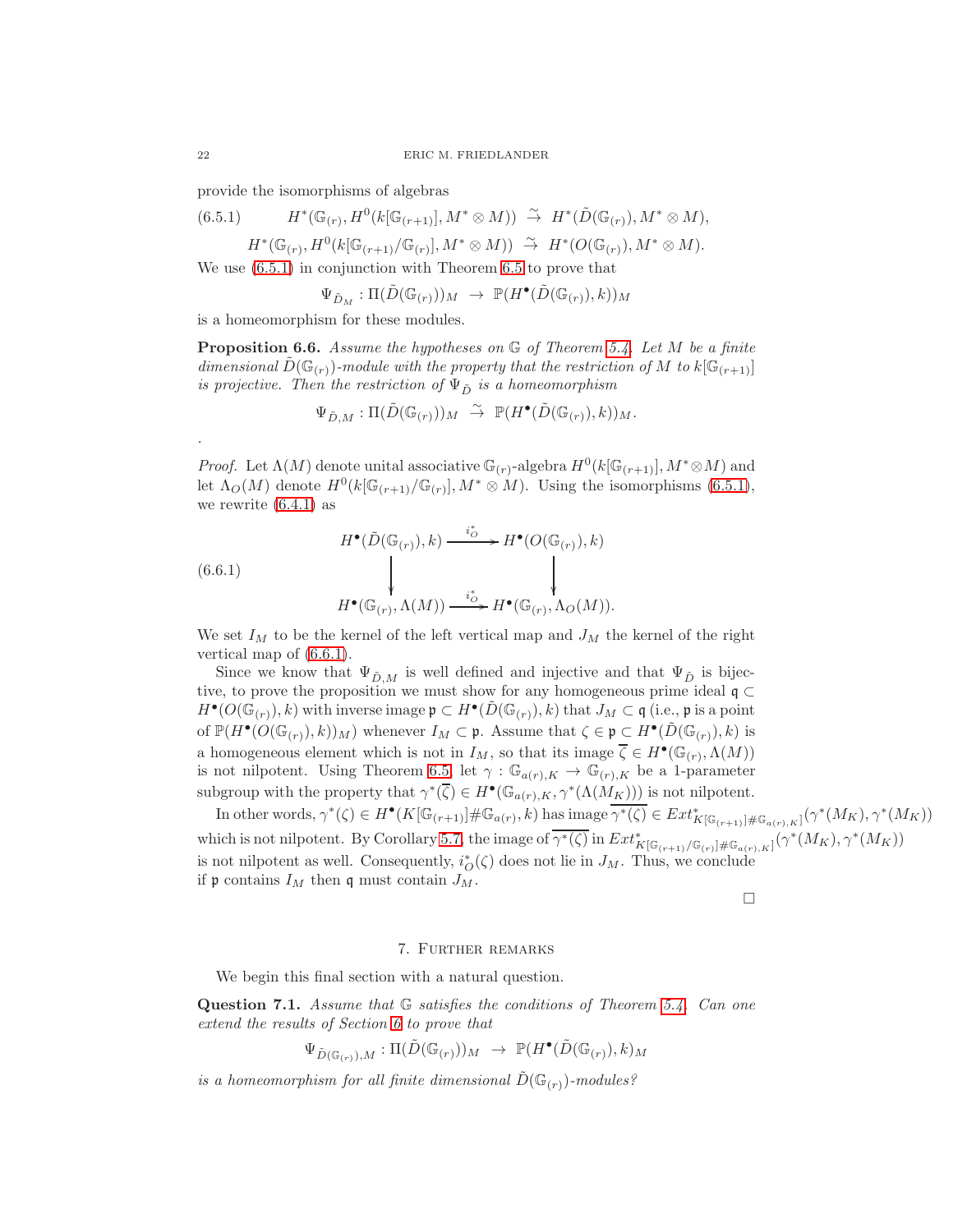provide the isomorphisms of algebras

$$
\begin{aligned}
(6.5.1) \qquad & H^*(\mathbb{G}_{(r)}, H^0(k[\mathbb{G}_{(r+1)}], M^* \otimes M)) \ \tilde{\to}\ H^*(\tilde{D}(\mathbb{G}_{(r)}), M^* \otimes M), \\
& H^*(\mathbb{G}_{(r)}, H^0(k[\mathbb{G}_{(r+1)}/\mathbb{G}_{(r)}], M^* \otimes M)) \ \tilde{\to}\ H^*(O(\mathbb{G}_{(r)}), M^* \otimes M).
\end{aligned}
$$

We use (6.5.1) in conjunction with Theorem 6.5 to prove that

$$\Psi_{\tilde{D}_M} : \Pi(\tilde{D}(\mathbb{G}_{(r)}))_M \ \to\ \mathbb{P}(H^\bullet(\tilde{D}(\mathbb{G}_{(r)}), k))_M$$

is a homeomorphism for these modules.

**Proposition 6.6.** *Assume the hypotheses on $\mathbb{G}$ of Theorem 5.4. Let $M$ be a finite dimensional $\tilde{D}(\mathbb{G}_{(r)})$-module with the property that the restriction of $M$ to $k[\mathbb{G}_{(r+1)}]$ is projective. Then the restriction of $\Psi_{\tilde{D}}$ is a homeomorphism*

$$\Psi_{\tilde{D},M} : \Pi(\tilde{D}(\mathbb{G}_{(r)}))_M \ \tilde{\to}\ \mathbb{P}(H^\bullet(\tilde{D}(\mathbb{G}_{(r)}), k))_M.$$

.

*Proof.* Let $\Lambda(M)$ denote unital associative $\mathbb{G}_{(r)}$-algebra $H^0(k[\mathbb{G}_{(r+1)}], M^* \otimes M)$ and let $\Lambda_O(M)$ denote $H^0(k[\mathbb{G}_{(r+1)}/\mathbb{G}_{(r)}], M^* \otimes M)$. Using the isomorphisms (6.5.1), we rewrite (6.4.1) as

$$
(6.6.1) \qquad
\begin{array}{ccc}
H^\bullet(\tilde{D}(\mathbb{G}_{(r)}), k) & \xrightarrow{\ i_O^*\ } & H^\bullet(O(\mathbb{G}_{(r)}), k) \\
\downarrow & & \downarrow \\
H^\bullet(\mathbb{G}_{(r)}, \Lambda(M)) & \xrightarrow{\ i_O^*\ } & H^\bullet(\mathbb{G}_{(r)}, \Lambda_O(M)).
\end{array}
$$

We set $I_M$ to be the kernel of the left vertical map and $J_M$ the kernel of the right vertical map of (6.6.1).

Since we know that $\Psi_{\tilde{D},M}$ is well defined and injective and that $\Psi_{\tilde{D}}$ is bijective, to prove the proposition we must show for any homogeneous prime ideal $\mathfrak{q} \subset H^\bullet(O(\mathbb{G}_{(r)}), k)$ with inverse image $\mathfrak{p} \subset H^\bullet(\tilde{D}(\mathbb{G}_{(r)}), k)$ that $J_M \subset \mathfrak{q}$ (i.e., $\mathfrak{p}$ is a point of $\mathbb{P}(H^\bullet(O(\mathbb{G}_{(r)}), k))_M$) whenever $I_M \subset \mathfrak{p}$. Assume that $\zeta \in \mathfrak{p} \subset H^\bullet(\tilde{D}(\mathbb{G}_{(r)}), k)$ is a homogeneous element which is not in $I_M$, so that its image $\overline{\zeta} \in H^\bullet(\mathbb{G}_{(r)}, \Lambda(M))$ is not nilpotent. Using Theorem 6.5, let $\gamma : \mathbb{G}_{a(r),K} \to \mathbb{G}_{(r),K}$ be a 1-parameter subgroup with the property that $\gamma^*(\overline{\zeta}) \in H^\bullet(\mathbb{G}_{a(r),K}, \gamma^*(\Lambda(M_K)))$ is not nilpotent.

In other words, $\gamma^*(\zeta) \in H^\bullet(K[\mathbb{G}_{(r+1)}]\#\mathbb{G}_{a(r)}, k)$ has image $\overline{\gamma^*(\zeta)} \in Ext^*_{K[\mathbb{G}_{(r+1)}]\#\mathbb{G}_{a(r),K}}(\gamma^*(M_K), \gamma^*(M_K))$ which is not nilpotent. By Corollary 5.7, the image of $\overline{\gamma^*(\zeta)}$ in $Ext^*_{K[\mathbb{G}_{(r+1)}/\mathbb{G}_{(r)}]\#\mathbb{G}_{a(r),K}}(\gamma^*(M_K), \gamma^*(M_K))$ is not nilpotent as well. Consequently, $i_O^*(\zeta)$ does not lie in $J_M$. Thus, we conclude if $\mathfrak{p}$ contains $I_M$ then $\mathfrak{q}$ must contain $J_M$.

□

## 7. Further remarks

We begin this final section with a natural question.

**Question 7.1.** *Assume that $\mathbb{G}$ satisfies the conditions of Theorem 5.4. Can one extend the results of Section 6 to prove that*

$$\Psi_{\tilde{D}(\mathbb{G}_{(r)}),M} : \Pi(\tilde{D}(\mathbb{G}_{(r)}))_M \ \to\ \mathbb{P}(H^\bullet(\tilde{D}(\mathbb{G}_{(r)}), k)_M$$

*is a homeomorphism for all finite dimensional $\tilde{D}(\mathbb{G}_{(r)})$-modules?*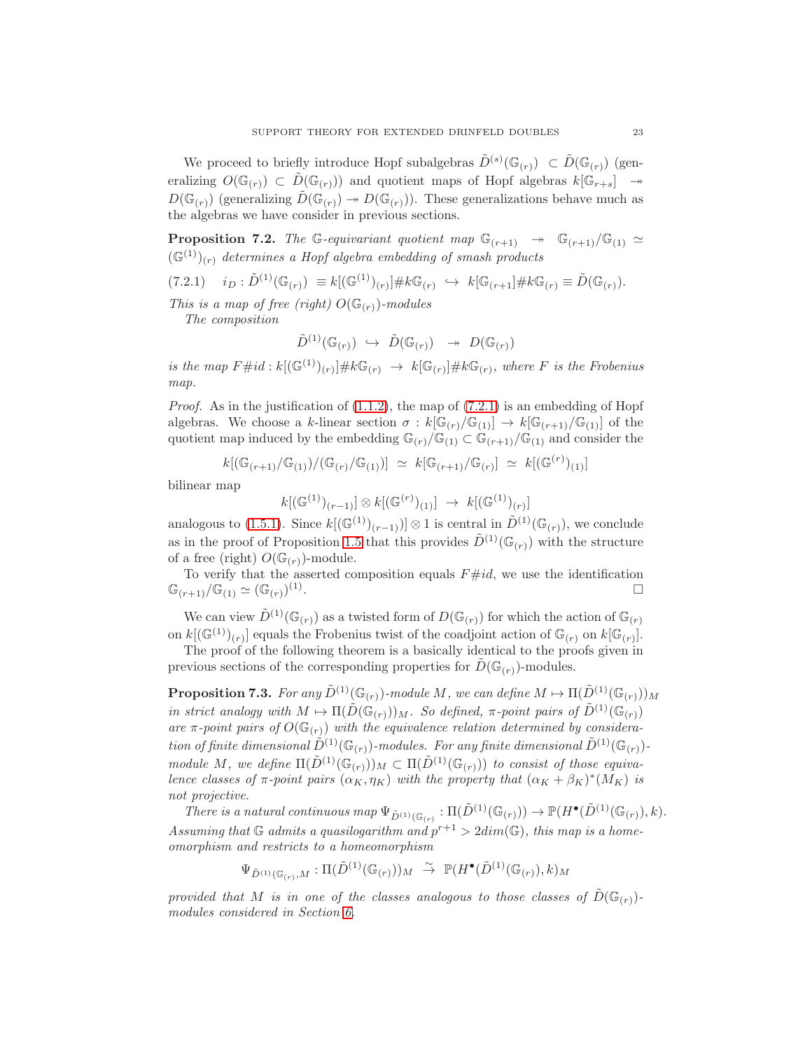We proceed to briefly introduce Hopf subalgebras $\tilde{D}^{(s)}(\mathbb{G}_{(r)}) \subset \tilde{D}(\mathbb{G}_{(r)})$ (generalizing $O(\mathbb{G}_{(r)}) \subset \tilde{D}(\mathbb{G}_{(r)})$) and quotient maps of Hopf algebras $k[\mathbb{G}_{r+s}] \twoheadrightarrow D(\mathbb{G}_{(r)})$ (generalizing $\tilde{D}(\mathbb{G}_{(r)}) \twoheadrightarrow D(\mathbb{G}_{(r)})$). These generalizations behave much as the algebras we have consider in previous sections.

**Proposition 7.2.** *The $\mathbb{G}$-equivariant quotient map $\mathbb{G}_{(r+1)} \twoheadrightarrow \mathbb{G}_{(r+1)}/\mathbb{G}_{(1)} \simeq (\mathbb{G}^{(1)})_{(r)}$ determines a Hopf algebra embedding of smash products*

$$(7.2.1) \quad i_D : \tilde{D}^{(1)}(\mathbb{G}_{(r)}) \equiv k[(\mathbb{G}^{(1)})_{(r)}]\#k\mathbb{G}_{(r)} \hookrightarrow k[\mathbb{G}_{(r+1)}]\#k\mathbb{G}_{(r)} \equiv \tilde{D}(\mathbb{G}_{(r)}).$$

*This is a map of free (right) $O(\mathbb{G}_{(r)})$-modules*

*The composition*

$$\tilde{D}^{(1)}(\mathbb{G}_{(r)}) \hookrightarrow \tilde{D}(\mathbb{G}_{(r)}) \twoheadrightarrow D(\mathbb{G}_{(r)})$$

*is the map $F\#id : k[(\mathbb{G}^{(1)})_{(r)}]\#k\mathbb{G}_{(r)} \to k[\mathbb{G}_{(r)}]\#k\mathbb{G}_{(r)}$, where $F$ is the Frobenius map.*

*Proof.* As in the justification of (1.1.2), the map of (7.2.1) is an embedding of Hopf algebras. We choose a $k$-linear section $\sigma : k[\mathbb{G}_{(r)}/\mathbb{G}_{(1)}] \to k[\mathbb{G}_{(r+1)}/\mathbb{G}_{(1)}]$ of the quotient map induced by the embedding $\mathbb{G}_{(r)}/\mathbb{G}_{(1)} \subset \mathbb{G}_{(r+1)}/\mathbb{G}_{(1)}$ and consider the

$$k[(\mathbb{G}_{(r+1)}/\mathbb{G}_{(1)})/(\mathbb{G}_{(r)}/\mathbb{G}_{(1)})] \simeq k[\mathbb{G}_{(r+1)}/\mathbb{G}_{(r)}] \simeq k[(\mathbb{G}^{(r)})_{(1)}]$$

bilinear map

$$k[(\mathbb{G}^{(1)})_{(r-1)}] \otimes k[(\mathbb{G}^{(r)})_{(1)}] \to k[(\mathbb{G}^{(1)})_{(r)}]$$

analogous to (1.5.1). Since $k[(\mathbb{G}^{(1)})_{(r-1)})] \otimes 1$ is central in $\tilde{D}^{(1)}(\mathbb{G}_{(r)})$, we conclude as in the proof of Proposition 1.5 that this provides $\tilde{D}^{(1)}(\mathbb{G}_{(r)})$ with the structure of a free (right) $O(\mathbb{G}_{(r)})$-module.

To verify that the asserted composition equals $F\#id$, we use the identification $\mathbb{G}_{(r+1)}/\mathbb{G}_{(1)} \simeq (\mathbb{G}_{(r)})^{(1)}$. □

We can view $\tilde{D}^{(1)}(\mathbb{G}_{(r)})$ as a twisted form of $D(\mathbb{G}_{(r)})$ for which the action of $\mathbb{G}_{(r)}$ on $k[(\mathbb{G}^{(1)})_{(r)}]$ equals the Frobenius twist of the coadjoint action of $\mathbb{G}_{(r)}$ on $k[\mathbb{G}_{(r)}]$.

The proof of the following theorem is a basically identical to the proofs given in previous sections of the corresponding properties for $\tilde{D}(\mathbb{G}_{(r)})$-modules.

**Proposition 7.3.** *For any $\tilde{D}^{(1)}(\mathbb{G}_{(r)})$-module $M$, we can define $M \mapsto \Pi(\tilde{D}^{(1)}(\mathbb{G}_{(r)}))_M$ in strict analogy with $M \mapsto \Pi(\tilde{D}(\mathbb{G}_{(r)}))_M$. So defined, $\pi$-point pairs of $\tilde{D}^{(1)}(\mathbb{G}_{(r)})$ are $\pi$-point pairs of $O(\mathbb{G}_{(r)})$ with the equivalence relation determined by consideration of finite dimensional $\tilde{D}^{(1)}(\mathbb{G}_{(r)})$-modules. For any finite dimensional $\tilde{D}^{(1)}(\mathbb{G}_{(r)})$-module $M$, we define $\Pi(\tilde{D}^{(1)}(\mathbb{G}_{(r)}))_M \subset \Pi(\tilde{D}^{(1)}(\mathbb{G}_{(r)}))$ to consist of those equivalence classes of $\pi$-point pairs $(\alpha_K, \eta_K)$ with the property that $(\alpha_K + \beta_K)^*(M_K)$ is not projective.*

*There is a natural continuous map $\Psi_{\tilde{D}^{(1)}(\mathbb{G}_{(r)}} : \Pi(\tilde{D}^{(1)}(\mathbb{G}_{(r)})) \to \mathbb{P}(H^\bullet(\tilde{D}^{(1)}(\mathbb{G}_{(r)}), k)$. Assuming that $\mathbb{G}$ admits a quasilogarithm and $p^{r+1} > 2dim(\mathbb{G})$, this map is a homeomorphism and restricts to a homeomorphism*

$$\Psi_{\tilde{D}^{(1)}(\mathbb{G}_{(r)},M} : \Pi(\tilde{D}^{(1)}(\mathbb{G}_{(r)}))_M \stackrel{\sim}{\to} \mathbb{P}(H^\bullet(\tilde{D}^{(1)}(\mathbb{G}_{(r)}), k)_M$$

*provided that $M$ is in one of the classes analogous to those classes of $\tilde{D}(\mathbb{G}_{(r)})$-modules considered in Section 6.*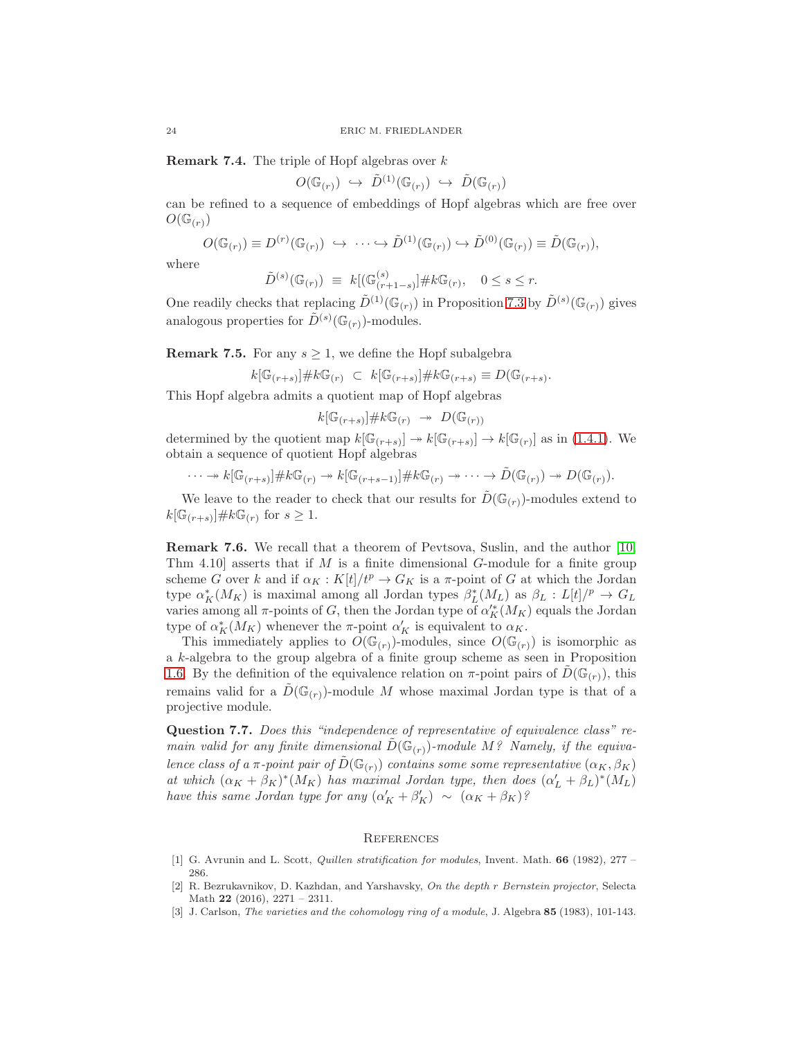**Remark 7.4.** The triple of Hopf algebras over $k$

$$O(\mathbb{G}_{(r)}) \hookrightarrow \tilde{D}^{(1)}(\mathbb{G}_{(r)}) \hookrightarrow \tilde{D}(\mathbb{G}_{(r)})$$

can be refined to a sequence of embeddings of Hopf algebras which are free over $O(\mathbb{G}_{(r)})$

$$O(\mathbb{G}_{(r)}) \equiv D^{(r)}(\mathbb{G}_{(r)}) \hookrightarrow \cdots \hookrightarrow \tilde{D}^{(1)}(\mathbb{G}_{(r)}) \hookrightarrow \tilde{D}^{(0)}(\mathbb{G}_{(r)}) \equiv \tilde{D}(\mathbb{G}_{(r)}),$$

where

$$\tilde{D}^{(s)}(\mathbb{G}_{(r)}) \equiv k[(\mathbb{G}^{(s)}_{(r+1-s)}]\# k\mathbb{G}_{(r)}, \quad 0 \leq s \leq r.$$

One readily checks that replacing $\tilde{D}^{(1)}(\mathbb{G}_{(r)})$ in Proposition 7.3 by $\tilde{D}^{(s)}(\mathbb{G}_{(r)})$ gives analogous properties for $\tilde{D}^{(s)}(\mathbb{G}_{(r)})$-modules.

**Remark 7.5.** For any $s \geq 1$, we define the Hopf subalgebra

$$k[\mathbb{G}_{(r+s)}]\# k\mathbb{G}_{(r)} \subset k[\mathbb{G}_{(r+s)}]\# k\mathbb{G}_{(r+s)} \equiv D(\mathbb{G}_{(r+s)}).$$

This Hopf algebra admits a quotient map of Hopf algebras

$$k[\mathbb{G}_{(r+s)}]\# k\mathbb{G}_{(r)} \twoheadrightarrow D(\mathbb{G}_{(r)})$$

determined by the quotient map $k[\mathbb{G}_{(r+s)}] \twoheadrightarrow k[\mathbb{G}_{(r+s)}] \to k[\mathbb{G}_{(r)}]$ as in (1.4.1). We obtain a sequence of quotient Hopf algebras

$$\cdots \twoheadrightarrow k[\mathbb{G}_{(r+s)}]\# k\mathbb{G}_{(r)} \twoheadrightarrow k[\mathbb{G}_{(r+s-1)}]\# k\mathbb{G}_{(r)} \twoheadrightarrow \cdots \to \tilde{D}(\mathbb{G}_{(r)}) \twoheadrightarrow D(\mathbb{G}_{(r)}).$$

We leave to the reader to check that our results for $\tilde{D}(\mathbb{G}_{(r)})$-modules extend to $k[\mathbb{G}_{(r+s)}]\# k\mathbb{G}_{(r)}$ for $s \geq 1$.

**Remark 7.6.** We recall that a theorem of Pevtsova, Suslin, and the author [10, Thm 4.10] asserts that if $M$ is a finite dimensional $G$-module for a finite group scheme $G$ over $k$ and if $\alpha_K : K[t]/t^p \to G_K$ is a $\pi$-point of $G$ at which the Jordan type $\alpha_K^*(M_K)$ is maximal among all Jordan types $\beta_L^*(M_L)$ as $\beta_L : L[t]/^p \to G_L$ varies among all $\pi$-points of $G$, then the Jordan type of $\alpha_K'^*(M_K)$ equals the Jordan type of $\alpha_K^*(M_K)$ whenever the $\pi$-point $\alpha_K'$ is equivalent to $\alpha_K$.

This immediately applies to $O(\mathbb{G}_{(r)})$-modules, since $O(\mathbb{G}_{(r)})$ is isomorphic as a $k$-algebra to the group algebra of a finite group scheme as seen in Proposition 1.6. By the definition of the equivalence relation on $\pi$-point pairs of $\tilde{D}(\mathbb{G}_{(r)})$, this remains valid for a $\tilde{D}(\mathbb{G}_{(r)})$-module $M$ whose maximal Jordan type is that of a projective module.

**Question 7.7.** *Does this "independence of representative of equivalence class" remain valid for any finite dimensional $\tilde{D}(\mathbb{G}_{(r)})$-module $M$? Namely, if the equivalence class of a $\pi$-point pair of $\tilde{D}(\mathbb{G}_{(r)})$ contains some some representative $(\alpha_K, \beta_K)$ at which $(\alpha_K + \beta_K)^*(M_K)$ has maximal Jordan type, then does $(\alpha_L' + \beta_L)^*(M_L)$ have this same Jordan type for any $(\alpha_K' + \beta_K') \sim (\alpha_K + \beta_K)$?*

## References

[1] G. Avrunin and L. Scott, *Quillen stratification for modules*, Invent. Math. **66** (1982), 277 – 286.

[2] R. Bezrukavnikov, D. Kazhdan, and Yarshavsky, *On the depth r Bernstein projector*, Selecta Math **22** (2016), 2271 – 2311.

[3] J. Carlson, *The varieties and the cohomology ring of a module*, J. Algebra **85** (1983), 101-143.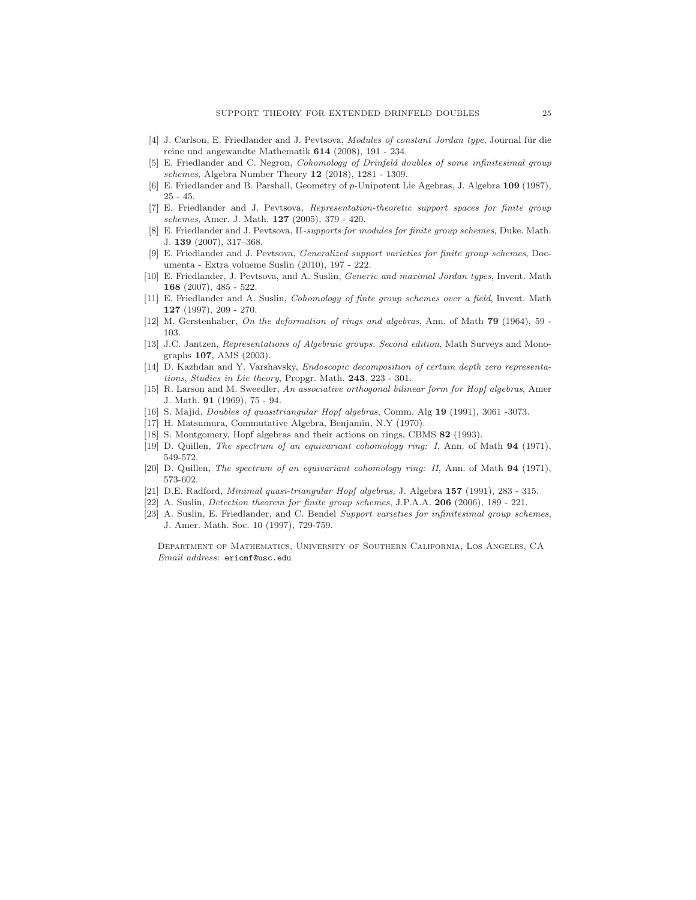[4] J. Carlson, E. Friedlander and J. Pevtsova, *Modules of constant Jordan type*, Journal für die reine und angewandte Mathematik **614** (2008), 191 - 234.

[5] E. Friedlander and C. Negron, *Cohomology of Drinfeld doubles of some infinitesimal group schemes*, Algebra Number Theory **12** (2018), 1281 - 1309.

[6] E. Friedlander and B. Parshall, Geometry of $p$-Unipotent Lie Agebras, J. Algebra **109** (1987), 25 - 45.

[7] E. Friedlander and J. Pevtsova, *Representation-theoretic support spaces for finite group schemes*, Amer. J. Math. **127** (2005), 379 - 420.

[8] E. Friedlander and J. Pevtsova, *Π-supports for modules for finite group schemes*, Duke. Math. J. **139** (2007), 317–368.

[9] E. Friedlander and J. Pevtsova, *Generalized support varieties for finite group schemes*, Documenta - Extra volueme Suslin (2010), 197 - 222.

[10] E. Friedlander, J. Pevtsova, and A. Suslin, *Generic and maximal Jordan types*, Invent. Math **168** (2007), 485 - 522.

[11] E. Friedlander and A. Suslin, *Cohomology of finte group schemes over a field*, Invent. Math **127** (1997), 209 - 270.

[12] M. Gerstenhaber, *On the deformation of rings and algebras*, Ann. of Math **79** (1964), 59 - 103.

[13] J.C. Jantzen, *Representations of Algebraic groups. Second edition*, Math Surveys and Monographs **107**, AMS (2003).

[14] D. Kazhdan and Y. Varshavsky, *Endoscopic decomposition of certain depth zero representations*, *Studies in Lie theory*, Propgr. Math. **243**, 223 - 301.

[15] R. Larson and M. Sweedler, *An associative orthogonal bilinear form for Hopf algebras*, Amer J. Math. **91** (1969), 75 - 94.

[16] S. Majid, *Doubles of quasitriangular Hopf algebras*, Comm. Alg **19** (1991), 3061 -3073.

[17] H. Matsumura, Commutative Algebra, Benjamin, N.Y (1970).

[18] S. Montgomery, Hopf algebras and their actions on rings, CBMS **82** (1993).

[19] D. Quillen, *The spectrum of an equivariant cohomology ring: I*, Ann. of Math **94** (1971), 549-572.

[20] D. Quillen, *The spectrum of an equivariant cohomology ring: II*, Ann. of Math **94** (1971), 573-602.

[21] D.E. Radford, *Minimal quasi-triangular Hopf algebras*, J. Algebra **157** (1991), 283 - 315.

[22] A. Suslin, *Detection theorem for finite group schemes*, J.P.A.A. **206** (2006), 189 - 221.

[23] A. Suslin, E. Friedlander, and C. Bendel *Support varieties for infinitesimal group schemes*, J. Amer. Math. Soc. 10 (1997), 729-759.

Department of Mathematics, University of Southern California, Los Angeles, CA
*Email address*: `ericmf@usc.edu`